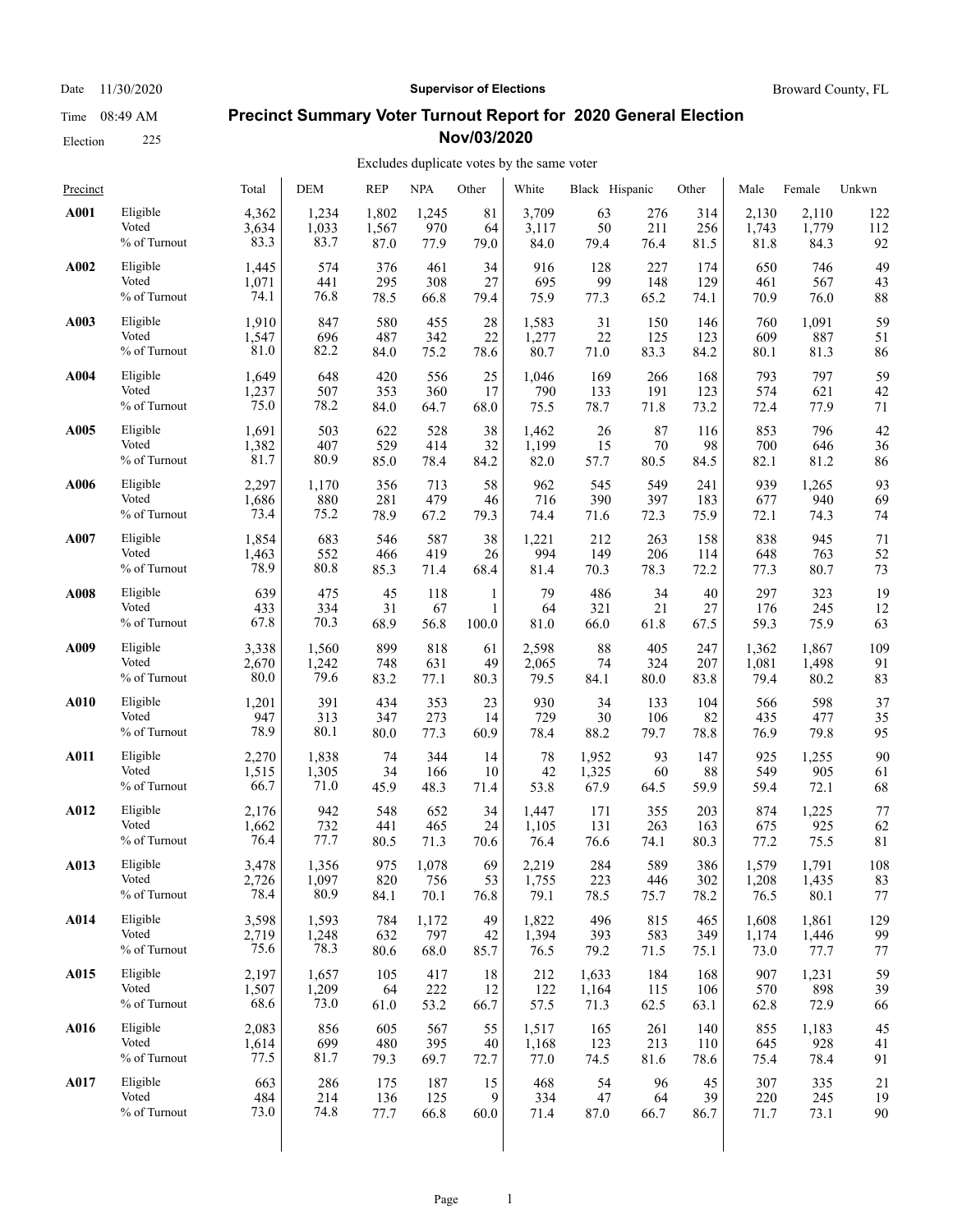# Precinct Summary Voter Turnout Report for 2020 General Election Nov/03/2020

Date 11/30/2020 | Time 08:49 AM | Election 225

Supervisor of Elections — Broward County, FL

Excludes duplicate votes by the same voter

| Precinct | | Total | DEM | REP | NPA | Other | White | Black | Hispanic | Other | Male | Female | Unkwn |
|---|---|---|---|---|---|---|---|---|---|---|---|---|---|
| **A001** | Eligible | 4,362 | 1,234 | 1,802 | 1,245 | 81 | 3,709 | 63 | 276 | 314 | 2,130 | 2,110 | 122 |
| | Voted | 3,634 | 1,033 | 1,567 | 970 | 64 | 3,117 | 50 | 211 | 256 | 1,743 | 1,779 | 112 |
| | % of Turnout | 83.3 | 83.7 | 87.0 | 77.9 | 79.0 | 84.0 | 79.4 | 76.4 | 81.5 | 81.8 | 84.3 | 92 |
| **A002** | Eligible | 1,445 | 574 | 376 | 461 | 34 | 916 | 128 | 227 | 174 | 650 | 746 | 49 |
| | Voted | 1,071 | 441 | 295 | 308 | 27 | 695 | 99 | 148 | 129 | 461 | 567 | 43 |
| | % of Turnout | 74.1 | 76.8 | 78.5 | 66.8 | 79.4 | 75.9 | 77.3 | 65.2 | 74.1 | 70.9 | 76.0 | 88 |
| **A003** | Eligible | 1,910 | 847 | 580 | 455 | 28 | 1,583 | 31 | 150 | 146 | 760 | 1,091 | 59 |
| | Voted | 1,547 | 696 | 487 | 342 | 22 | 1,277 | 22 | 125 | 123 | 609 | 887 | 51 |
| | % of Turnout | 81.0 | 82.2 | 84.0 | 75.2 | 78.6 | 80.7 | 71.0 | 83.3 | 84.2 | 80.1 | 81.3 | 86 |
| **A004** | Eligible | 1,649 | 648 | 420 | 556 | 25 | 1,046 | 169 | 266 | 168 | 793 | 797 | 59 |
| | Voted | 1,237 | 507 | 353 | 360 | 17 | 790 | 133 | 191 | 123 | 574 | 621 | 42 |
| | % of Turnout | 75.0 | 78.2 | 84.0 | 64.7 | 68.0 | 75.5 | 78.7 | 71.8 | 73.2 | 72.4 | 77.9 | 71 |
| **A005** | Eligible | 1,691 | 503 | 622 | 528 | 38 | 1,462 | 26 | 87 | 116 | 853 | 796 | 42 |
| | Voted | 1,382 | 407 | 529 | 414 | 32 | 1,199 | 15 | 70 | 98 | 700 | 646 | 36 |
| | % of Turnout | 81.7 | 80.9 | 85.0 | 78.4 | 84.2 | 82.0 | 57.7 | 80.5 | 84.5 | 82.1 | 81.2 | 86 |
| **A006** | Eligible | 2,297 | 1,170 | 356 | 713 | 58 | 962 | 545 | 549 | 241 | 939 | 1,265 | 93 |
| | Voted | 1,686 | 880 | 281 | 479 | 46 | 716 | 390 | 397 | 183 | 677 | 940 | 69 |
| | % of Turnout | 73.4 | 75.2 | 78.9 | 67.2 | 79.3 | 74.4 | 71.6 | 72.3 | 75.9 | 72.1 | 74.3 | 74 |
| **A007** | Eligible | 1,854 | 683 | 546 | 587 | 38 | 1,221 | 212 | 263 | 158 | 838 | 945 | 71 |
| | Voted | 1,463 | 552 | 466 | 419 | 26 | 994 | 149 | 206 | 114 | 648 | 763 | 52 |
| | % of Turnout | 78.9 | 80.8 | 85.3 | 71.4 | 68.4 | 81.4 | 70.3 | 78.3 | 72.2 | 77.3 | 80.7 | 73 |
| **A008** | Eligible | 639 | 475 | 45 | 118 | 1 | 79 | 486 | 34 | 40 | 297 | 323 | 19 |
| | Voted | 433 | 334 | 31 | 67 | 1 | 64 | 321 | 21 | 27 | 176 | 245 | 12 |
| | % of Turnout | 67.8 | 70.3 | 68.9 | 56.8 | 100.0 | 81.0 | 66.0 | 61.8 | 67.5 | 59.3 | 75.9 | 63 |
| **A009** | Eligible | 3,338 | 1,560 | 899 | 818 | 61 | 2,598 | 88 | 405 | 247 | 1,362 | 1,867 | 109 |
| | Voted | 2,670 | 1,242 | 748 | 631 | 49 | 2,065 | 74 | 324 | 207 | 1,081 | 1,498 | 91 |
| | % of Turnout | 80.0 | 79.6 | 83.2 | 77.1 | 80.3 | 79.5 | 84.1 | 80.0 | 83.8 | 79.4 | 80.2 | 83 |
| **A010** | Eligible | 1,201 | 391 | 434 | 353 | 23 | 930 | 34 | 133 | 104 | 566 | 598 | 37 |
| | Voted | 947 | 313 | 347 | 273 | 14 | 729 | 30 | 106 | 82 | 435 | 477 | 35 |
| | % of Turnout | 78.9 | 80.1 | 80.0 | 77.3 | 60.9 | 78.4 | 88.2 | 79.7 | 78.8 | 76.9 | 79.8 | 95 |
| **A011** | Eligible | 2,270 | 1,838 | 74 | 344 | 14 | 78 | 1,952 | 93 | 147 | 925 | 1,255 | 90 |
| | Voted | 1,515 | 1,305 | 34 | 166 | 10 | 42 | 1,325 | 60 | 88 | 549 | 905 | 61 |
| | % of Turnout | 66.7 | 71.0 | 45.9 | 48.3 | 71.4 | 53.8 | 67.9 | 64.5 | 59.9 | 59.4 | 72.1 | 68 |
| **A012** | Eligible | 2,176 | 942 | 548 | 652 | 34 | 1,447 | 171 | 355 | 203 | 874 | 1,225 | 77 |
| | Voted | 1,662 | 732 | 441 | 465 | 24 | 1,105 | 131 | 263 | 163 | 675 | 925 | 62 |
| | % of Turnout | 76.4 | 77.7 | 80.5 | 71.3 | 70.6 | 76.4 | 76.6 | 74.1 | 80.3 | 77.2 | 75.5 | 81 |
| **A013** | Eligible | 3,478 | 1,356 | 975 | 1,078 | 69 | 2,219 | 284 | 589 | 386 | 1,579 | 1,791 | 108 |
| | Voted | 2,726 | 1,097 | 820 | 756 | 53 | 1,755 | 223 | 446 | 302 | 1,208 | 1,435 | 83 |
| | % of Turnout | 78.4 | 80.9 | 84.1 | 70.1 | 76.8 | 79.1 | 78.5 | 75.7 | 78.2 | 76.5 | 80.1 | 77 |
| **A014** | Eligible | 3,598 | 1,593 | 784 | 1,172 | 49 | 1,822 | 496 | 815 | 465 | 1,608 | 1,861 | 129 |
| | Voted | 2,719 | 1,248 | 632 | 797 | 42 | 1,394 | 393 | 583 | 349 | 1,174 | 1,446 | 99 |
| | % of Turnout | 75.6 | 78.3 | 80.6 | 68.0 | 85.7 | 76.5 | 79.2 | 71.5 | 75.1 | 73.0 | 77.7 | 77 |
| **A015** | Eligible | 2,197 | 1,657 | 105 | 417 | 18 | 212 | 1,633 | 184 | 168 | 907 | 1,231 | 59 |
| | Voted | 1,507 | 1,209 | 64 | 222 | 12 | 122 | 1,164 | 115 | 106 | 570 | 898 | 39 |
| | % of Turnout | 68.6 | 73.0 | 61.0 | 53.2 | 66.7 | 57.5 | 71.3 | 62.5 | 63.1 | 62.8 | 72.9 | 66 |
| **A016** | Eligible | 2,083 | 856 | 605 | 567 | 55 | 1,517 | 165 | 261 | 140 | 855 | 1,183 | 45 |
| | Voted | 1,614 | 699 | 480 | 395 | 40 | 1,168 | 123 | 213 | 110 | 645 | 928 | 41 |
| | % of Turnout | 77.5 | 81.7 | 79.3 | 69.7 | 72.7 | 77.0 | 74.5 | 81.6 | 78.6 | 75.4 | 78.4 | 91 |
| **A017** | Eligible | 663 | 286 | 175 | 187 | 15 | 468 | 54 | 96 | 45 | 307 | 335 | 21 |
| | Voted | 484 | 214 | 136 | 125 | 9 | 334 | 47 | 64 | 39 | 220 | 245 | 19 |
| | % of Turnout | 73.0 | 74.8 | 77.7 | 66.8 | 60.0 | 71.4 | 87.0 | 66.7 | 86.7 | 71.7 | 73.1 | 90 |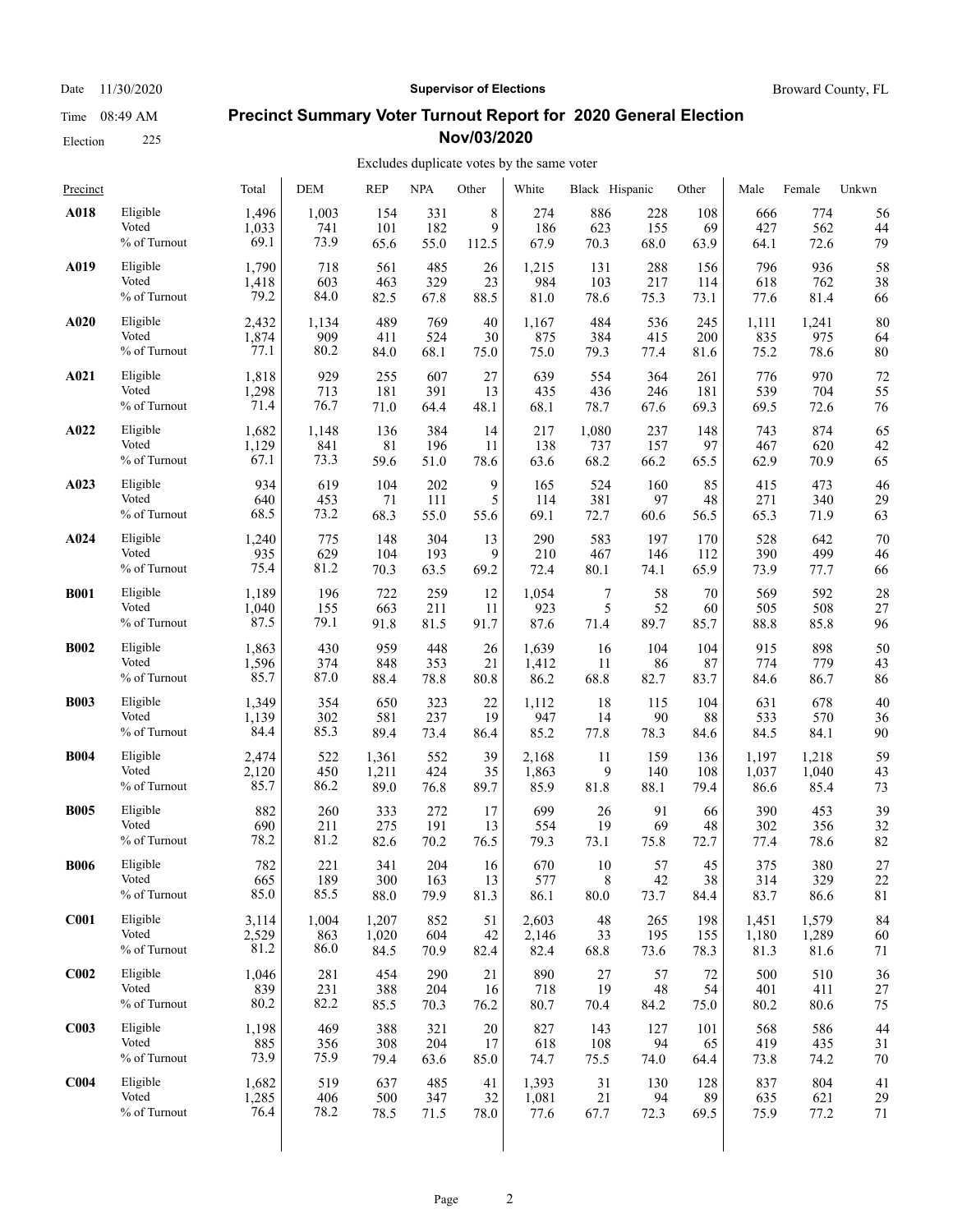# Precinct Summary Voter Turnout Report for 2020 General Election Nov/03/2020

Date 11/30/2020 | Time 08:49 AM | Election 225

Supervisor of Elections — Broward County, FL

Excludes duplicate votes by the same voter

| Precinct | | Total | DEM | REP | NPA | Other | White | Black | Hispanic | Other | Male | Female | Unkwn |
|---|---|---|---|---|---|---|---|---|---|---|---|---|---|
| **A018** | Eligible | 1,496 | 1,003 | 154 | 331 | 8 | 274 | 886 | 228 | 108 | 666 | 774 | 56 |
| | Voted | 1,033 | 741 | 101 | 182 | 9 | 186 | 623 | 155 | 69 | 427 | 562 | 44 |
| | % of Turnout | 69.1 | 73.9 | 65.6 | 55.0 | 112.5 | 67.9 | 70.3 | 68.0 | 63.9 | 64.1 | 72.6 | 79 |
| **A019** | Eligible | 1,790 | 718 | 561 | 485 | 26 | 1,215 | 131 | 288 | 156 | 796 | 936 | 58 |
| | Voted | 1,418 | 603 | 463 | 329 | 23 | 984 | 103 | 217 | 114 | 618 | 762 | 38 |
| | % of Turnout | 79.2 | 84.0 | 82.5 | 67.8 | 88.5 | 81.0 | 78.6 | 75.3 | 73.1 | 77.6 | 81.4 | 66 |
| **A020** | Eligible | 2,432 | 1,134 | 489 | 769 | 40 | 1,167 | 484 | 536 | 245 | 1,111 | 1,241 | 80 |
| | Voted | 1,874 | 909 | 411 | 524 | 30 | 875 | 384 | 415 | 200 | 835 | 975 | 64 |
| | % of Turnout | 77.1 | 80.2 | 84.0 | 68.1 | 75.0 | 75.0 | 79.3 | 77.4 | 81.6 | 75.2 | 78.6 | 80 |
| **A021** | Eligible | 1,818 | 929 | 255 | 607 | 27 | 639 | 554 | 364 | 261 | 776 | 970 | 72 |
| | Voted | 1,298 | 713 | 181 | 391 | 13 | 435 | 436 | 246 | 181 | 539 | 704 | 55 |
| | % of Turnout | 71.4 | 76.7 | 71.0 | 64.4 | 48.1 | 68.1 | 78.7 | 67.6 | 69.3 | 69.5 | 72.6 | 76 |
| **A022** | Eligible | 1,682 | 1,148 | 136 | 384 | 14 | 217 | 1,080 | 237 | 148 | 743 | 874 | 65 |
| | Voted | 1,129 | 841 | 81 | 196 | 11 | 138 | 737 | 157 | 97 | 467 | 620 | 42 |
| | % of Turnout | 67.1 | 73.3 | 59.6 | 51.0 | 78.6 | 63.6 | 68.2 | 66.2 | 65.5 | 62.9 | 70.9 | 65 |
| **A023** | Eligible | 934 | 619 | 104 | 202 | 9 | 165 | 524 | 160 | 85 | 415 | 473 | 46 |
| | Voted | 640 | 453 | 71 | 111 | 5 | 114 | 381 | 97 | 48 | 271 | 340 | 29 |
| | % of Turnout | 68.5 | 73.2 | 68.3 | 55.0 | 55.6 | 69.1 | 72.7 | 60.6 | 56.5 | 65.3 | 71.9 | 63 |
| **A024** | Eligible | 1,240 | 775 | 148 | 304 | 13 | 290 | 583 | 197 | 170 | 528 | 642 | 70 |
| | Voted | 935 | 629 | 104 | 193 | 9 | 210 | 467 | 146 | 112 | 390 | 499 | 46 |
| | % of Turnout | 75.4 | 81.2 | 70.3 | 63.5 | 69.2 | 72.4 | 80.1 | 74.1 | 65.9 | 73.9 | 77.7 | 66 |
| **B001** | Eligible | 1,189 | 196 | 722 | 259 | 12 | 1,054 | 7 | 58 | 70 | 569 | 592 | 28 |
| | Voted | 1,040 | 155 | 663 | 211 | 11 | 923 | 5 | 52 | 60 | 505 | 508 | 27 |
| | % of Turnout | 87.5 | 79.1 | 91.8 | 81.5 | 91.7 | 87.6 | 71.4 | 89.7 | 85.7 | 88.8 | 85.8 | 96 |
| **B002** | Eligible | 1,863 | 430 | 959 | 448 | 26 | 1,639 | 16 | 104 | 104 | 915 | 898 | 50 |
| | Voted | 1,596 | 374 | 848 | 353 | 21 | 1,412 | 11 | 86 | 87 | 774 | 779 | 43 |
| | % of Turnout | 85.7 | 87.0 | 88.4 | 78.8 | 80.8 | 86.2 | 68.8 | 82.7 | 83.7 | 84.6 | 86.7 | 86 |
| **B003** | Eligible | 1,349 | 354 | 650 | 323 | 22 | 1,112 | 18 | 115 | 104 | 631 | 678 | 40 |
| | Voted | 1,139 | 302 | 581 | 237 | 19 | 947 | 14 | 90 | 88 | 533 | 570 | 36 |
| | % of Turnout | 84.4 | 85.3 | 89.4 | 73.4 | 86.4 | 85.2 | 77.8 | 78.3 | 84.6 | 84.5 | 84.1 | 90 |
| **B004** | Eligible | 2,474 | 522 | 1,361 | 552 | 39 | 2,168 | 11 | 159 | 136 | 1,197 | 1,218 | 59 |
| | Voted | 2,120 | 450 | 1,211 | 424 | 35 | 1,863 | 9 | 140 | 108 | 1,037 | 1,040 | 43 |
| | % of Turnout | 85.7 | 86.2 | 89.0 | 76.8 | 89.7 | 85.9 | 81.8 | 88.1 | 79.4 | 86.6 | 85.4 | 73 |
| **B005** | Eligible | 882 | 260 | 333 | 272 | 17 | 699 | 26 | 91 | 66 | 390 | 453 | 39 |
| | Voted | 690 | 211 | 275 | 191 | 13 | 554 | 19 | 69 | 48 | 302 | 356 | 32 |
| | % of Turnout | 78.2 | 81.2 | 82.6 | 70.2 | 76.5 | 79.3 | 73.1 | 75.8 | 72.7 | 77.4 | 78.6 | 82 |
| **B006** | Eligible | 782 | 221 | 341 | 204 | 16 | 670 | 10 | 57 | 45 | 375 | 380 | 27 |
| | Voted | 665 | 189 | 300 | 163 | 13 | 577 | 8 | 42 | 38 | 314 | 329 | 22 |
| | % of Turnout | 85.0 | 85.5 | 88.0 | 79.9 | 81.3 | 86.1 | 80.0 | 73.7 | 84.4 | 83.7 | 86.6 | 81 |
| **C001** | Eligible | 3,114 | 1,004 | 1,207 | 852 | 51 | 2,603 | 48 | 265 | 198 | 1,451 | 1,579 | 84 |
| | Voted | 2,529 | 863 | 1,020 | 604 | 42 | 2,146 | 33 | 195 | 155 | 1,180 | 1,289 | 60 |
| | % of Turnout | 81.2 | 86.0 | 84.5 | 70.9 | 82.4 | 82.4 | 68.8 | 73.6 | 78.3 | 81.3 | 81.6 | 71 |
| **C002** | Eligible | 1,046 | 281 | 454 | 290 | 21 | 890 | 27 | 57 | 72 | 500 | 510 | 36 |
| | Voted | 839 | 231 | 388 | 204 | 16 | 718 | 19 | 48 | 54 | 401 | 411 | 27 |
| | % of Turnout | 80.2 | 82.2 | 85.5 | 70.3 | 76.2 | 80.7 | 70.4 | 84.2 | 75.0 | 80.2 | 80.6 | 75 |
| **C003** | Eligible | 1,198 | 469 | 388 | 321 | 20 | 827 | 143 | 127 | 101 | 568 | 586 | 44 |
| | Voted | 885 | 356 | 308 | 204 | 17 | 618 | 108 | 94 | 65 | 419 | 435 | 31 |
| | % of Turnout | 73.9 | 75.9 | 79.4 | 63.6 | 85.0 | 74.7 | 75.5 | 74.0 | 64.4 | 73.8 | 74.2 | 70 |
| **C004** | Eligible | 1,682 | 519 | 637 | 485 | 41 | 1,393 | 31 | 130 | 128 | 837 | 804 | 41 |
| | Voted | 1,285 | 406 | 500 | 347 | 32 | 1,081 | 21 | 94 | 89 | 635 | 621 | 29 |
| | % of Turnout | 76.4 | 78.2 | 78.5 | 71.5 | 78.0 | 77.6 | 67.7 | 72.3 | 69.5 | 75.9 | 77.2 | 71 |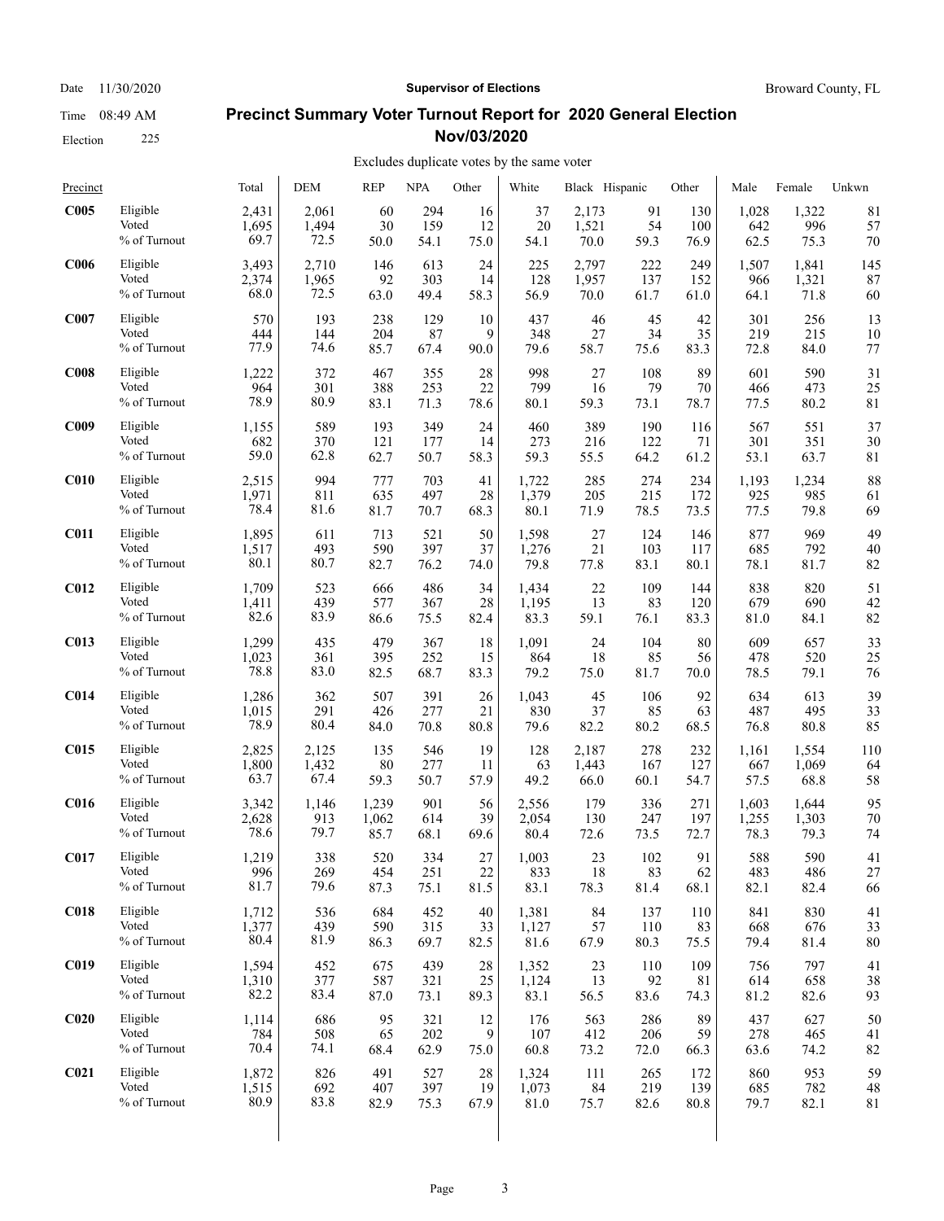Date 11/30/2020 **Supervisor of Elections** Broward County, FL

Time 08:49 AM

Election 225

## Precinct Summary Voter Turnout Report for 2020 General Election Nov/03/2020

Excludes duplicate votes by the same voter

| Precinct | | Total | DEM | REP | NPA | Other | White | Black | Hispanic | Other | Male | Female | Unkwn |
|---|---|---|---|---|---|---|---|---|---|---|---|---|---|
| **C005** | Eligible | 2,431 | 2,061 | 60 | 294 | 16 | 37 | 2,173 | 91 | 130 | 1,028 | 1,322 | 81 |
| | Voted | 1,695 | 1,494 | 30 | 159 | 12 | 20 | 1,521 | 54 | 100 | 642 | 996 | 57 |
| | % of Turnout | 69.7 | 72.5 | 50.0 | 54.1 | 75.0 | 54.1 | 70.0 | 59.3 | 76.9 | 62.5 | 75.3 | 70 |
| **C006** | Eligible | 3,493 | 2,710 | 146 | 613 | 24 | 225 | 2,797 | 222 | 249 | 1,507 | 1,841 | 145 |
| | Voted | 2,374 | 1,965 | 92 | 303 | 14 | 128 | 1,957 | 137 | 152 | 966 | 1,321 | 87 |
| | % of Turnout | 68.0 | 72.5 | 63.0 | 49.4 | 58.3 | 56.9 | 70.0 | 61.7 | 61.0 | 64.1 | 71.8 | 60 |
| **C007** | Eligible | 570 | 193 | 238 | 129 | 10 | 437 | 46 | 45 | 42 | 301 | 256 | 13 |
| | Voted | 444 | 144 | 204 | 87 | 9 | 348 | 27 | 34 | 35 | 219 | 215 | 10 |
| | % of Turnout | 77.9 | 74.6 | 85.7 | 67.4 | 90.0 | 79.6 | 58.7 | 75.6 | 83.3 | 72.8 | 84.0 | 77 |
| **C008** | Eligible | 1,222 | 372 | 467 | 355 | 28 | 998 | 27 | 108 | 89 | 601 | 590 | 31 |
| | Voted | 964 | 301 | 388 | 253 | 22 | 799 | 16 | 79 | 70 | 466 | 473 | 25 |
| | % of Turnout | 78.9 | 80.9 | 83.1 | 71.3 | 78.6 | 80.1 | 59.3 | 73.1 | 78.7 | 77.5 | 80.2 | 81 |
| **C009** | Eligible | 1,155 | 589 | 193 | 349 | 24 | 460 | 389 | 190 | 116 | 567 | 551 | 37 |
| | Voted | 682 | 370 | 121 | 177 | 14 | 273 | 216 | 122 | 71 | 301 | 351 | 30 |
| | % of Turnout | 59.0 | 62.8 | 62.7 | 50.7 | 58.3 | 59.3 | 55.5 | 64.2 | 61.2 | 53.1 | 63.7 | 81 |
| **C010** | Eligible | 2,515 | 994 | 777 | 703 | 41 | 1,722 | 285 | 274 | 234 | 1,193 | 1,234 | 88 |
| | Voted | 1,971 | 811 | 635 | 497 | 28 | 1,379 | 205 | 215 | 172 | 925 | 985 | 61 |
| | % of Turnout | 78.4 | 81.6 | 81.7 | 70.7 | 68.3 | 80.1 | 71.9 | 78.5 | 73.5 | 77.5 | 79.8 | 69 |
| **C011** | Eligible | 1,895 | 611 | 713 | 521 | 50 | 1,598 | 27 | 124 | 146 | 877 | 969 | 49 |
| | Voted | 1,517 | 493 | 590 | 397 | 37 | 1,276 | 21 | 103 | 117 | 685 | 792 | 40 |
| | % of Turnout | 80.1 | 80.7 | 82.7 | 76.2 | 74.0 | 79.8 | 77.8 | 83.1 | 80.1 | 78.1 | 81.7 | 82 |
| **C012** | Eligible | 1,709 | 523 | 666 | 486 | 34 | 1,434 | 22 | 109 | 144 | 838 | 820 | 51 |
| | Voted | 1,411 | 439 | 577 | 367 | 28 | 1,195 | 13 | 83 | 120 | 679 | 690 | 42 |
| | % of Turnout | 82.6 | 83.9 | 86.6 | 75.5 | 82.4 | 83.3 | 59.1 | 76.1 | 83.3 | 81.0 | 84.1 | 82 |
| **C013** | Eligible | 1,299 | 435 | 479 | 367 | 18 | 1,091 | 24 | 104 | 80 | 609 | 657 | 33 |
| | Voted | 1,023 | 361 | 395 | 252 | 15 | 864 | 18 | 85 | 56 | 478 | 520 | 25 |
| | % of Turnout | 78.8 | 83.0 | 82.5 | 68.7 | 83.3 | 79.2 | 75.0 | 81.7 | 70.0 | 78.5 | 79.1 | 76 |
| **C014** | Eligible | 1,286 | 362 | 507 | 391 | 26 | 1,043 | 45 | 106 | 92 | 634 | 613 | 39 |
| | Voted | 1,015 | 291 | 426 | 277 | 21 | 830 | 37 | 85 | 63 | 487 | 495 | 33 |
| | % of Turnout | 78.9 | 80.4 | 84.0 | 70.8 | 80.8 | 79.6 | 82.2 | 80.2 | 68.5 | 76.8 | 80.8 | 85 |
| **C015** | Eligible | 2,825 | 2,125 | 135 | 546 | 19 | 128 | 2,187 | 278 | 232 | 1,161 | 1,554 | 110 |
| | Voted | 1,800 | 1,432 | 80 | 277 | 11 | 63 | 1,443 | 167 | 127 | 667 | 1,069 | 64 |
| | % of Turnout | 63.7 | 67.4 | 59.3 | 50.7 | 57.9 | 49.2 | 66.0 | 60.1 | 54.7 | 57.5 | 68.8 | 58 |
| **C016** | Eligible | 3,342 | 1,146 | 1,239 | 901 | 56 | 2,556 | 179 | 336 | 271 | 1,603 | 1,644 | 95 |
| | Voted | 2,628 | 913 | 1,062 | 614 | 39 | 2,054 | 130 | 247 | 197 | 1,255 | 1,303 | 70 |
| | % of Turnout | 78.6 | 79.7 | 85.7 | 68.1 | 69.6 | 80.4 | 72.6 | 73.5 | 72.7 | 78.3 | 79.3 | 74 |
| **C017** | Eligible | 1,219 | 338 | 520 | 334 | 27 | 1,003 | 23 | 102 | 91 | 588 | 590 | 41 |
| | Voted | 996 | 269 | 454 | 251 | 22 | 833 | 18 | 83 | 62 | 483 | 486 | 27 |
| | % of Turnout | 81.7 | 79.6 | 87.3 | 75.1 | 81.5 | 83.1 | 78.3 | 81.4 | 68.1 | 82.1 | 82.4 | 66 |
| **C018** | Eligible | 1,712 | 536 | 684 | 452 | 40 | 1,381 | 84 | 137 | 110 | 841 | 830 | 41 |
| | Voted | 1,377 | 439 | 590 | 315 | 33 | 1,127 | 57 | 110 | 83 | 668 | 676 | 33 |
| | % of Turnout | 80.4 | 81.9 | 86.3 | 69.7 | 82.5 | 81.6 | 67.9 | 80.3 | 75.5 | 79.4 | 81.4 | 80 |
| **C019** | Eligible | 1,594 | 452 | 675 | 439 | 28 | 1,352 | 23 | 110 | 109 | 756 | 797 | 41 |
| | Voted | 1,310 | 377 | 587 | 321 | 25 | 1,124 | 13 | 92 | 81 | 614 | 658 | 38 |
| | % of Turnout | 82.2 | 83.4 | 87.0 | 73.1 | 89.3 | 83.1 | 56.5 | 83.6 | 74.3 | 81.2 | 82.6 | 93 |
| **C020** | Eligible | 1,114 | 686 | 95 | 321 | 12 | 176 | 563 | 286 | 89 | 437 | 627 | 50 |
| | Voted | 784 | 508 | 65 | 202 | 9 | 107 | 412 | 206 | 59 | 278 | 465 | 41 |
| | % of Turnout | 70.4 | 74.1 | 68.4 | 62.9 | 75.0 | 60.8 | 73.2 | 72.0 | 66.3 | 63.6 | 74.2 | 82 |
| **C021** | Eligible | 1,872 | 826 | 491 | 527 | 28 | 1,324 | 111 | 265 | 172 | 860 | 953 | 59 |
| | Voted | 1,515 | 692 | 407 | 397 | 19 | 1,073 | 84 | 219 | 139 | 685 | 782 | 48 |
| | % of Turnout | 80.9 | 83.8 | 82.9 | 75.3 | 67.9 | 81.0 | 75.7 | 82.6 | 80.8 | 79.7 | 82.1 | 81 |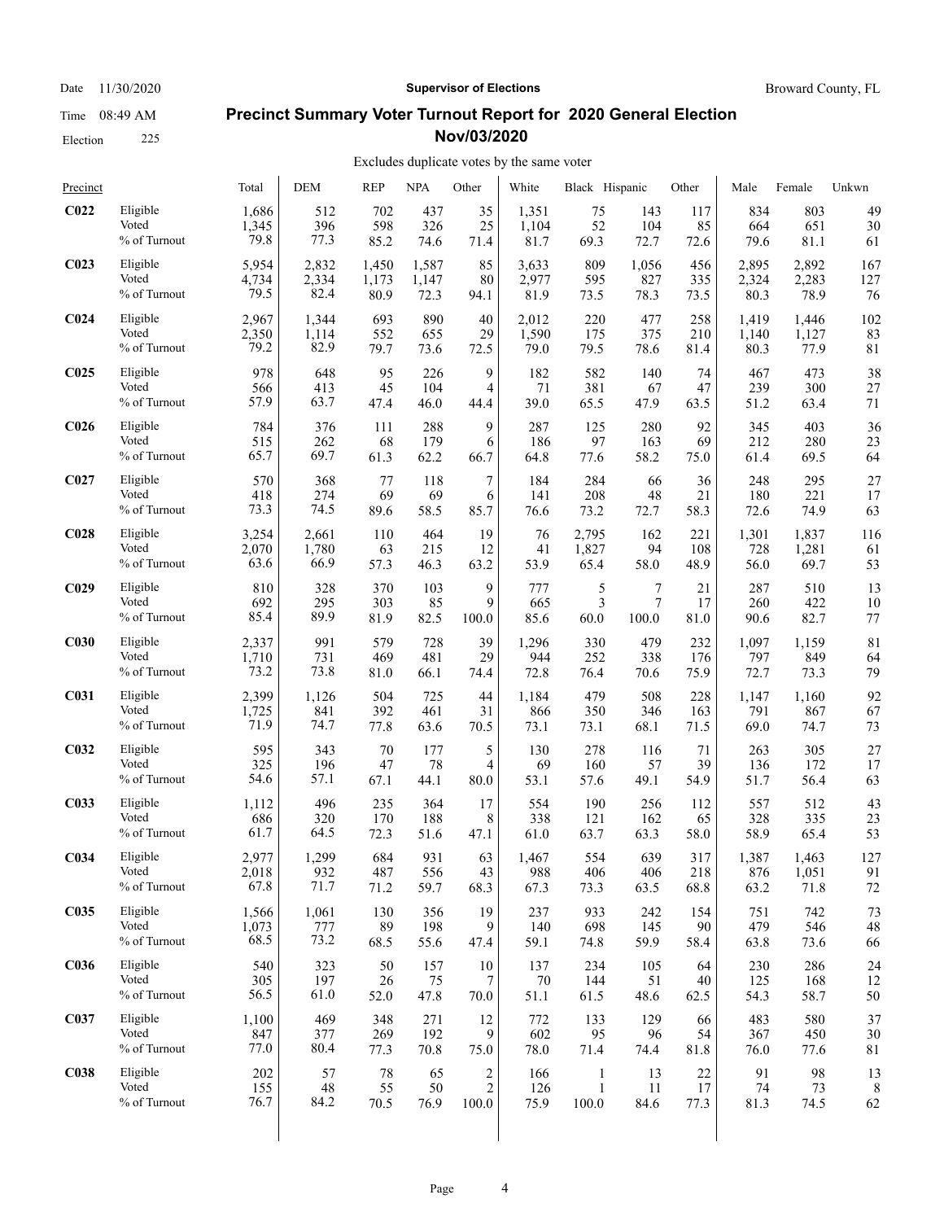# Precinct Summary Voter Turnout Report for 2020 General Election Nov/03/2020

Date 11/30/2020 — Supervisor of Elections — Broward County, FL

Time 08:49 AM

Election 225

Excludes duplicate votes by the same voter

| Precinct | | Total | DEM | REP | NPA | Other | White | Black | Hispanic | Other | Male | Female | Unkwn |
|---|---|---|---|---|---|---|---|---|---|---|---|---|---|
| **C022** | Eligible | 1,686 | 512 | 702 | 437 | 35 | 1,351 | 75 | 143 | 117 | 834 | 803 | 49 |
| | Voted | 1,345 | 396 | 598 | 326 | 25 | 1,104 | 52 | 104 | 85 | 664 | 651 | 30 |
| | % of Turnout | 79.8 | 77.3 | 85.2 | 74.6 | 71.4 | 81.7 | 69.3 | 72.7 | 72.6 | 79.6 | 81.1 | 61 |
| **C023** | Eligible | 5,954 | 2,832 | 1,450 | 1,587 | 85 | 3,633 | 809 | 1,056 | 456 | 2,895 | 2,892 | 167 |
| | Voted | 4,734 | 2,334 | 1,173 | 1,147 | 80 | 2,977 | 595 | 827 | 335 | 2,324 | 2,283 | 127 |
| | % of Turnout | 79.5 | 82.4 | 80.9 | 72.3 | 94.1 | 81.9 | 73.5 | 78.3 | 73.5 | 80.3 | 78.9 | 76 |
| **C024** | Eligible | 2,967 | 1,344 | 693 | 890 | 40 | 2,012 | 220 | 477 | 258 | 1,419 | 1,446 | 102 |
| | Voted | 2,350 | 1,114 | 552 | 655 | 29 | 1,590 | 175 | 375 | 210 | 1,140 | 1,127 | 83 |
| | % of Turnout | 79.2 | 82.9 | 79.7 | 73.6 | 72.5 | 79.0 | 79.5 | 78.6 | 81.4 | 80.3 | 77.9 | 81 |
| **C025** | Eligible | 978 | 648 | 95 | 226 | 9 | 182 | 582 | 140 | 74 | 467 | 473 | 38 |
| | Voted | 566 | 413 | 45 | 104 | 4 | 71 | 381 | 67 | 47 | 239 | 300 | 27 |
| | % of Turnout | 57.9 | 63.7 | 47.4 | 46.0 | 44.4 | 39.0 | 65.5 | 47.9 | 63.5 | 51.2 | 63.4 | 71 |
| **C026** | Eligible | 784 | 376 | 111 | 288 | 9 | 287 | 125 | 280 | 92 | 345 | 403 | 36 |
| | Voted | 515 | 262 | 68 | 179 | 6 | 186 | 97 | 163 | 69 | 212 | 280 | 23 |
| | % of Turnout | 65.7 | 69.7 | 61.3 | 62.2 | 66.7 | 64.8 | 77.6 | 58.2 | 75.0 | 61.4 | 69.5 | 64 |
| **C027** | Eligible | 570 | 368 | 77 | 118 | 7 | 184 | 284 | 66 | 36 | 248 | 295 | 27 |
| | Voted | 418 | 274 | 69 | 69 | 6 | 141 | 208 | 48 | 21 | 180 | 221 | 17 |
| | % of Turnout | 73.3 | 74.5 | 89.6 | 58.5 | 85.7 | 76.6 | 73.2 | 72.7 | 58.3 | 72.6 | 74.9 | 63 |
| **C028** | Eligible | 3,254 | 2,661 | 110 | 464 | 19 | 76 | 2,795 | 162 | 221 | 1,301 | 1,837 | 116 |
| | Voted | 2,070 | 1,780 | 63 | 215 | 12 | 41 | 1,827 | 94 | 108 | 728 | 1,281 | 61 |
| | % of Turnout | 63.6 | 66.9 | 57.3 | 46.3 | 63.2 | 53.9 | 65.4 | 58.0 | 48.9 | 56.0 | 69.7 | 53 |
| **C029** | Eligible | 810 | 328 | 370 | 103 | 9 | 777 | 5 | 7 | 21 | 287 | 510 | 13 |
| | Voted | 692 | 295 | 303 | 85 | 9 | 665 | 3 | 7 | 17 | 260 | 422 | 10 |
| | % of Turnout | 85.4 | 89.9 | 81.9 | 82.5 | 100.0 | 85.6 | 60.0 | 100.0 | 81.0 | 90.6 | 82.7 | 77 |
| **C030** | Eligible | 2,337 | 991 | 579 | 728 | 39 | 1,296 | 330 | 479 | 232 | 1,097 | 1,159 | 81 |
| | Voted | 1,710 | 731 | 469 | 481 | 29 | 944 | 252 | 338 | 176 | 797 | 849 | 64 |
| | % of Turnout | 73.2 | 73.8 | 81.0 | 66.1 | 74.4 | 72.8 | 76.4 | 70.6 | 75.9 | 72.7 | 73.3 | 79 |
| **C031** | Eligible | 2,399 | 1,126 | 504 | 725 | 44 | 1,184 | 479 | 508 | 228 | 1,147 | 1,160 | 92 |
| | Voted | 1,725 | 841 | 392 | 461 | 31 | 866 | 350 | 346 | 163 | 791 | 867 | 67 |
| | % of Turnout | 71.9 | 74.7 | 77.8 | 63.6 | 70.5 | 73.1 | 73.1 | 68.1 | 71.5 | 69.0 | 74.7 | 73 |
| **C032** | Eligible | 595 | 343 | 70 | 177 | 5 | 130 | 278 | 116 | 71 | 263 | 305 | 27 |
| | Voted | 325 | 196 | 47 | 78 | 4 | 69 | 160 | 57 | 39 | 136 | 172 | 17 |
| | % of Turnout | 54.6 | 57.1 | 67.1 | 44.1 | 80.0 | 53.1 | 57.6 | 49.1 | 54.9 | 51.7 | 56.4 | 63 |
| **C033** | Eligible | 1,112 | 496 | 235 | 364 | 17 | 554 | 190 | 256 | 112 | 557 | 512 | 43 |
| | Voted | 686 | 320 | 170 | 188 | 8 | 338 | 121 | 162 | 65 | 328 | 335 | 23 |
| | % of Turnout | 61.7 | 64.5 | 72.3 | 51.6 | 47.1 | 61.0 | 63.7 | 63.3 | 58.0 | 58.9 | 65.4 | 53 |
| **C034** | Eligible | 2,977 | 1,299 | 684 | 931 | 63 | 1,467 | 554 | 639 | 317 | 1,387 | 1,463 | 127 |
| | Voted | 2,018 | 932 | 487 | 556 | 43 | 988 | 406 | 406 | 218 | 876 | 1,051 | 91 |
| | % of Turnout | 67.8 | 71.7 | 71.2 | 59.7 | 68.3 | 67.3 | 73.3 | 63.5 | 68.8 | 63.2 | 71.8 | 72 |
| **C035** | Eligible | 1,566 | 1,061 | 130 | 356 | 19 | 237 | 933 | 242 | 154 | 751 | 742 | 73 |
| | Voted | 1,073 | 777 | 89 | 198 | 9 | 140 | 698 | 145 | 90 | 479 | 546 | 48 |
| | % of Turnout | 68.5 | 73.2 | 68.5 | 55.6 | 47.4 | 59.1 | 74.8 | 59.9 | 58.4 | 63.8 | 73.6 | 66 |
| **C036** | Eligible | 540 | 323 | 50 | 157 | 10 | 137 | 234 | 105 | 64 | 230 | 286 | 24 |
| | Voted | 305 | 197 | 26 | 75 | 7 | 70 | 144 | 51 | 40 | 125 | 168 | 12 |
| | % of Turnout | 56.5 | 61.0 | 52.0 | 47.8 | 70.0 | 51.1 | 61.5 | 48.6 | 62.5 | 54.3 | 58.7 | 50 |
| **C037** | Eligible | 1,100 | 469 | 348 | 271 | 12 | 772 | 133 | 129 | 66 | 483 | 580 | 37 |
| | Voted | 847 | 377 | 269 | 192 | 9 | 602 | 95 | 96 | 54 | 367 | 450 | 30 |
| | % of Turnout | 77.0 | 80.4 | 77.3 | 70.8 | 75.0 | 78.0 | 71.4 | 74.4 | 81.8 | 76.0 | 77.6 | 81 |
| **C038** | Eligible | 202 | 57 | 78 | 65 | 2 | 166 | 1 | 13 | 22 | 91 | 98 | 13 |
| | Voted | 155 | 48 | 55 | 50 | 2 | 126 | 1 | 11 | 17 | 74 | 73 | 8 |
| | % of Turnout | 76.7 | 84.2 | 70.5 | 76.9 | 100.0 | 75.9 | 100.0 | 84.6 | 77.3 | 81.3 | 74.5 | 62 |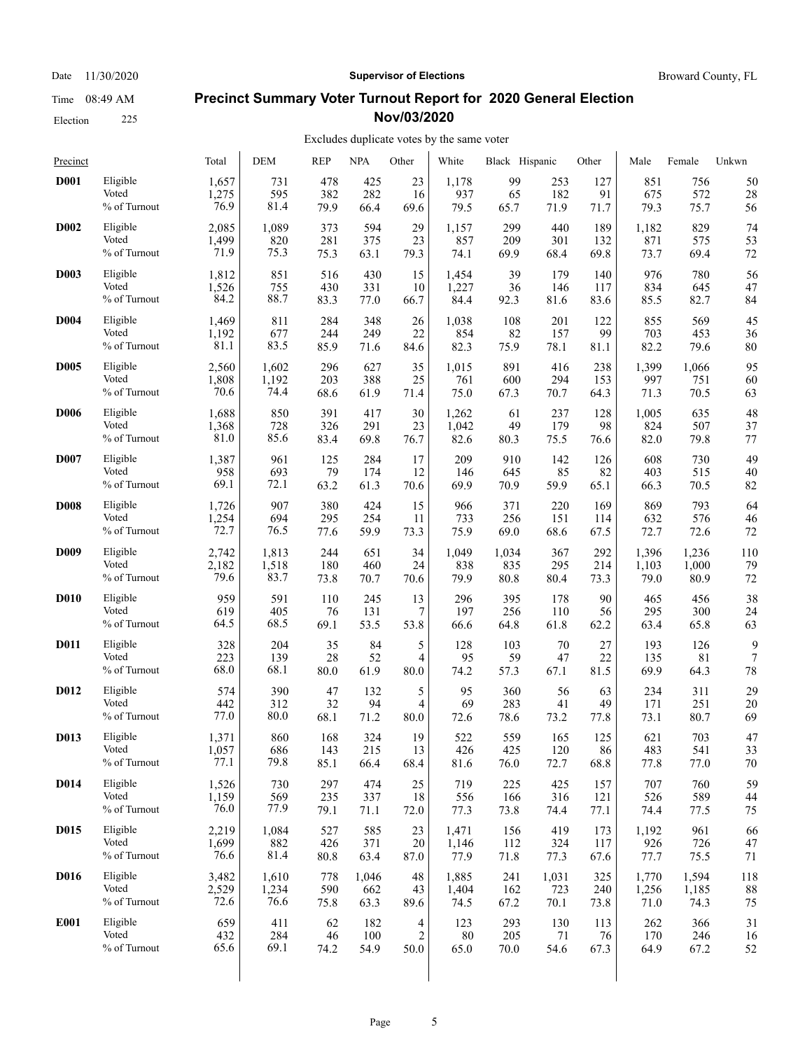Date 11/30/2020 | **Supervisor of Elections** | Broward County, FL

Time 08:49 AM

Election 225

## Precinct Summary Voter Turnout Report for 2020 General Election Nov/03/2020

Excludes duplicate votes by the same voter

| Precinct | | Total | DEM | REP | NPA | Other | White | Black | Hispanic | Other | Male | Female | Unkwn |
|---|---|---|---|---|---|---|---|---|---|---|---|---|---|
| **D001** | Eligible | 1,657 | 731 | 478 | 425 | 23 | 1,178 | 99 | 253 | 127 | 851 | 756 | 50 |
| | Voted | 1,275 | 595 | 382 | 282 | 16 | 937 | 65 | 182 | 91 | 675 | 572 | 28 |
| | % of Turnout | 76.9 | 81.4 | 79.9 | 66.4 | 69.6 | 79.5 | 65.7 | 71.9 | 71.7 | 79.3 | 75.7 | 56 |
| **D002** | Eligible | 2,085 | 1,089 | 373 | 594 | 29 | 1,157 | 299 | 440 | 189 | 1,182 | 829 | 74 |
| | Voted | 1,499 | 820 | 281 | 375 | 23 | 857 | 209 | 301 | 132 | 871 | 575 | 53 |
| | % of Turnout | 71.9 | 75.3 | 75.3 | 63.1 | 79.3 | 74.1 | 69.9 | 68.4 | 69.8 | 73.7 | 69.4 | 72 |
| **D003** | Eligible | 1,812 | 851 | 516 | 430 | 15 | 1,454 | 39 | 179 | 140 | 976 | 780 | 56 |
| | Voted | 1,526 | 755 | 430 | 331 | 10 | 1,227 | 36 | 146 | 117 | 834 | 645 | 47 |
| | % of Turnout | 84.2 | 88.7 | 83.3 | 77.0 | 66.7 | 84.4 | 92.3 | 81.6 | 83.6 | 85.5 | 82.7 | 84 |
| **D004** | Eligible | 1,469 | 811 | 284 | 348 | 26 | 1,038 | 108 | 201 | 122 | 855 | 569 | 45 |
| | Voted | 1,192 | 677 | 244 | 249 | 22 | 854 | 82 | 157 | 99 | 703 | 453 | 36 |
| | % of Turnout | 81.1 | 83.5 | 85.9 | 71.6 | 84.6 | 82.3 | 75.9 | 78.1 | 81.1 | 82.2 | 79.6 | 80 |
| **D005** | Eligible | 2,560 | 1,602 | 296 | 627 | 35 | 1,015 | 891 | 416 | 238 | 1,399 | 1,066 | 95 |
| | Voted | 1,808 | 1,192 | 203 | 388 | 25 | 761 | 600 | 294 | 153 | 997 | 751 | 60 |
| | % of Turnout | 70.6 | 74.4 | 68.6 | 61.9 | 71.4 | 75.0 | 67.3 | 70.7 | 64.3 | 71.3 | 70.5 | 63 |
| **D006** | Eligible | 1,688 | 850 | 391 | 417 | 30 | 1,262 | 61 | 237 | 128 | 1,005 | 635 | 48 |
| | Voted | 1,368 | 728 | 326 | 291 | 23 | 1,042 | 49 | 179 | 98 | 824 | 507 | 37 |
| | % of Turnout | 81.0 | 85.6 | 83.4 | 69.8 | 76.7 | 82.6 | 80.3 | 75.5 | 76.6 | 82.0 | 79.8 | 77 |
| **D007** | Eligible | 1,387 | 961 | 125 | 284 | 17 | 209 | 910 | 142 | 126 | 608 | 730 | 49 |
| | Voted | 958 | 693 | 79 | 174 | 12 | 146 | 645 | 85 | 82 | 403 | 515 | 40 |
| | % of Turnout | 69.1 | 72.1 | 63.2 | 61.3 | 70.6 | 69.9 | 70.9 | 59.9 | 65.1 | 66.3 | 70.5 | 82 |
| **D008** | Eligible | 1,726 | 907 | 380 | 424 | 15 | 966 | 371 | 220 | 169 | 869 | 793 | 64 |
| | Voted | 1,254 | 694 | 295 | 254 | 11 | 733 | 256 | 151 | 114 | 632 | 576 | 46 |
| | % of Turnout | 72.7 | 76.5 | 77.6 | 59.9 | 73.3 | 75.9 | 69.0 | 68.6 | 67.5 | 72.7 | 72.6 | 72 |
| **D009** | Eligible | 2,742 | 1,813 | 244 | 651 | 34 | 1,049 | 1,034 | 367 | 292 | 1,396 | 1,236 | 110 |
| | Voted | 2,182 | 1,518 | 180 | 460 | 24 | 838 | 835 | 295 | 214 | 1,103 | 1,000 | 79 |
| | % of Turnout | 79.6 | 83.7 | 73.8 | 70.7 | 70.6 | 79.9 | 80.8 | 80.4 | 73.3 | 79.0 | 80.9 | 72 |
| **D010** | Eligible | 959 | 591 | 110 | 245 | 13 | 296 | 395 | 178 | 90 | 465 | 456 | 38 |
| | Voted | 619 | 405 | 76 | 131 | 7 | 197 | 256 | 110 | 56 | 295 | 300 | 24 |
| | % of Turnout | 64.5 | 68.5 | 69.1 | 53.5 | 53.8 | 66.6 | 64.8 | 61.8 | 62.2 | 63.4 | 65.8 | 63 |
| **D011** | Eligible | 328 | 204 | 35 | 84 | 5 | 128 | 103 | 70 | 27 | 193 | 126 | 9 |
| | Voted | 223 | 139 | 28 | 52 | 4 | 95 | 59 | 47 | 22 | 135 | 81 | 7 |
| | % of Turnout | 68.0 | 68.1 | 80.0 | 61.9 | 80.0 | 74.2 | 57.3 | 67.1 | 81.5 | 69.9 | 64.3 | 78 |
| **D012** | Eligible | 574 | 390 | 47 | 132 | 5 | 95 | 360 | 56 | 63 | 234 | 311 | 29 |
| | Voted | 442 | 312 | 32 | 94 | 4 | 69 | 283 | 41 | 49 | 171 | 251 | 20 |
| | % of Turnout | 77.0 | 80.0 | 68.1 | 71.2 | 80.0 | 72.6 | 78.6 | 73.2 | 77.8 | 73.1 | 80.7 | 69 |
| **D013** | Eligible | 1,371 | 860 | 168 | 324 | 19 | 522 | 559 | 165 | 125 | 621 | 703 | 47 |
| | Voted | 1,057 | 686 | 143 | 215 | 13 | 426 | 425 | 120 | 86 | 483 | 541 | 33 |
| | % of Turnout | 77.1 | 79.8 | 85.1 | 66.4 | 68.4 | 81.6 | 76.0 | 72.7 | 68.8 | 77.8 | 77.0 | 70 |
| **D014** | Eligible | 1,526 | 730 | 297 | 474 | 25 | 719 | 225 | 425 | 157 | 707 | 760 | 59 |
| | Voted | 1,159 | 569 | 235 | 337 | 18 | 556 | 166 | 316 | 121 | 526 | 589 | 44 |
| | % of Turnout | 76.0 | 77.9 | 79.1 | 71.1 | 72.0 | 77.3 | 73.8 | 74.4 | 77.1 | 74.4 | 77.5 | 75 |
| **D015** | Eligible | 2,219 | 1,084 | 527 | 585 | 23 | 1,471 | 156 | 419 | 173 | 1,192 | 961 | 66 |
| | Voted | 1,699 | 882 | 426 | 371 | 20 | 1,146 | 112 | 324 | 117 | 926 | 726 | 47 |
| | % of Turnout | 76.6 | 81.4 | 80.8 | 63.4 | 87.0 | 77.9 | 71.8 | 77.3 | 67.6 | 77.7 | 75.5 | 71 |
| **D016** | Eligible | 3,482 | 1,610 | 778 | 1,046 | 48 | 1,885 | 241 | 1,031 | 325 | 1,770 | 1,594 | 118 |
| | Voted | 2,529 | 1,234 | 590 | 662 | 43 | 1,404 | 162 | 723 | 240 | 1,256 | 1,185 | 88 |
| | % of Turnout | 72.6 | 76.6 | 75.8 | 63.3 | 89.6 | 74.5 | 67.2 | 70.1 | 73.8 | 71.0 | 74.3 | 75 |
| **E001** | Eligible | 659 | 411 | 62 | 182 | 4 | 123 | 293 | 130 | 113 | 262 | 366 | 31 |
| | Voted | 432 | 284 | 46 | 100 | 2 | 80 | 205 | 71 | 76 | 170 | 246 | 16 |
| | % of Turnout | 65.6 | 69.1 | 74.2 | 54.9 | 50.0 | 65.0 | 70.0 | 54.6 | 67.3 | 64.9 | 67.2 | 52 |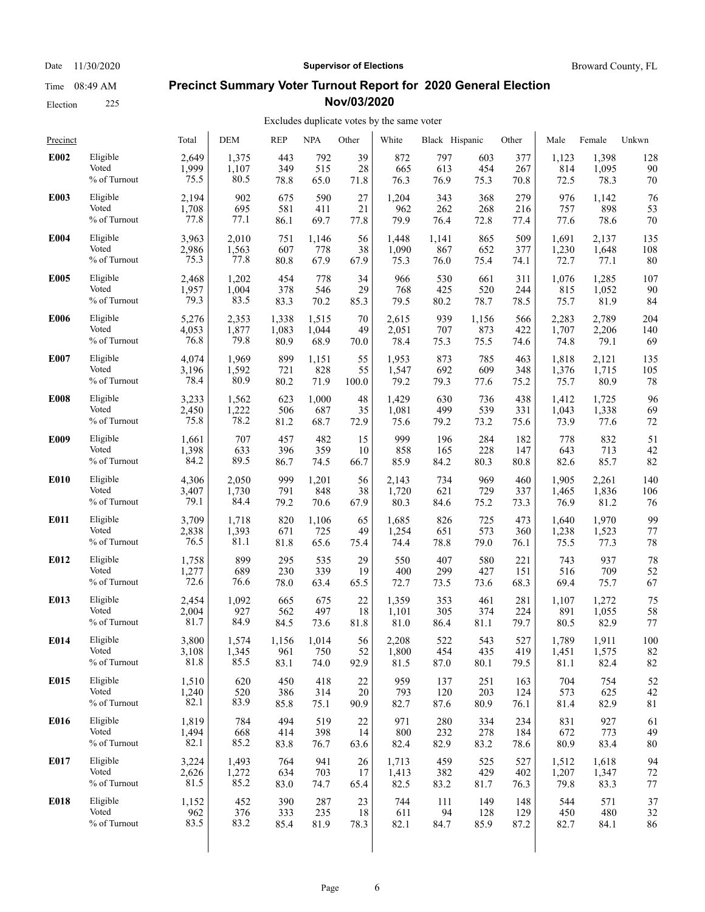# Precinct Summary Voter Turnout Report for 2020 General Election

## Nov/03/2020

Date 11/30/2020 — Supervisor of Elections — Broward County, FL

Time 08:49 AM

Election 225

Excludes duplicate votes by the same voter

| Precinct | | Total | DEM | REP | NPA | Other | White | Black | Hispanic | Other | Male | Female | Unkwn |
|---|---|---|---|---|---|---|---|---|---|---|---|---|---|
| **E002** | Eligible | 2,649 | 1,375 | 443 | 792 | 39 | 872 | 797 | 603 | 377 | 1,123 | 1,398 | 128 |
| | Voted | 1,999 | 1,107 | 349 | 515 | 28 | 665 | 613 | 454 | 267 | 814 | 1,095 | 90 |
| | % of Turnout | 75.5 | 80.5 | 78.8 | 65.0 | 71.8 | 76.3 | 76.9 | 75.3 | 70.8 | 72.5 | 78.3 | 70 |
| **E003** | Eligible | 2,194 | 902 | 675 | 590 | 27 | 1,204 | 343 | 368 | 279 | 976 | 1,142 | 76 |
| | Voted | 1,708 | 695 | 581 | 411 | 21 | 962 | 262 | 268 | 216 | 757 | 898 | 53 |
| | % of Turnout | 77.8 | 77.1 | 86.1 | 69.7 | 77.8 | 79.9 | 76.4 | 72.8 | 77.4 | 77.6 | 78.6 | 70 |
| **E004** | Eligible | 3,963 | 2,010 | 751 | 1,146 | 56 | 1,448 | 1,141 | 865 | 509 | 1,691 | 2,137 | 135 |
| | Voted | 2,986 | 1,563 | 607 | 778 | 38 | 1,090 | 867 | 652 | 377 | 1,230 | 1,648 | 108 |
| | % of Turnout | 75.3 | 77.8 | 80.8 | 67.9 | 67.9 | 75.3 | 76.0 | 75.4 | 74.1 | 72.7 | 77.1 | 80 |
| **E005** | Eligible | 2,468 | 1,202 | 454 | 778 | 34 | 966 | 530 | 661 | 311 | 1,076 | 1,285 | 107 |
| | Voted | 1,957 | 1,004 | 378 | 546 | 29 | 768 | 425 | 520 | 244 | 815 | 1,052 | 90 |
| | % of Turnout | 79.3 | 83.5 | 83.3 | 70.2 | 85.3 | 79.5 | 80.2 | 78.7 | 78.5 | 75.7 | 81.9 | 84 |
| **E006** | Eligible | 5,276 | 2,353 | 1,338 | 1,515 | 70 | 2,615 | 939 | 1,156 | 566 | 2,283 | 2,789 | 204 |
| | Voted | 4,053 | 1,877 | 1,083 | 1,044 | 49 | 2,051 | 707 | 873 | 422 | 1,707 | 2,206 | 140 |
| | % of Turnout | 76.8 | 79.8 | 80.9 | 68.9 | 70.0 | 78.4 | 75.3 | 75.5 | 74.6 | 74.8 | 79.1 | 69 |
| **E007** | Eligible | 4,074 | 1,969 | 899 | 1,151 | 55 | 1,953 | 873 | 785 | 463 | 1,818 | 2,121 | 135 |
| | Voted | 3,196 | 1,592 | 721 | 828 | 55 | 1,547 | 692 | 609 | 348 | 1,376 | 1,715 | 105 |
| | % of Turnout | 78.4 | 80.9 | 80.2 | 71.9 | 100.0 | 79.2 | 79.3 | 77.6 | 75.2 | 75.7 | 80.9 | 78 |
| **E008** | Eligible | 3,233 | 1,562 | 623 | 1,000 | 48 | 1,429 | 630 | 736 | 438 | 1,412 | 1,725 | 96 |
| | Voted | 2,450 | 1,222 | 506 | 687 | 35 | 1,081 | 499 | 539 | 331 | 1,043 | 1,338 | 69 |
| | % of Turnout | 75.8 | 78.2 | 81.2 | 68.7 | 72.9 | 75.6 | 79.2 | 73.2 | 75.6 | 73.9 | 77.6 | 72 |
| **E009** | Eligible | 1,661 | 707 | 457 | 482 | 15 | 999 | 196 | 284 | 182 | 778 | 832 | 51 |
| | Voted | 1,398 | 633 | 396 | 359 | 10 | 858 | 165 | 228 | 147 | 643 | 713 | 42 |
| | % of Turnout | 84.2 | 89.5 | 86.7 | 74.5 | 66.7 | 85.9 | 84.2 | 80.3 | 80.8 | 82.6 | 85.7 | 82 |
| **E010** | Eligible | 4,306 | 2,050 | 999 | 1,201 | 56 | 2,143 | 734 | 969 | 460 | 1,905 | 2,261 | 140 |
| | Voted | 3,407 | 1,730 | 791 | 848 | 38 | 1,720 | 621 | 729 | 337 | 1,465 | 1,836 | 106 |
| | % of Turnout | 79.1 | 84.4 | 79.2 | 70.6 | 67.9 | 80.3 | 84.6 | 75.2 | 73.3 | 76.9 | 81.2 | 76 |
| **E011** | Eligible | 3,709 | 1,718 | 820 | 1,106 | 65 | 1,685 | 826 | 725 | 473 | 1,640 | 1,970 | 99 |
| | Voted | 2,838 | 1,393 | 671 | 725 | 49 | 1,254 | 651 | 573 | 360 | 1,238 | 1,523 | 77 |
| | % of Turnout | 76.5 | 81.1 | 81.8 | 65.6 | 75.4 | 74.4 | 78.8 | 79.0 | 76.1 | 75.5 | 77.3 | 78 |
| **E012** | Eligible | 1,758 | 899 | 295 | 535 | 29 | 550 | 407 | 580 | 221 | 743 | 937 | 78 |
| | Voted | 1,277 | 689 | 230 | 339 | 19 | 400 | 299 | 427 | 151 | 516 | 709 | 52 |
| | % of Turnout | 72.6 | 76.6 | 78.0 | 63.4 | 65.5 | 72.7 | 73.5 | 73.6 | 68.3 | 69.4 | 75.7 | 67 |
| **E013** | Eligible | 2,454 | 1,092 | 665 | 675 | 22 | 1,359 | 353 | 461 | 281 | 1,107 | 1,272 | 75 |
| | Voted | 2,004 | 927 | 562 | 497 | 18 | 1,101 | 305 | 374 | 224 | 891 | 1,055 | 58 |
| | % of Turnout | 81.7 | 84.9 | 84.5 | 73.6 | 81.8 | 81.0 | 86.4 | 81.1 | 79.7 | 80.5 | 82.9 | 77 |
| **E014** | Eligible | 3,800 | 1,574 | 1,156 | 1,014 | 56 | 2,208 | 522 | 543 | 527 | 1,789 | 1,911 | 100 |
| | Voted | 3,108 | 1,345 | 961 | 750 | 52 | 1,800 | 454 | 435 | 419 | 1,451 | 1,575 | 82 |
| | % of Turnout | 81.8 | 85.5 | 83.1 | 74.0 | 92.9 | 81.5 | 87.0 | 80.1 | 79.5 | 81.1 | 82.4 | 82 |
| **E015** | Eligible | 1,510 | 620 | 450 | 418 | 22 | 959 | 137 | 251 | 163 | 704 | 754 | 52 |
| | Voted | 1,240 | 520 | 386 | 314 | 20 | 793 | 120 | 203 | 124 | 573 | 625 | 42 |
| | % of Turnout | 82.1 | 83.9 | 85.8 | 75.1 | 90.9 | 82.7 | 87.6 | 80.9 | 76.1 | 81.4 | 82.9 | 81 |
| **E016** | Eligible | 1,819 | 784 | 494 | 519 | 22 | 971 | 280 | 334 | 234 | 831 | 927 | 61 |
| | Voted | 1,494 | 668 | 414 | 398 | 14 | 800 | 232 | 278 | 184 | 672 | 773 | 49 |
| | % of Turnout | 82.1 | 85.2 | 83.8 | 76.7 | 63.6 | 82.4 | 82.9 | 83.2 | 78.6 | 80.9 | 83.4 | 80 |
| **E017** | Eligible | 3,224 | 1,493 | 764 | 941 | 26 | 1,713 | 459 | 525 | 527 | 1,512 | 1,618 | 94 |
| | Voted | 2,626 | 1,272 | 634 | 703 | 17 | 1,413 | 382 | 429 | 402 | 1,207 | 1,347 | 72 |
| | % of Turnout | 81.5 | 85.2 | 83.0 | 74.7 | 65.4 | 82.5 | 83.2 | 81.7 | 76.3 | 79.8 | 83.3 | 77 |
| **E018** | Eligible | 1,152 | 452 | 390 | 287 | 23 | 744 | 111 | 149 | 148 | 544 | 571 | 37 |
| | Voted | 962 | 376 | 333 | 235 | 18 | 611 | 94 | 128 | 129 | 450 | 480 | 32 |
| | % of Turnout | 83.5 | 83.2 | 85.4 | 81.9 | 78.3 | 82.1 | 84.7 | 85.9 | 87.2 | 82.7 | 84.1 | 86 |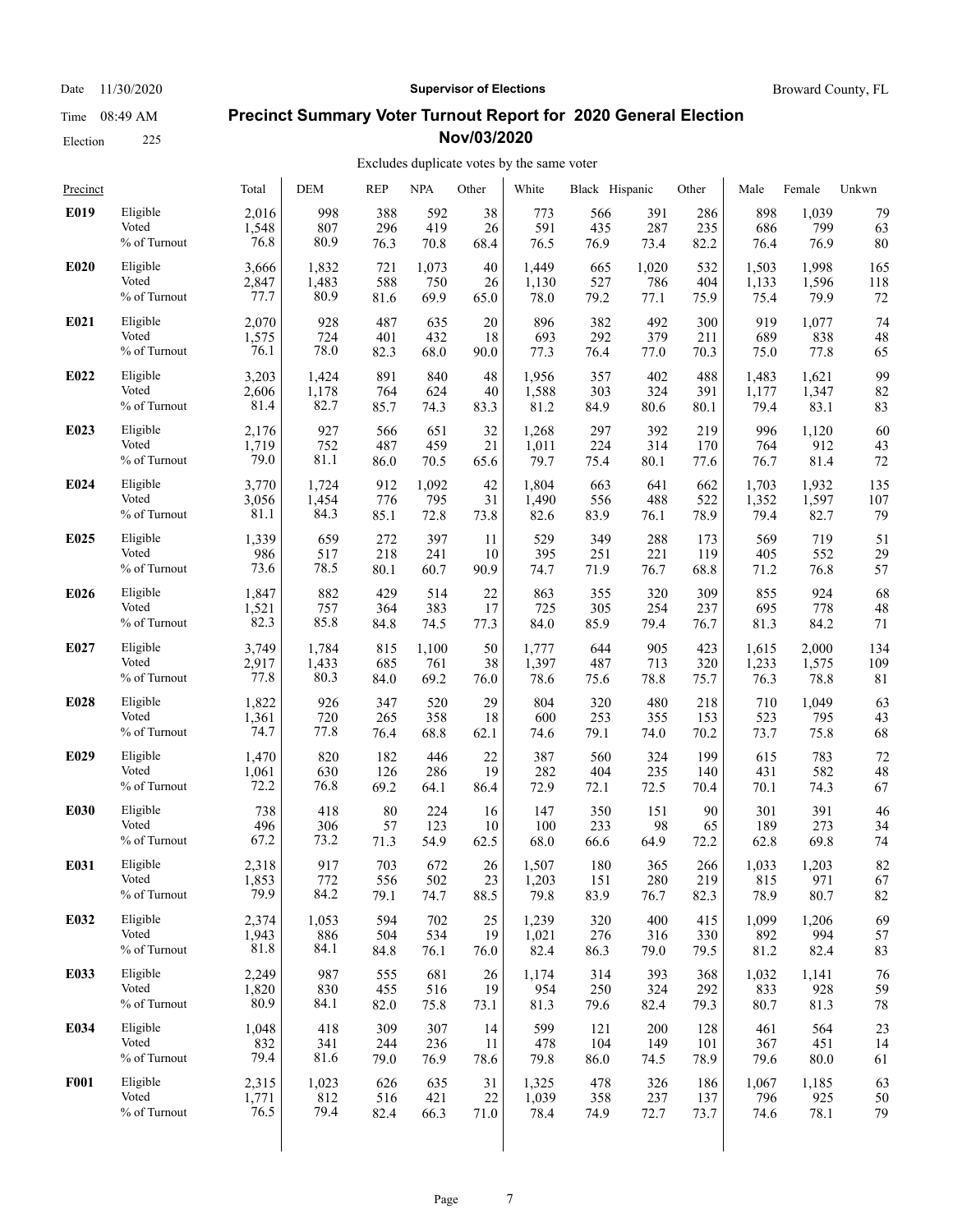Date 11/30/2020 | **Supervisor of Elections** | Broward County, FL

Time 08:49 AM

Election 225

## Precinct Summary Voter Turnout Report for 2020 General Election Nov/03/2020

Excludes duplicate votes by the same voter

| Precinct | | Total | DEM | REP | NPA | Other | White | Black | Hispanic | Other | Male | Female | Unkwn |
|---|---|---|---|---|---|---|---|---|---|---|---|---|---|
| **E019** | Eligible | 2,016 | 998 | 388 | 592 | 38 | 773 | 566 | 391 | 286 | 898 | 1,039 | 79 |
| | Voted | 1,548 | 807 | 296 | 419 | 26 | 591 | 435 | 287 | 235 | 686 | 799 | 63 |
| | % of Turnout | 76.8 | 80.9 | 76.3 | 70.8 | 68.4 | 76.5 | 76.9 | 73.4 | 82.2 | 76.4 | 76.9 | 80 |
| **E020** | Eligible | 3,666 | 1,832 | 721 | 1,073 | 40 | 1,449 | 665 | 1,020 | 532 | 1,503 | 1,998 | 165 |
| | Voted | 2,847 | 1,483 | 588 | 750 | 26 | 1,130 | 527 | 786 | 404 | 1,133 | 1,596 | 118 |
| | % of Turnout | 77.7 | 80.9 | 81.6 | 69.9 | 65.0 | 78.0 | 79.2 | 77.1 | 75.9 | 75.4 | 79.9 | 72 |
| **E021** | Eligible | 2,070 | 928 | 487 | 635 | 20 | 896 | 382 | 492 | 300 | 919 | 1,077 | 74 |
| | Voted | 1,575 | 724 | 401 | 432 | 18 | 693 | 292 | 379 | 211 | 689 | 838 | 48 |
| | % of Turnout | 76.1 | 78.0 | 82.3 | 68.0 | 90.0 | 77.3 | 76.4 | 77.0 | 70.3 | 75.0 | 77.8 | 65 |
| **E022** | Eligible | 3,203 | 1,424 | 891 | 840 | 48 | 1,956 | 357 | 402 | 488 | 1,483 | 1,621 | 99 |
| | Voted | 2,606 | 1,178 | 764 | 624 | 40 | 1,588 | 303 | 324 | 391 | 1,177 | 1,347 | 82 |
| | % of Turnout | 81.4 | 82.7 | 85.7 | 74.3 | 83.3 | 81.2 | 84.9 | 80.6 | 80.1 | 79.4 | 83.1 | 83 |
| **E023** | Eligible | 2,176 | 927 | 566 | 651 | 32 | 1,268 | 297 | 392 | 219 | 996 | 1,120 | 60 |
| | Voted | 1,719 | 752 | 487 | 459 | 21 | 1,011 | 224 | 314 | 170 | 764 | 912 | 43 |
| | % of Turnout | 79.0 | 81.1 | 86.0 | 70.5 | 65.6 | 79.7 | 75.4 | 80.1 | 77.6 | 76.7 | 81.4 | 72 |
| **E024** | Eligible | 3,770 | 1,724 | 912 | 1,092 | 42 | 1,804 | 663 | 641 | 662 | 1,703 | 1,932 | 135 |
| | Voted | 3,056 | 1,454 | 776 | 795 | 31 | 1,490 | 556 | 488 | 522 | 1,352 | 1,597 | 107 |
| | % of Turnout | 81.1 | 84.3 | 85.1 | 72.8 | 73.8 | 82.6 | 83.9 | 76.1 | 78.9 | 79.4 | 82.7 | 79 |
| **E025** | Eligible | 1,339 | 659 | 272 | 397 | 11 | 529 | 349 | 288 | 173 | 569 | 719 | 51 |
| | Voted | 986 | 517 | 218 | 241 | 10 | 395 | 251 | 221 | 119 | 405 | 552 | 29 |
| | % of Turnout | 73.6 | 78.5 | 80.1 | 60.7 | 90.9 | 74.7 | 71.9 | 76.7 | 68.8 | 71.2 | 76.8 | 57 |
| **E026** | Eligible | 1,847 | 882 | 429 | 514 | 22 | 863 | 355 | 320 | 309 | 855 | 924 | 68 |
| | Voted | 1,521 | 757 | 364 | 383 | 17 | 725 | 305 | 254 | 237 | 695 | 778 | 48 |
| | % of Turnout | 82.3 | 85.8 | 84.8 | 74.5 | 77.3 | 84.0 | 85.9 | 79.4 | 76.7 | 81.3 | 84.2 | 71 |
| **E027** | Eligible | 3,749 | 1,784 | 815 | 1,100 | 50 | 1,777 | 644 | 905 | 423 | 1,615 | 2,000 | 134 |
| | Voted | 2,917 | 1,433 | 685 | 761 | 38 | 1,397 | 487 | 713 | 320 | 1,233 | 1,575 | 109 |
| | % of Turnout | 77.8 | 80.3 | 84.0 | 69.2 | 76.0 | 78.6 | 75.6 | 78.8 | 75.7 | 76.3 | 78.8 | 81 |
| **E028** | Eligible | 1,822 | 926 | 347 | 520 | 29 | 804 | 320 | 480 | 218 | 710 | 1,049 | 63 |
| | Voted | 1,361 | 720 | 265 | 358 | 18 | 600 | 253 | 355 | 153 | 523 | 795 | 43 |
| | % of Turnout | 74.7 | 77.8 | 76.4 | 68.8 | 62.1 | 74.6 | 79.1 | 74.0 | 70.2 | 73.7 | 75.8 | 68 |
| **E029** | Eligible | 1,470 | 820 | 182 | 446 | 22 | 387 | 560 | 324 | 199 | 615 | 783 | 72 |
| | Voted | 1,061 | 630 | 126 | 286 | 19 | 282 | 404 | 235 | 140 | 431 | 582 | 48 |
| | % of Turnout | 72.2 | 76.8 | 69.2 | 64.1 | 86.4 | 72.9 | 72.1 | 72.5 | 70.4 | 70.1 | 74.3 | 67 |
| **E030** | Eligible | 738 | 418 | 80 | 224 | 16 | 147 | 350 | 151 | 90 | 301 | 391 | 46 |
| | Voted | 496 | 306 | 57 | 123 | 10 | 100 | 233 | 98 | 65 | 189 | 273 | 34 |
| | % of Turnout | 67.2 | 73.2 | 71.3 | 54.9 | 62.5 | 68.0 | 66.6 | 64.9 | 72.2 | 62.8 | 69.8 | 74 |
| **E031** | Eligible | 2,318 | 917 | 703 | 672 | 26 | 1,507 | 180 | 365 | 266 | 1,033 | 1,203 | 82 |
| | Voted | 1,853 | 772 | 556 | 502 | 23 | 1,203 | 151 | 280 | 219 | 815 | 971 | 67 |
| | % of Turnout | 79.9 | 84.2 | 79.1 | 74.7 | 88.5 | 79.8 | 83.9 | 76.7 | 82.3 | 78.9 | 80.7 | 82 |
| **E032** | Eligible | 2,374 | 1,053 | 594 | 702 | 25 | 1,239 | 320 | 400 | 415 | 1,099 | 1,206 | 69 |
| | Voted | 1,943 | 886 | 504 | 534 | 19 | 1,021 | 276 | 316 | 330 | 892 | 994 | 57 |
| | % of Turnout | 81.8 | 84.1 | 84.8 | 76.1 | 76.0 | 82.4 | 86.3 | 79.0 | 79.5 | 81.2 | 82.4 | 83 |
| **E033** | Eligible | 2,249 | 987 | 555 | 681 | 26 | 1,174 | 314 | 393 | 368 | 1,032 | 1,141 | 76 |
| | Voted | 1,820 | 830 | 455 | 516 | 19 | 954 | 250 | 324 | 292 | 833 | 928 | 59 |
| | % of Turnout | 80.9 | 84.1 | 82.0 | 75.8 | 73.1 | 81.3 | 79.6 | 82.4 | 79.3 | 80.7 | 81.3 | 78 |
| **E034** | Eligible | 1,048 | 418 | 309 | 307 | 14 | 599 | 121 | 200 | 128 | 461 | 564 | 23 |
| | Voted | 832 | 341 | 244 | 236 | 11 | 478 | 104 | 149 | 101 | 367 | 451 | 14 |
| | % of Turnout | 79.4 | 81.6 | 79.0 | 76.9 | 78.6 | 79.8 | 86.0 | 74.5 | 78.9 | 79.6 | 80.0 | 61 |
| **F001** | Eligible | 2,315 | 1,023 | 626 | 635 | 31 | 1,325 | 478 | 326 | 186 | 1,067 | 1,185 | 63 |
| | Voted | 1,771 | 812 | 516 | 421 | 22 | 1,039 | 358 | 237 | 137 | 796 | 925 | 50 |
| | % of Turnout | 76.5 | 79.4 | 82.4 | 66.3 | 71.0 | 78.4 | 74.9 | 72.7 | 73.7 | 74.6 | 78.1 | 79 |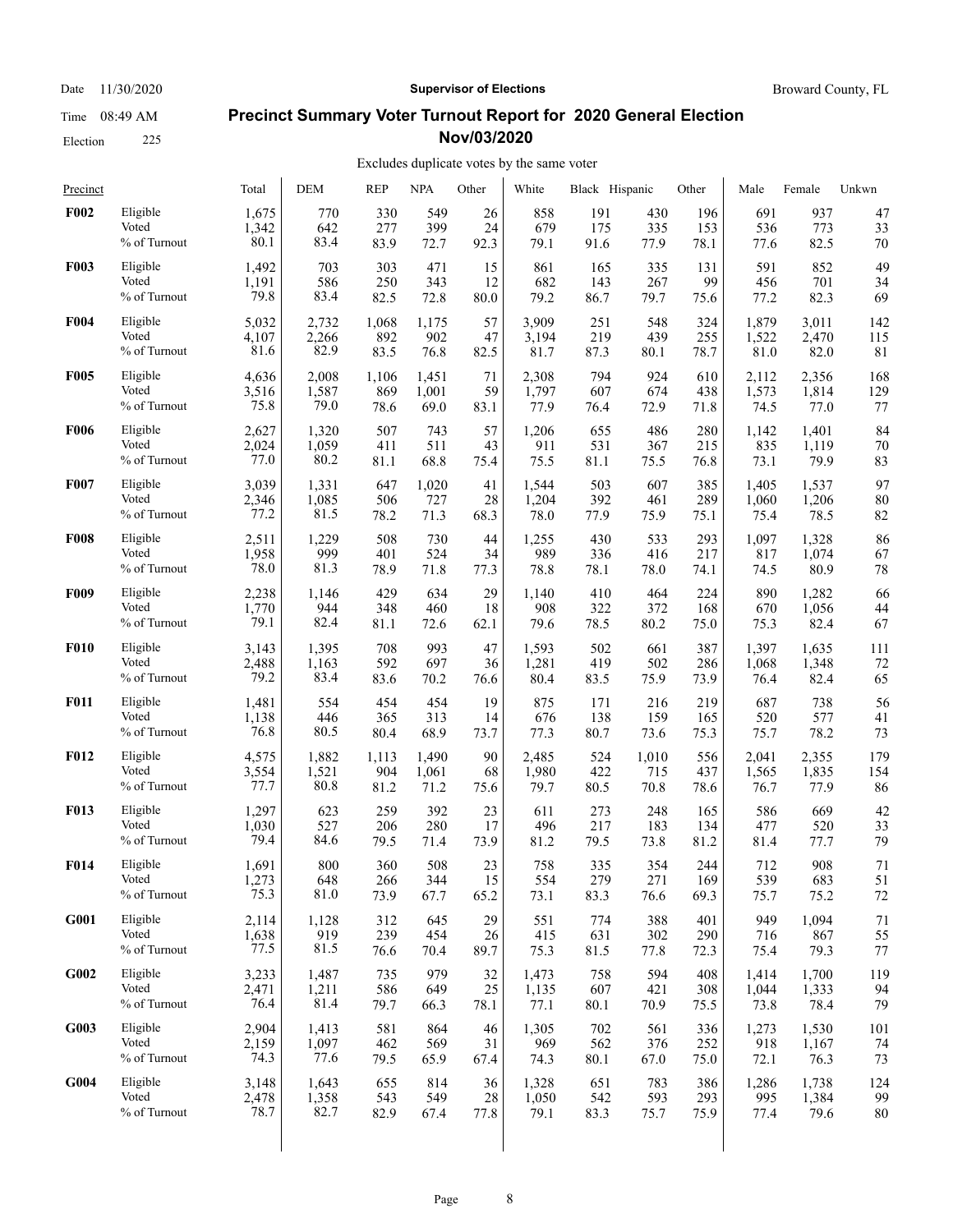# Precinct Summary Voter Turnout Report for 2020 General Election Nov/03/2020

Date 11/30/2020 | Supervisor of Elections | Broward County, FL

Time 08:49 AM

Election 225

Excludes duplicate votes by the same voter

| Precinct | | Total | DEM | REP | NPA | Other | White | Black | Hispanic | Other | Male | Female | Unkwn |
|---|---|---|---|---|---|---|---|---|---|---|---|---|---|
| **F002** | Eligible | 1,675 | 770 | 330 | 549 | 26 | 858 | 191 | 430 | 196 | 691 | 937 | 47 |
| | Voted | 1,342 | 642 | 277 | 399 | 24 | 679 | 175 | 335 | 153 | 536 | 773 | 33 |
| | % of Turnout | 80.1 | 83.4 | 83.9 | 72.7 | 92.3 | 79.1 | 91.6 | 77.9 | 78.1 | 77.6 | 82.5 | 70 |
| **F003** | Eligible | 1,492 | 703 | 303 | 471 | 15 | 861 | 165 | 335 | 131 | 591 | 852 | 49 |
| | Voted | 1,191 | 586 | 250 | 343 | 12 | 682 | 143 | 267 | 99 | 456 | 701 | 34 |
| | % of Turnout | 79.8 | 83.4 | 82.5 | 72.8 | 80.0 | 79.2 | 86.7 | 79.7 | 75.6 | 77.2 | 82.3 | 69 |
| **F004** | Eligible | 5,032 | 2,732 | 1,068 | 1,175 | 57 | 3,909 | 251 | 548 | 324 | 1,879 | 3,011 | 142 |
| | Voted | 4,107 | 2,266 | 892 | 902 | 47 | 3,194 | 219 | 439 | 255 | 1,522 | 2,470 | 115 |
| | % of Turnout | 81.6 | 82.9 | 83.5 | 76.8 | 82.5 | 81.7 | 87.3 | 80.1 | 78.7 | 81.0 | 82.0 | 81 |
| **F005** | Eligible | 4,636 | 2,008 | 1,106 | 1,451 | 71 | 2,308 | 794 | 924 | 610 | 2,112 | 2,356 | 168 |
| | Voted | 3,516 | 1,587 | 869 | 1,001 | 59 | 1,797 | 607 | 674 | 438 | 1,573 | 1,814 | 129 |
| | % of Turnout | 75.8 | 79.0 | 78.6 | 69.0 | 83.1 | 77.9 | 76.4 | 72.9 | 71.8 | 74.5 | 77.0 | 77 |
| **F006** | Eligible | 2,627 | 1,320 | 507 | 743 | 57 | 1,206 | 655 | 486 | 280 | 1,142 | 1,401 | 84 |
| | Voted | 2,024 | 1,059 | 411 | 511 | 43 | 911 | 531 | 367 | 215 | 835 | 1,119 | 70 |
| | % of Turnout | 77.0 | 80.2 | 81.1 | 68.8 | 75.4 | 75.5 | 81.1 | 75.5 | 76.8 | 73.1 | 79.9 | 83 |
| **F007** | Eligible | 3,039 | 1,331 | 647 | 1,020 | 41 | 1,544 | 503 | 607 | 385 | 1,405 | 1,537 | 97 |
| | Voted | 2,346 | 1,085 | 506 | 727 | 28 | 1,204 | 392 | 461 | 289 | 1,060 | 1,206 | 80 |
| | % of Turnout | 77.2 | 81.5 | 78.2 | 71.3 | 68.3 | 78.0 | 77.9 | 75.9 | 75.1 | 75.4 | 78.5 | 82 |
| **F008** | Eligible | 2,511 | 1,229 | 508 | 730 | 44 | 1,255 | 430 | 533 | 293 | 1,097 | 1,328 | 86 |
| | Voted | 1,958 | 999 | 401 | 524 | 34 | 989 | 336 | 416 | 217 | 817 | 1,074 | 67 |
| | % of Turnout | 78.0 | 81.3 | 78.9 | 71.8 | 77.3 | 78.8 | 78.1 | 78.0 | 74.1 | 74.5 | 80.9 | 78 |
| **F009** | Eligible | 2,238 | 1,146 | 429 | 634 | 29 | 1,140 | 410 | 464 | 224 | 890 | 1,282 | 66 |
| | Voted | 1,770 | 944 | 348 | 460 | 18 | 908 | 322 | 372 | 168 | 670 | 1,056 | 44 |
| | % of Turnout | 79.1 | 82.4 | 81.1 | 72.6 | 62.1 | 79.6 | 78.5 | 80.2 | 75.0 | 75.3 | 82.4 | 67 |
| **F010** | Eligible | 3,143 | 1,395 | 708 | 993 | 47 | 1,593 | 502 | 661 | 387 | 1,397 | 1,635 | 111 |
| | Voted | 2,488 | 1,163 | 592 | 697 | 36 | 1,281 | 419 | 502 | 286 | 1,068 | 1,348 | 72 |
| | % of Turnout | 79.2 | 83.4 | 83.6 | 70.2 | 76.6 | 80.4 | 83.5 | 75.9 | 73.9 | 76.4 | 82.4 | 65 |
| **F011** | Eligible | 1,481 | 554 | 454 | 454 | 19 | 875 | 171 | 216 | 219 | 687 | 738 | 56 |
| | Voted | 1,138 | 446 | 365 | 313 | 14 | 676 | 138 | 159 | 165 | 520 | 577 | 41 |
| | % of Turnout | 76.8 | 80.5 | 80.4 | 68.9 | 73.7 | 77.3 | 80.7 | 73.6 | 75.3 | 75.7 | 78.2 | 73 |
| **F012** | Eligible | 4,575 | 1,882 | 1,113 | 1,490 | 90 | 2,485 | 524 | 1,010 | 556 | 2,041 | 2,355 | 179 |
| | Voted | 3,554 | 1,521 | 904 | 1,061 | 68 | 1,980 | 422 | 715 | 437 | 1,565 | 1,835 | 154 |
| | % of Turnout | 77.7 | 80.8 | 81.2 | 71.2 | 75.6 | 79.7 | 80.5 | 70.8 | 78.6 | 76.7 | 77.9 | 86 |
| **F013** | Eligible | 1,297 | 623 | 259 | 392 | 23 | 611 | 273 | 248 | 165 | 586 | 669 | 42 |
| | Voted | 1,030 | 527 | 206 | 280 | 17 | 496 | 217 | 183 | 134 | 477 | 520 | 33 |
| | % of Turnout | 79.4 | 84.6 | 79.5 | 71.4 | 73.9 | 81.2 | 79.5 | 73.8 | 81.2 | 81.4 | 77.7 | 79 |
| **F014** | Eligible | 1,691 | 800 | 360 | 508 | 23 | 758 | 335 | 354 | 244 | 712 | 908 | 71 |
| | Voted | 1,273 | 648 | 266 | 344 | 15 | 554 | 279 | 271 | 169 | 539 | 683 | 51 |
| | % of Turnout | 75.3 | 81.0 | 73.9 | 67.7 | 65.2 | 73.1 | 83.3 | 76.6 | 69.3 | 75.7 | 75.2 | 72 |
| **G001** | Eligible | 2,114 | 1,128 | 312 | 645 | 29 | 551 | 774 | 388 | 401 | 949 | 1,094 | 71 |
| | Voted | 1,638 | 919 | 239 | 454 | 26 | 415 | 631 | 302 | 290 | 716 | 867 | 55 |
| | % of Turnout | 77.5 | 81.5 | 76.6 | 70.4 | 89.7 | 75.3 | 81.5 | 77.8 | 72.3 | 75.4 | 79.3 | 77 |
| **G002** | Eligible | 3,233 | 1,487 | 735 | 979 | 32 | 1,473 | 758 | 594 | 408 | 1,414 | 1,700 | 119 |
| | Voted | 2,471 | 1,211 | 586 | 649 | 25 | 1,135 | 607 | 421 | 308 | 1,044 | 1,333 | 94 |
| | % of Turnout | 76.4 | 81.4 | 79.7 | 66.3 | 78.1 | 77.1 | 80.1 | 70.9 | 75.5 | 73.8 | 78.4 | 79 |
| **G003** | Eligible | 2,904 | 1,413 | 581 | 864 | 46 | 1,305 | 702 | 561 | 336 | 1,273 | 1,530 | 101 |
| | Voted | 2,159 | 1,097 | 462 | 569 | 31 | 969 | 562 | 376 | 252 | 918 | 1,167 | 74 |
| | % of Turnout | 74.3 | 77.6 | 79.5 | 65.9 | 67.4 | 74.3 | 80.1 | 67.0 | 75.0 | 72.1 | 76.3 | 73 |
| **G004** | Eligible | 3,148 | 1,643 | 655 | 814 | 36 | 1,328 | 651 | 783 | 386 | 1,286 | 1,738 | 124 |
| | Voted | 2,478 | 1,358 | 543 | 549 | 28 | 1,050 | 542 | 593 | 293 | 995 | 1,384 | 99 |
| | % of Turnout | 78.7 | 82.7 | 82.9 | 67.4 | 77.8 | 79.1 | 83.3 | 75.7 | 75.9 | 77.4 | 79.6 | 80 |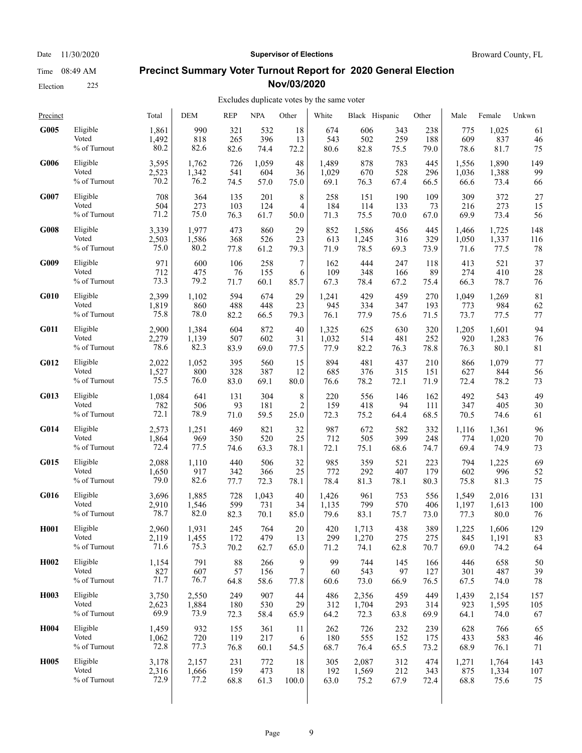Date 11/30/2020 **Supervisor of Elections** Broward County, FL

Time 08:49 AM

Election 225

## Precinct Summary Voter Turnout Report for 2020 General Election Nov/03/2020

Excludes duplicate votes by the same voter

| Precinct | | Total | DEM | REP | NPA | Other | White | Black | Hispanic | Other | Male | Female | Unkwn |
|---|---|---|---|---|---|---|---|---|---|---|---|---|---|
| **G005** | Eligible | 1,861 | 990 | 321 | 532 | 18 | 674 | 606 | 343 | 238 | 775 | 1,025 | 61 |
| | Voted | 1,492 | 818 | 265 | 396 | 13 | 543 | 502 | 259 | 188 | 609 | 837 | 46 |
| | % of Turnout | 80.2 | 82.6 | 82.6 | 74.4 | 72.2 | 80.6 | 82.8 | 75.5 | 79.0 | 78.6 | 81.7 | 75 |
| **G006** | Eligible | 3,595 | 1,762 | 726 | 1,059 | 48 | 1,489 | 878 | 783 | 445 | 1,556 | 1,890 | 149 |
| | Voted | 2,523 | 1,342 | 541 | 604 | 36 | 1,029 | 670 | 528 | 296 | 1,036 | 1,388 | 99 |
| | % of Turnout | 70.2 | 76.2 | 74.5 | 57.0 | 75.0 | 69.1 | 76.3 | 67.4 | 66.5 | 66.6 | 73.4 | 66 |
| **G007** | Eligible | 708 | 364 | 135 | 201 | 8 | 258 | 151 | 190 | 109 | 309 | 372 | 27 |
| | Voted | 504 | 273 | 103 | 124 | 4 | 184 | 114 | 133 | 73 | 216 | 273 | 15 |
| | % of Turnout | 71.2 | 75.0 | 76.3 | 61.7 | 50.0 | 71.3 | 75.5 | 70.0 | 67.0 | 69.9 | 73.4 | 56 |
| **G008** | Eligible | 3,339 | 1,977 | 473 | 860 | 29 | 852 | 1,586 | 456 | 445 | 1,466 | 1,725 | 148 |
| | Voted | 2,503 | 1,586 | 368 | 526 | 23 | 613 | 1,245 | 316 | 329 | 1,050 | 1,337 | 116 |
| | % of Turnout | 75.0 | 80.2 | 77.8 | 61.2 | 79.3 | 71.9 | 78.5 | 69.3 | 73.9 | 71.6 | 77.5 | 78 |
| **G009** | Eligible | 971 | 600 | 106 | 258 | 7 | 162 | 444 | 247 | 118 | 413 | 521 | 37 |
| | Voted | 712 | 475 | 76 | 155 | 6 | 109 | 348 | 166 | 89 | 274 | 410 | 28 |
| | % of Turnout | 73.3 | 79.2 | 71.7 | 60.1 | 85.7 | 67.3 | 78.4 | 67.2 | 75.4 | 66.3 | 78.7 | 76 |
| **G010** | Eligible | 2,399 | 1,102 | 594 | 674 | 29 | 1,241 | 429 | 459 | 270 | 1,049 | 1,269 | 81 |
| | Voted | 1,819 | 860 | 488 | 448 | 23 | 945 | 334 | 347 | 193 | 773 | 984 | 62 |
| | % of Turnout | 75.8 | 78.0 | 82.2 | 66.5 | 79.3 | 76.1 | 77.9 | 75.6 | 71.5 | 73.7 | 77.5 | 77 |
| **G011** | Eligible | 2,900 | 1,384 | 604 | 872 | 40 | 1,325 | 625 | 630 | 320 | 1,205 | 1,601 | 94 |
| | Voted | 2,279 | 1,139 | 507 | 602 | 31 | 1,032 | 514 | 481 | 252 | 920 | 1,283 | 76 |
| | % of Turnout | 78.6 | 82.3 | 83.9 | 69.0 | 77.5 | 77.9 | 82.2 | 76.3 | 78.8 | 76.3 | 80.1 | 81 |
| **G012** | Eligible | 2,022 | 1,052 | 395 | 560 | 15 | 894 | 481 | 437 | 210 | 866 | 1,079 | 77 |
| | Voted | 1,527 | 800 | 328 | 387 | 12 | 685 | 376 | 315 | 151 | 627 | 844 | 56 |
| | % of Turnout | 75.5 | 76.0 | 83.0 | 69.1 | 80.0 | 76.6 | 78.2 | 72.1 | 71.9 | 72.4 | 78.2 | 73 |
| **G013** | Eligible | 1,084 | 641 | 131 | 304 | 8 | 220 | 556 | 146 | 162 | 492 | 543 | 49 |
| | Voted | 782 | 506 | 93 | 181 | 2 | 159 | 418 | 94 | 111 | 347 | 405 | 30 |
| | % of Turnout | 72.1 | 78.9 | 71.0 | 59.5 | 25.0 | 72.3 | 75.2 | 64.4 | 68.5 | 70.5 | 74.6 | 61 |
| **G014** | Eligible | 2,573 | 1,251 | 469 | 821 | 32 | 987 | 672 | 582 | 332 | 1,116 | 1,361 | 96 |
| | Voted | 1,864 | 969 | 350 | 520 | 25 | 712 | 505 | 399 | 248 | 774 | 1,020 | 70 |
| | % of Turnout | 72.4 | 77.5 | 74.6 | 63.3 | 78.1 | 72.1 | 75.1 | 68.6 | 74.7 | 69.4 | 74.9 | 73 |
| **G015** | Eligible | 2,088 | 1,110 | 440 | 506 | 32 | 985 | 359 | 521 | 223 | 794 | 1,225 | 69 |
| | Voted | 1,650 | 917 | 342 | 366 | 25 | 772 | 292 | 407 | 179 | 602 | 996 | 52 |
| | % of Turnout | 79.0 | 82.6 | 77.7 | 72.3 | 78.1 | 78.4 | 81.3 | 78.1 | 80.3 | 75.8 | 81.3 | 75 |
| **G016** | Eligible | 3,696 | 1,885 | 728 | 1,043 | 40 | 1,426 | 961 | 753 | 556 | 1,549 | 2,016 | 131 |
| | Voted | 2,910 | 1,546 | 599 | 731 | 34 | 1,135 | 799 | 570 | 406 | 1,197 | 1,613 | 100 |
| | % of Turnout | 78.7 | 82.0 | 82.3 | 70.1 | 85.0 | 79.6 | 83.1 | 75.7 | 73.0 | 77.3 | 80.0 | 76 |
| **H001** | Eligible | 2,960 | 1,931 | 245 | 764 | 20 | 420 | 1,713 | 438 | 389 | 1,225 | 1,606 | 129 |
| | Voted | 2,119 | 1,455 | 172 | 479 | 13 | 299 | 1,270 | 275 | 275 | 845 | 1,191 | 83 |
| | % of Turnout | 71.6 | 75.3 | 70.2 | 62.7 | 65.0 | 71.2 | 74.1 | 62.8 | 70.7 | 69.0 | 74.2 | 64 |
| **H002** | Eligible | 1,154 | 791 | 88 | 266 | 9 | 99 | 744 | 145 | 166 | 446 | 658 | 50 |
| | Voted | 827 | 607 | 57 | 156 | 7 | 60 | 543 | 97 | 127 | 301 | 487 | 39 |
| | % of Turnout | 71.7 | 76.7 | 64.8 | 58.6 | 77.8 | 60.6 | 73.0 | 66.9 | 76.5 | 67.5 | 74.0 | 78 |
| **H003** | Eligible | 3,750 | 2,550 | 249 | 907 | 44 | 486 | 2,356 | 459 | 449 | 1,439 | 2,154 | 157 |
| | Voted | 2,623 | 1,884 | 180 | 530 | 29 | 312 | 1,704 | 293 | 314 | 923 | 1,595 | 105 |
| | % of Turnout | 69.9 | 73.9 | 72.3 | 58.4 | 65.9 | 64.2 | 72.3 | 63.8 | 69.9 | 64.1 | 74.0 | 67 |
| **H004** | Eligible | 1,459 | 932 | 155 | 361 | 11 | 262 | 726 | 232 | 239 | 628 | 766 | 65 |
| | Voted | 1,062 | 720 | 119 | 217 | 6 | 180 | 555 | 152 | 175 | 433 | 583 | 46 |
| | % of Turnout | 72.8 | 77.3 | 76.8 | 60.1 | 54.5 | 68.7 | 76.4 | 65.5 | 73.2 | 68.9 | 76.1 | 71 |
| **H005** | Eligible | 3,178 | 2,157 | 231 | 772 | 18 | 305 | 2,087 | 312 | 474 | 1,271 | 1,764 | 143 |
| | Voted | 2,316 | 1,666 | 159 | 473 | 18 | 192 | 1,569 | 212 | 343 | 875 | 1,334 | 107 |
| | % of Turnout | 72.9 | 77.2 | 68.8 | 61.3 | 100.0 | 63.0 | 75.2 | 67.9 | 72.4 | 68.8 | 75.6 | 75 |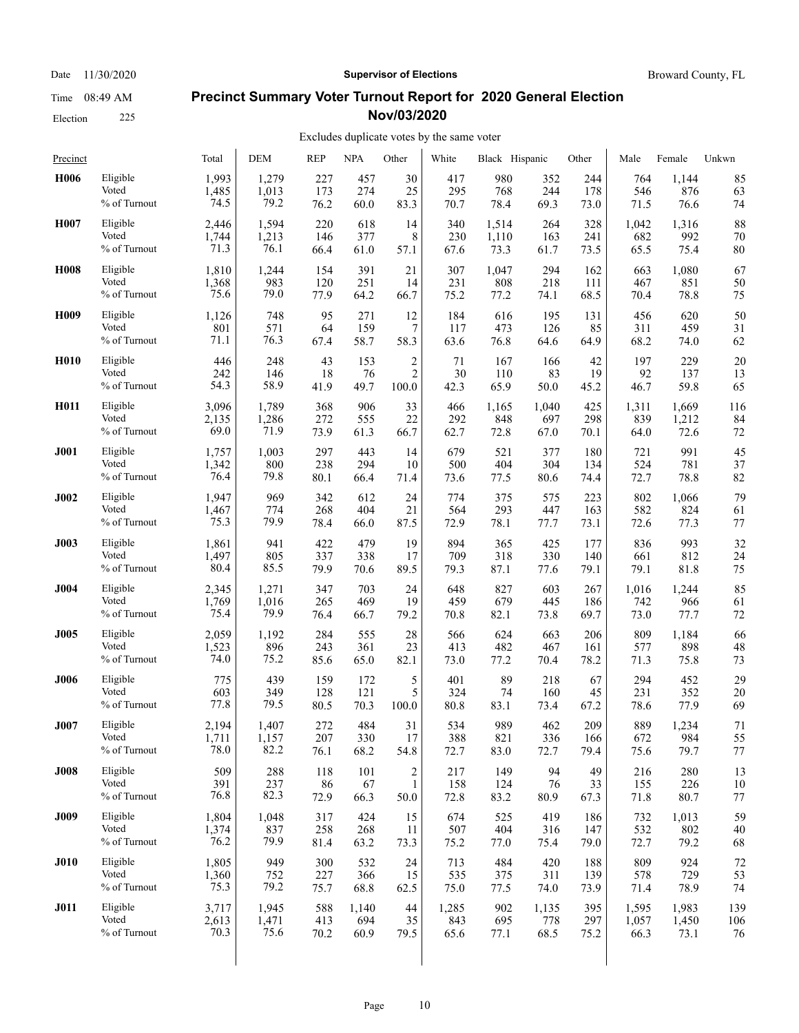Date 11/30/2020 **Supervisor of Elections** Broward County, FL

Time 08:49 AM

Election 225

## Precinct Summary Voter Turnout Report for 2020 General Election Nov/03/2020

Excludes duplicate votes by the same voter

| Precinct | | Total | DEM | REP | NPA | Other | White | Black | Hispanic | Other | Male | Female | Unkwn |
|---|---|---|---|---|---|---|---|---|---|---|---|---|---|
| **H006** | Eligible | 1,993 | 1,279 | 227 | 457 | 30 | 417 | 980 | 352 | 244 | 764 | 1,144 | 85 |
| | Voted | 1,485 | 1,013 | 173 | 274 | 25 | 295 | 768 | 244 | 178 | 546 | 876 | 63 |
| | % of Turnout | 74.5 | 79.2 | 76.2 | 60.0 | 83.3 | 70.7 | 78.4 | 69.3 | 73.0 | 71.5 | 76.6 | 74 |
| **H007** | Eligible | 2,446 | 1,594 | 220 | 618 | 14 | 340 | 1,514 | 264 | 328 | 1,042 | 1,316 | 88 |
| | Voted | 1,744 | 1,213 | 146 | 377 | 8 | 230 | 1,110 | 163 | 241 | 682 | 992 | 70 |
| | % of Turnout | 71.3 | 76.1 | 66.4 | 61.0 | 57.1 | 67.6 | 73.3 | 61.7 | 73.5 | 65.5 | 75.4 | 80 |
| **H008** | Eligible | 1,810 | 1,244 | 154 | 391 | 21 | 307 | 1,047 | 294 | 162 | 663 | 1,080 | 67 |
| | Voted | 1,368 | 983 | 120 | 251 | 14 | 231 | 808 | 218 | 111 | 467 | 851 | 50 |
| | % of Turnout | 75.6 | 79.0 | 77.9 | 64.2 | 66.7 | 75.2 | 77.2 | 74.1 | 68.5 | 70.4 | 78.8 | 75 |
| **H009** | Eligible | 1,126 | 748 | 95 | 271 | 12 | 184 | 616 | 195 | 131 | 456 | 620 | 50 |
| | Voted | 801 | 571 | 64 | 159 | 7 | 117 | 473 | 126 | 85 | 311 | 459 | 31 |
| | % of Turnout | 71.1 | 76.3 | 67.4 | 58.7 | 58.3 | 63.6 | 76.8 | 64.6 | 64.9 | 68.2 | 74.0 | 62 |
| **H010** | Eligible | 446 | 248 | 43 | 153 | 2 | 71 | 167 | 166 | 42 | 197 | 229 | 20 |
| | Voted | 242 | 146 | 18 | 76 | 2 | 30 | 110 | 83 | 19 | 92 | 137 | 13 |
| | % of Turnout | 54.3 | 58.9 | 41.9 | 49.7 | 100.0 | 42.3 | 65.9 | 50.0 | 45.2 | 46.7 | 59.8 | 65 |
| **H011** | Eligible | 3,096 | 1,789 | 368 | 906 | 33 | 466 | 1,165 | 1,040 | 425 | 1,311 | 1,669 | 116 |
| | Voted | 2,135 | 1,286 | 272 | 555 | 22 | 292 | 848 | 697 | 298 | 839 | 1,212 | 84 |
| | % of Turnout | 69.0 | 71.9 | 73.9 | 61.3 | 66.7 | 62.7 | 72.8 | 67.0 | 70.1 | 64.0 | 72.6 | 72 |
| **J001** | Eligible | 1,757 | 1,003 | 297 | 443 | 14 | 679 | 521 | 377 | 180 | 721 | 991 | 45 |
| | Voted | 1,342 | 800 | 238 | 294 | 10 | 500 | 404 | 304 | 134 | 524 | 781 | 37 |
| | % of Turnout | 76.4 | 79.8 | 80.1 | 66.4 | 71.4 | 73.6 | 77.5 | 80.6 | 74.4 | 72.7 | 78.8 | 82 |
| **J002** | Eligible | 1,947 | 969 | 342 | 612 | 24 | 774 | 375 | 575 | 223 | 802 | 1,066 | 79 |
| | Voted | 1,467 | 774 | 268 | 404 | 21 | 564 | 293 | 447 | 163 | 582 | 824 | 61 |
| | % of Turnout | 75.3 | 79.9 | 78.4 | 66.0 | 87.5 | 72.9 | 78.1 | 77.7 | 73.1 | 72.6 | 77.3 | 77 |
| **J003** | Eligible | 1,861 | 941 | 422 | 479 | 19 | 894 | 365 | 425 | 177 | 836 | 993 | 32 |
| | Voted | 1,497 | 805 | 337 | 338 | 17 | 709 | 318 | 330 | 140 | 661 | 812 | 24 |
| | % of Turnout | 80.4 | 85.5 | 79.9 | 70.6 | 89.5 | 79.3 | 87.1 | 77.6 | 79.1 | 79.1 | 81.8 | 75 |
| **J004** | Eligible | 2,345 | 1,271 | 347 | 703 | 24 | 648 | 827 | 603 | 267 | 1,016 | 1,244 | 85 |
| | Voted | 1,769 | 1,016 | 265 | 469 | 19 | 459 | 679 | 445 | 186 | 742 | 966 | 61 |
| | % of Turnout | 75.4 | 79.9 | 76.4 | 66.7 | 79.2 | 70.8 | 82.1 | 73.8 | 69.7 | 73.0 | 77.7 | 72 |
| **J005** | Eligible | 2,059 | 1,192 | 284 | 555 | 28 | 566 | 624 | 663 | 206 | 809 | 1,184 | 66 |
| | Voted | 1,523 | 896 | 243 | 361 | 23 | 413 | 482 | 467 | 161 | 577 | 898 | 48 |
| | % of Turnout | 74.0 | 75.2 | 85.6 | 65.0 | 82.1 | 73.0 | 77.2 | 70.4 | 78.2 | 71.3 | 75.8 | 73 |
| **J006** | Eligible | 775 | 439 | 159 | 172 | 5 | 401 | 89 | 218 | 67 | 294 | 452 | 29 |
| | Voted | 603 | 349 | 128 | 121 | 5 | 324 | 74 | 160 | 45 | 231 | 352 | 20 |
| | % of Turnout | 77.8 | 79.5 | 80.5 | 70.3 | 100.0 | 80.8 | 83.1 | 73.4 | 67.2 | 78.6 | 77.9 | 69 |
| **J007** | Eligible | 2,194 | 1,407 | 272 | 484 | 31 | 534 | 989 | 462 | 209 | 889 | 1,234 | 71 |
| | Voted | 1,711 | 1,157 | 207 | 330 | 17 | 388 | 821 | 336 | 166 | 672 | 984 | 55 |
| | % of Turnout | 78.0 | 82.2 | 76.1 | 68.2 | 54.8 | 72.7 | 83.0 | 72.7 | 79.4 | 75.6 | 79.7 | 77 |
| **J008** | Eligible | 509 | 288 | 118 | 101 | 2 | 217 | 149 | 94 | 49 | 216 | 280 | 13 |
| | Voted | 391 | 237 | 86 | 67 | 1 | 158 | 124 | 76 | 33 | 155 | 226 | 10 |
| | % of Turnout | 76.8 | 82.3 | 72.9 | 66.3 | 50.0 | 72.8 | 83.2 | 80.9 | 67.3 | 71.8 | 80.7 | 77 |
| **J009** | Eligible | 1,804 | 1,048 | 317 | 424 | 15 | 674 | 525 | 419 | 186 | 732 | 1,013 | 59 |
| | Voted | 1,374 | 837 | 258 | 268 | 11 | 507 | 404 | 316 | 147 | 532 | 802 | 40 |
| | % of Turnout | 76.2 | 79.9 | 81.4 | 63.2 | 73.3 | 75.2 | 77.0 | 75.4 | 79.0 | 72.7 | 79.2 | 68 |
| **J010** | Eligible | 1,805 | 949 | 300 | 532 | 24 | 713 | 484 | 420 | 188 | 809 | 924 | 72 |
| | Voted | 1,360 | 752 | 227 | 366 | 15 | 535 | 375 | 311 | 139 | 578 | 729 | 53 |
| | % of Turnout | 75.3 | 79.2 | 75.7 | 68.8 | 62.5 | 75.0 | 77.5 | 74.0 | 73.9 | 71.4 | 78.9 | 74 |
| **J011** | Eligible | 3,717 | 1,945 | 588 | 1,140 | 44 | 1,285 | 902 | 1,135 | 395 | 1,595 | 1,983 | 139 |
| | Voted | 2,613 | 1,471 | 413 | 694 | 35 | 843 | 695 | 778 | 297 | 1,057 | 1,450 | 106 |
| | % of Turnout | 70.3 | 75.6 | 70.2 | 60.9 | 79.5 | 65.6 | 77.1 | 68.5 | 75.2 | 66.3 | 73.1 | 76 |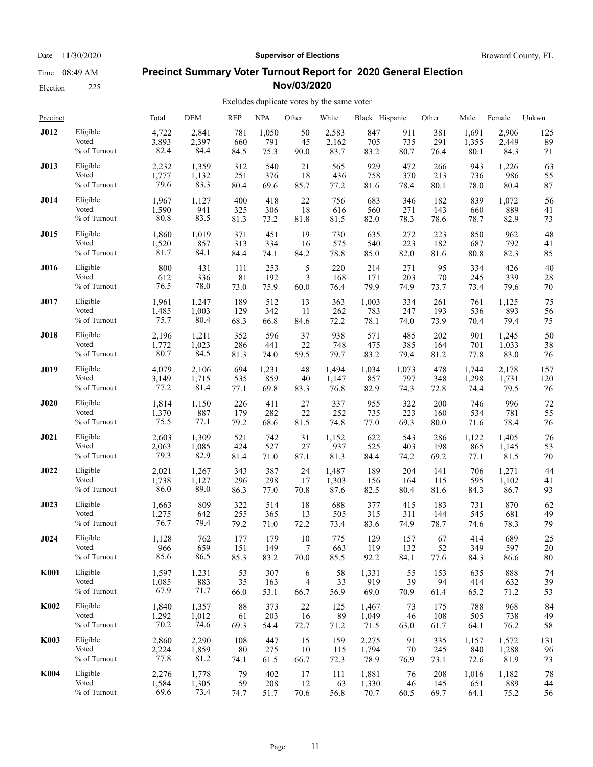# Precinct Summary Voter Turnout Report for 2020 General Election Nov/03/2020

Date 11/30/2020 — Supervisor of Elections — Broward County, FL

Time 08:49 AM

Election 225

Excludes duplicate votes by the same voter

| Precinct | | Total | DEM | REP | NPA | Other | White | Black | Hispanic | Other | Male | Female | Unkwn |
|---|---|---|---|---|---|---|---|---|---|---|---|---|---|
| **J012** | Eligible | 4,722 | 2,841 | 781 | 1,050 | 50 | 2,583 | 847 | 911 | 381 | 1,691 | 2,906 | 125 |
| | Voted | 3,893 | 2,397 | 660 | 791 | 45 | 2,162 | 705 | 735 | 291 | 1,355 | 2,449 | 89 |
| | % of Turnout | 82.4 | 84.4 | 84.5 | 75.3 | 90.0 | 83.7 | 83.2 | 80.7 | 76.4 | 80.1 | 84.3 | 71 |
| **J013** | Eligible | 2,232 | 1,359 | 312 | 540 | 21 | 565 | 929 | 472 | 266 | 943 | 1,226 | 63 |
| | Voted | 1,777 | 1,132 | 251 | 376 | 18 | 436 | 758 | 370 | 213 | 736 | 986 | 55 |
| | % of Turnout | 79.6 | 83.3 | 80.4 | 69.6 | 85.7 | 77.2 | 81.6 | 78.4 | 80.1 | 78.0 | 80.4 | 87 |
| **J014** | Eligible | 1,967 | 1,127 | 400 | 418 | 22 | 756 | 683 | 346 | 182 | 839 | 1,072 | 56 |
| | Voted | 1,590 | 941 | 325 | 306 | 18 | 616 | 560 | 271 | 143 | 660 | 889 | 41 |
| | % of Turnout | 80.8 | 83.5 | 81.3 | 73.2 | 81.8 | 81.5 | 82.0 | 78.3 | 78.6 | 78.7 | 82.9 | 73 |
| **J015** | Eligible | 1,860 | 1,019 | 371 | 451 | 19 | 730 | 635 | 272 | 223 | 850 | 962 | 48 |
| | Voted | 1,520 | 857 | 313 | 334 | 16 | 575 | 540 | 223 | 182 | 687 | 792 | 41 |
| | % of Turnout | 81.7 | 84.1 | 84.4 | 74.1 | 84.2 | 78.8 | 85.0 | 82.0 | 81.6 | 80.8 | 82.3 | 85 |
| **J016** | Eligible | 800 | 431 | 111 | 253 | 5 | 220 | 214 | 271 | 95 | 334 | 426 | 40 |
| | Voted | 612 | 336 | 81 | 192 | 3 | 168 | 171 | 203 | 70 | 245 | 339 | 28 |
| | % of Turnout | 76.5 | 78.0 | 73.0 | 75.9 | 60.0 | 76.4 | 79.9 | 74.9 | 73.7 | 73.4 | 79.6 | 70 |
| **J017** | Eligible | 1,961 | 1,247 | 189 | 512 | 13 | 363 | 1,003 | 334 | 261 | 761 | 1,125 | 75 |
| | Voted | 1,485 | 1,003 | 129 | 342 | 11 | 262 | 783 | 247 | 193 | 536 | 893 | 56 |
| | % of Turnout | 75.7 | 80.4 | 68.3 | 66.8 | 84.6 | 72.2 | 78.1 | 74.0 | 73.9 | 70.4 | 79.4 | 75 |
| **J018** | Eligible | 2,196 | 1,211 | 352 | 596 | 37 | 938 | 571 | 485 | 202 | 901 | 1,245 | 50 |
| | Voted | 1,772 | 1,023 | 286 | 441 | 22 | 748 | 475 | 385 | 164 | 701 | 1,033 | 38 |
| | % of Turnout | 80.7 | 84.5 | 81.3 | 74.0 | 59.5 | 79.7 | 83.2 | 79.4 | 81.2 | 77.8 | 83.0 | 76 |
| **J019** | Eligible | 4,079 | 2,106 | 694 | 1,231 | 48 | 1,494 | 1,034 | 1,073 | 478 | 1,744 | 2,178 | 157 |
| | Voted | 3,149 | 1,715 | 535 | 859 | 40 | 1,147 | 857 | 797 | 348 | 1,298 | 1,731 | 120 |
| | % of Turnout | 77.2 | 81.4 | 77.1 | 69.8 | 83.3 | 76.8 | 82.9 | 74.3 | 72.8 | 74.4 | 79.5 | 76 |
| **J020** | Eligible | 1,814 | 1,150 | 226 | 411 | 27 | 337 | 955 | 322 | 200 | 746 | 996 | 72 |
| | Voted | 1,370 | 887 | 179 | 282 | 22 | 252 | 735 | 223 | 160 | 534 | 781 | 55 |
| | % of Turnout | 75.5 | 77.1 | 79.2 | 68.6 | 81.5 | 74.8 | 77.0 | 69.3 | 80.0 | 71.6 | 78.4 | 76 |
| **J021** | Eligible | 2,603 | 1,309 | 521 | 742 | 31 | 1,152 | 622 | 543 | 286 | 1,122 | 1,405 | 76 |
| | Voted | 2,063 | 1,085 | 424 | 527 | 27 | 937 | 525 | 403 | 198 | 865 | 1,145 | 53 |
| | % of Turnout | 79.3 | 82.9 | 81.4 | 71.0 | 87.1 | 81.3 | 84.4 | 74.2 | 69.2 | 77.1 | 81.5 | 70 |
| **J022** | Eligible | 2,021 | 1,267 | 343 | 387 | 24 | 1,487 | 189 | 204 | 141 | 706 | 1,271 | 44 |
| | Voted | 1,738 | 1,127 | 296 | 298 | 17 | 1,303 | 156 | 164 | 115 | 595 | 1,102 | 41 |
| | % of Turnout | 86.0 | 89.0 | 86.3 | 77.0 | 70.8 | 87.6 | 82.5 | 80.4 | 81.6 | 84.3 | 86.7 | 93 |
| **J023** | Eligible | 1,663 | 809 | 322 | 514 | 18 | 688 | 377 | 415 | 183 | 731 | 870 | 62 |
| | Voted | 1,275 | 642 | 255 | 365 | 13 | 505 | 315 | 311 | 144 | 545 | 681 | 49 |
| | % of Turnout | 76.7 | 79.4 | 79.2 | 71.0 | 72.2 | 73.4 | 83.6 | 74.9 | 78.7 | 74.6 | 78.3 | 79 |
| **J024** | Eligible | 1,128 | 762 | 177 | 179 | 10 | 775 | 129 | 157 | 67 | 414 | 689 | 25 |
| | Voted | 966 | 659 | 151 | 149 | 7 | 663 | 119 | 132 | 52 | 349 | 597 | 20 |
| | % of Turnout | 85.6 | 86.5 | 85.3 | 83.2 | 70.0 | 85.5 | 92.2 | 84.1 | 77.6 | 84.3 | 86.6 | 80 |
| **K001** | Eligible | 1,597 | 1,231 | 53 | 307 | 6 | 58 | 1,331 | 55 | 153 | 635 | 888 | 74 |
| | Voted | 1,085 | 883 | 35 | 163 | 4 | 33 | 919 | 39 | 94 | 414 | 632 | 39 |
| | % of Turnout | 67.9 | 71.7 | 66.0 | 53.1 | 66.7 | 56.9 | 69.0 | 70.9 | 61.4 | 65.2 | 71.2 | 53 |
| **K002** | Eligible | 1,840 | 1,357 | 88 | 373 | 22 | 125 | 1,467 | 73 | 175 | 788 | 968 | 84 |
| | Voted | 1,292 | 1,012 | 61 | 203 | 16 | 89 | 1,049 | 46 | 108 | 505 | 738 | 49 |
| | % of Turnout | 70.2 | 74.6 | 69.3 | 54.4 | 72.7 | 71.2 | 71.5 | 63.0 | 61.7 | 64.1 | 76.2 | 58 |
| **K003** | Eligible | 2,860 | 2,290 | 108 | 447 | 15 | 159 | 2,275 | 91 | 335 | 1,157 | 1,572 | 131 |
| | Voted | 2,224 | 1,859 | 80 | 275 | 10 | 115 | 1,794 | 70 | 245 | 840 | 1,288 | 96 |
| | % of Turnout | 77.8 | 81.2 | 74.1 | 61.5 | 66.7 | 72.3 | 78.9 | 76.9 | 73.1 | 72.6 | 81.9 | 73 |
| **K004** | Eligible | 2,276 | 1,778 | 79 | 402 | 17 | 111 | 1,881 | 76 | 208 | 1,016 | 1,182 | 78 |
| | Voted | 1,584 | 1,305 | 59 | 208 | 12 | 63 | 1,330 | 46 | 145 | 651 | 889 | 44 |
| | % of Turnout | 69.6 | 73.4 | 74.7 | 51.7 | 70.6 | 56.8 | 70.7 | 60.5 | 69.7 | 64.1 | 75.2 | 56 |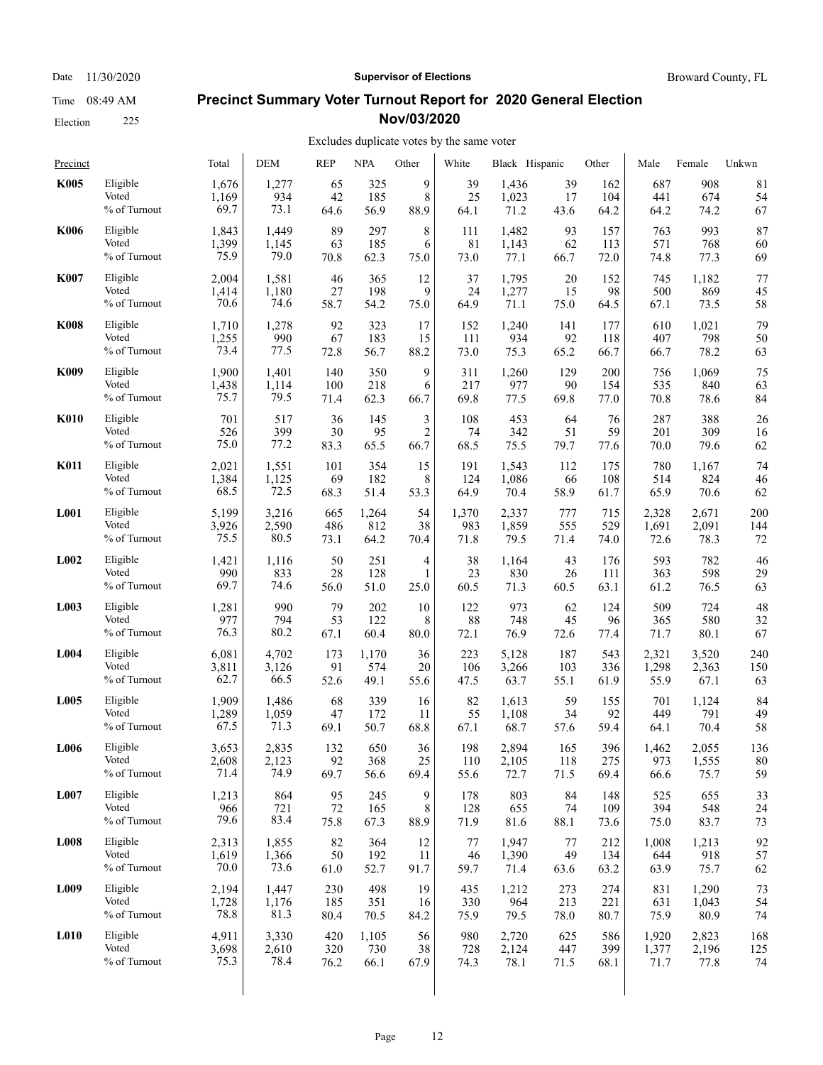Date 11/30/2020 | **Supervisor of Elections** | Broward County, FL

Time 08:49 AM

Election 225

## Precinct Summary Voter Turnout Report for 2020 General Election Nov/03/2020

Excludes duplicate votes by the same voter

| Precinct | | Total | DEM | REP | NPA | Other | White | Black | Hispanic | Other | Male | Female | Unkwn |
|---|---|---|---|---|---|---|---|---|---|---|---|---|---|
| **K005** | Eligible | 1,676 | 1,277 | 65 | 325 | 9 | 39 | 1,436 | 39 | 162 | 687 | 908 | 81 |
| | Voted | 1,169 | 934 | 42 | 185 | 8 | 25 | 1,023 | 17 | 104 | 441 | 674 | 54 |
| | % of Turnout | 69.7 | 73.1 | 64.6 | 56.9 | 88.9 | 64.1 | 71.2 | 43.6 | 64.2 | 64.2 | 74.2 | 67 |
| **K006** | Eligible | 1,843 | 1,449 | 89 | 297 | 8 | 111 | 1,482 | 93 | 157 | 763 | 993 | 87 |
| | Voted | 1,399 | 1,145 | 63 | 185 | 6 | 81 | 1,143 | 62 | 113 | 571 | 768 | 60 |
| | % of Turnout | 75.9 | 79.0 | 70.8 | 62.3 | 75.0 | 73.0 | 77.1 | 66.7 | 72.0 | 74.8 | 77.3 | 69 |
| **K007** | Eligible | 2,004 | 1,581 | 46 | 365 | 12 | 37 | 1,795 | 20 | 152 | 745 | 1,182 | 77 |
| | Voted | 1,414 | 1,180 | 27 | 198 | 9 | 24 | 1,277 | 15 | 98 | 500 | 869 | 45 |
| | % of Turnout | 70.6 | 74.6 | 58.7 | 54.2 | 75.0 | 64.9 | 71.1 | 75.0 | 64.5 | 67.1 | 73.5 | 58 |
| **K008** | Eligible | 1,710 | 1,278 | 92 | 323 | 17 | 152 | 1,240 | 141 | 177 | 610 | 1,021 | 79 |
| | Voted | 1,255 | 990 | 67 | 183 | 15 | 111 | 934 | 92 | 118 | 407 | 798 | 50 |
| | % of Turnout | 73.4 | 77.5 | 72.8 | 56.7 | 88.2 | 73.0 | 75.3 | 65.2 | 66.7 | 66.7 | 78.2 | 63 |
| **K009** | Eligible | 1,900 | 1,401 | 140 | 350 | 9 | 311 | 1,260 | 129 | 200 | 756 | 1,069 | 75 |
| | Voted | 1,438 | 1,114 | 100 | 218 | 6 | 217 | 977 | 90 | 154 | 535 | 840 | 63 |
| | % of Turnout | 75.7 | 79.5 | 71.4 | 62.3 | 66.7 | 69.8 | 77.5 | 69.8 | 77.0 | 70.8 | 78.6 | 84 |
| **K010** | Eligible | 701 | 517 | 36 | 145 | 3 | 108 | 453 | 64 | 76 | 287 | 388 | 26 |
| | Voted | 526 | 399 | 30 | 95 | 2 | 74 | 342 | 51 | 59 | 201 | 309 | 16 |
| | % of Turnout | 75.0 | 77.2 | 83.3 | 65.5 | 66.7 | 68.5 | 75.5 | 79.7 | 77.6 | 70.0 | 79.6 | 62 |
| **K011** | Eligible | 2,021 | 1,551 | 101 | 354 | 15 | 191 | 1,543 | 112 | 175 | 780 | 1,167 | 74 |
| | Voted | 1,384 | 1,125 | 69 | 182 | 8 | 124 | 1,086 | 66 | 108 | 514 | 824 | 46 |
| | % of Turnout | 68.5 | 72.5 | 68.3 | 51.4 | 53.3 | 64.9 | 70.4 | 58.9 | 61.7 | 65.9 | 70.6 | 62 |
| **L001** | Eligible | 5,199 | 3,216 | 665 | 1,264 | 54 | 1,370 | 2,337 | 777 | 715 | 2,328 | 2,671 | 200 |
| | Voted | 3,926 | 2,590 | 486 | 812 | 38 | 983 | 1,859 | 555 | 529 | 1,691 | 2,091 | 144 |
| | % of Turnout | 75.5 | 80.5 | 73.1 | 64.2 | 70.4 | 71.8 | 79.5 | 71.4 | 74.0 | 72.6 | 78.3 | 72 |
| **L002** | Eligible | 1,421 | 1,116 | 50 | 251 | 4 | 38 | 1,164 | 43 | 176 | 593 | 782 | 46 |
| | Voted | 990 | 833 | 28 | 128 | 1 | 23 | 830 | 26 | 111 | 363 | 598 | 29 |
| | % of Turnout | 69.7 | 74.6 | 56.0 | 51.0 | 25.0 | 60.5 | 71.3 | 60.5 | 63.1 | 61.2 | 76.5 | 63 |
| **L003** | Eligible | 1,281 | 990 | 79 | 202 | 10 | 122 | 973 | 62 | 124 | 509 | 724 | 48 |
| | Voted | 977 | 794 | 53 | 122 | 8 | 88 | 748 | 45 | 96 | 365 | 580 | 32 |
| | % of Turnout | 76.3 | 80.2 | 67.1 | 60.4 | 80.0 | 72.1 | 76.9 | 72.6 | 77.4 | 71.7 | 80.1 | 67 |
| **L004** | Eligible | 6,081 | 4,702 | 173 | 1,170 | 36 | 223 | 5,128 | 187 | 543 | 2,321 | 3,520 | 240 |
| | Voted | 3,811 | 3,126 | 91 | 574 | 20 | 106 | 3,266 | 103 | 336 | 1,298 | 2,363 | 150 |
| | % of Turnout | 62.7 | 66.5 | 52.6 | 49.1 | 55.6 | 47.5 | 63.7 | 55.1 | 61.9 | 55.9 | 67.1 | 63 |
| **L005** | Eligible | 1,909 | 1,486 | 68 | 339 | 16 | 82 | 1,613 | 59 | 155 | 701 | 1,124 | 84 |
| | Voted | 1,289 | 1,059 | 47 | 172 | 11 | 55 | 1,108 | 34 | 92 | 449 | 791 | 49 |
| | % of Turnout | 67.5 | 71.3 | 69.1 | 50.7 | 68.8 | 67.1 | 68.7 | 57.6 | 59.4 | 64.1 | 70.4 | 58 |
| **L006** | Eligible | 3,653 | 2,835 | 132 | 650 | 36 | 198 | 2,894 | 165 | 396 | 1,462 | 2,055 | 136 |
| | Voted | 2,608 | 2,123 | 92 | 368 | 25 | 110 | 2,105 | 118 | 275 | 973 | 1,555 | 80 |
| | % of Turnout | 71.4 | 74.9 | 69.7 | 56.6 | 69.4 | 55.6 | 72.7 | 71.5 | 69.4 | 66.6 | 75.7 | 59 |
| **L007** | Eligible | 1,213 | 864 | 95 | 245 | 9 | 178 | 803 | 84 | 148 | 525 | 655 | 33 |
| | Voted | 966 | 721 | 72 | 165 | 8 | 128 | 655 | 74 | 109 | 394 | 548 | 24 |
| | % of Turnout | 79.6 | 83.4 | 75.8 | 67.3 | 88.9 | 71.9 | 81.6 | 88.1 | 73.6 | 75.0 | 83.7 | 73 |
| **L008** | Eligible | 2,313 | 1,855 | 82 | 364 | 12 | 77 | 1,947 | 77 | 212 | 1,008 | 1,213 | 92 |
| | Voted | 1,619 | 1,366 | 50 | 192 | 11 | 46 | 1,390 | 49 | 134 | 644 | 918 | 57 |
| | % of Turnout | 70.0 | 73.6 | 61.0 | 52.7 | 91.7 | 59.7 | 71.4 | 63.6 | 63.2 | 63.9 | 75.7 | 62 |
| **L009** | Eligible | 2,194 | 1,447 | 230 | 498 | 19 | 435 | 1,212 | 273 | 274 | 831 | 1,290 | 73 |
| | Voted | 1,728 | 1,176 | 185 | 351 | 16 | 330 | 964 | 213 | 221 | 631 | 1,043 | 54 |
| | % of Turnout | 78.8 | 81.3 | 80.4 | 70.5 | 84.2 | 75.9 | 79.5 | 78.0 | 80.7 | 75.9 | 80.9 | 74 |
| **L010** | Eligible | 4,911 | 3,330 | 420 | 1,105 | 56 | 980 | 2,720 | 625 | 586 | 1,920 | 2,823 | 168 |
| | Voted | 3,698 | 2,610 | 320 | 730 | 38 | 728 | 2,124 | 447 | 399 | 1,377 | 2,196 | 125 |
| | % of Turnout | 75.3 | 78.4 | 76.2 | 66.1 | 67.9 | 74.3 | 78.1 | 71.5 | 68.1 | 71.7 | 77.8 | 74 |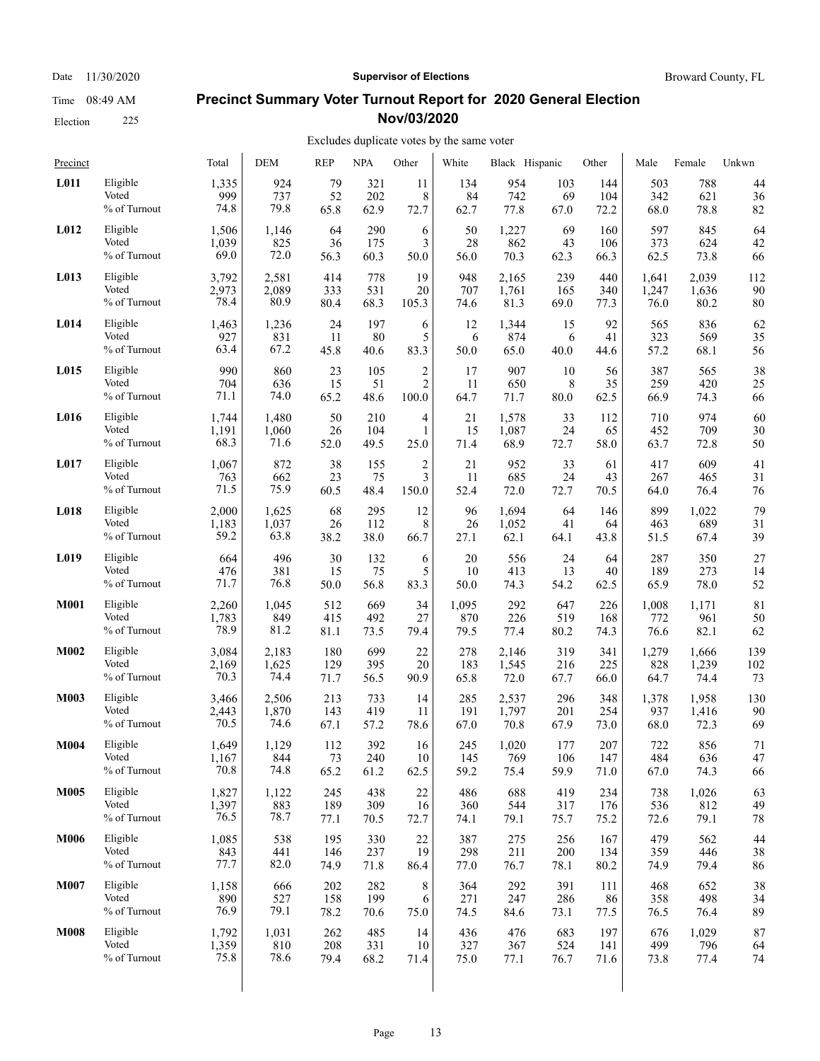Date 11/30/2020 **Supervisor of Elections** Broward County, FL

Time 08:49 AM

Election 225

## Precinct Summary Voter Turnout Report for 2020 General Election Nov/03/2020

Excludes duplicate votes by the same voter

| Precinct | | Total | DEM | REP | NPA | Other | White | Black | Hispanic | Other | Male | Female | Unkwn |
|---|---|---|---|---|---|---|---|---|---|---|---|---|---|
| **L011** | Eligible | 1,335 | 924 | 79 | 321 | 11 | 134 | 954 | 103 | 144 | 503 | 788 | 44 |
| | Voted | 999 | 737 | 52 | 202 | 8 | 84 | 742 | 69 | 104 | 342 | 621 | 36 |
| | % of Turnout | 74.8 | 79.8 | 65.8 | 62.9 | 72.7 | 62.7 | 77.8 | 67.0 | 72.2 | 68.0 | 78.8 | 82 |
| **L012** | Eligible | 1,506 | 1,146 | 64 | 290 | 6 | 50 | 1,227 | 69 | 160 | 597 | 845 | 64 |
| | Voted | 1,039 | 825 | 36 | 175 | 3 | 28 | 862 | 43 | 106 | 373 | 624 | 42 |
| | % of Turnout | 69.0 | 72.0 | 56.3 | 60.3 | 50.0 | 56.0 | 70.3 | 62.3 | 66.3 | 62.5 | 73.8 | 66 |
| **L013** | Eligible | 3,792 | 2,581 | 414 | 778 | 19 | 948 | 2,165 | 239 | 440 | 1,641 | 2,039 | 112 |
| | Voted | 2,973 | 2,089 | 333 | 531 | 20 | 707 | 1,761 | 165 | 340 | 1,247 | 1,636 | 90 |
| | % of Turnout | 78.4 | 80.9 | 80.4 | 68.3 | 105.3 | 74.6 | 81.3 | 69.0 | 77.3 | 76.0 | 80.2 | 80 |
| **L014** | Eligible | 1,463 | 1,236 | 24 | 197 | 6 | 12 | 1,344 | 15 | 92 | 565 | 836 | 62 |
| | Voted | 927 | 831 | 11 | 80 | 5 | 6 | 874 | 6 | 41 | 323 | 569 | 35 |
| | % of Turnout | 63.4 | 67.2 | 45.8 | 40.6 | 83.3 | 50.0 | 65.0 | 40.0 | 44.6 | 57.2 | 68.1 | 56 |
| **L015** | Eligible | 990 | 860 | 23 | 105 | 2 | 17 | 907 | 10 | 56 | 387 | 565 | 38 |
| | Voted | 704 | 636 | 15 | 51 | 2 | 11 | 650 | 8 | 35 | 259 | 420 | 25 |
| | % of Turnout | 71.1 | 74.0 | 65.2 | 48.6 | 100.0 | 64.7 | 71.7 | 80.0 | 62.5 | 66.9 | 74.3 | 66 |
| **L016** | Eligible | 1,744 | 1,480 | 50 | 210 | 4 | 21 | 1,578 | 33 | 112 | 710 | 974 | 60 |
| | Voted | 1,191 | 1,060 | 26 | 104 | 1 | 15 | 1,087 | 24 | 65 | 452 | 709 | 30 |
| | % of Turnout | 68.3 | 71.6 | 52.0 | 49.5 | 25.0 | 71.4 | 68.9 | 72.7 | 58.0 | 63.7 | 72.8 | 50 |
| **L017** | Eligible | 1,067 | 872 | 38 | 155 | 2 | 21 | 952 | 33 | 61 | 417 | 609 | 41 |
| | Voted | 763 | 662 | 23 | 75 | 3 | 11 | 685 | 24 | 43 | 267 | 465 | 31 |
| | % of Turnout | 71.5 | 75.9 | 60.5 | 48.4 | 150.0 | 52.4 | 72.0 | 72.7 | 70.5 | 64.0 | 76.4 | 76 |
| **L018** | Eligible | 2,000 | 1,625 | 68 | 295 | 12 | 96 | 1,694 | 64 | 146 | 899 | 1,022 | 79 |
| | Voted | 1,183 | 1,037 | 26 | 112 | 8 | 26 | 1,052 | 41 | 64 | 463 | 689 | 31 |
| | % of Turnout | 59.2 | 63.8 | 38.2 | 38.0 | 66.7 | 27.1 | 62.1 | 64.1 | 43.8 | 51.5 | 67.4 | 39 |
| **L019** | Eligible | 664 | 496 | 30 | 132 | 6 | 20 | 556 | 24 | 64 | 287 | 350 | 27 |
| | Voted | 476 | 381 | 15 | 75 | 5 | 10 | 413 | 13 | 40 | 189 | 273 | 14 |
| | % of Turnout | 71.7 | 76.8 | 50.0 | 56.8 | 83.3 | 50.0 | 74.3 | 54.2 | 62.5 | 65.9 | 78.0 | 52 |
| **M001** | Eligible | 2,260 | 1,045 | 512 | 669 | 34 | 1,095 | 292 | 647 | 226 | 1,008 | 1,171 | 81 |
| | Voted | 1,783 | 849 | 415 | 492 | 27 | 870 | 226 | 519 | 168 | 772 | 961 | 50 |
| | % of Turnout | 78.9 | 81.2 | 81.1 | 73.5 | 79.4 | 79.5 | 77.4 | 80.2 | 74.3 | 76.6 | 82.1 | 62 |
| **M002** | Eligible | 3,084 | 2,183 | 180 | 699 | 22 | 278 | 2,146 | 319 | 341 | 1,279 | 1,666 | 139 |
| | Voted | 2,169 | 1,625 | 129 | 395 | 20 | 183 | 1,545 | 216 | 225 | 828 | 1,239 | 102 |
| | % of Turnout | 70.3 | 74.4 | 71.7 | 56.5 | 90.9 | 65.8 | 72.0 | 67.7 | 66.0 | 64.7 | 74.4 | 73 |
| **M003** | Eligible | 3,466 | 2,506 | 213 | 733 | 14 | 285 | 2,537 | 296 | 348 | 1,378 | 1,958 | 130 |
| | Voted | 2,443 | 1,870 | 143 | 419 | 11 | 191 | 1,797 | 201 | 254 | 937 | 1,416 | 90 |
| | % of Turnout | 70.5 | 74.6 | 67.1 | 57.2 | 78.6 | 67.0 | 70.8 | 67.9 | 73.0 | 68.0 | 72.3 | 69 |
| **M004** | Eligible | 1,649 | 1,129 | 112 | 392 | 16 | 245 | 1,020 | 177 | 207 | 722 | 856 | 71 |
| | Voted | 1,167 | 844 | 73 | 240 | 10 | 145 | 769 | 106 | 147 | 484 | 636 | 47 |
| | % of Turnout | 70.8 | 74.8 | 65.2 | 61.2 | 62.5 | 59.2 | 75.4 | 59.9 | 71.0 | 67.0 | 74.3 | 66 |
| **M005** | Eligible | 1,827 | 1,122 | 245 | 438 | 22 | 486 | 688 | 419 | 234 | 738 | 1,026 | 63 |
| | Voted | 1,397 | 883 | 189 | 309 | 16 | 360 | 544 | 317 | 176 | 536 | 812 | 49 |
| | % of Turnout | 76.5 | 78.7 | 77.1 | 70.5 | 72.7 | 74.1 | 79.1 | 75.7 | 75.2 | 72.6 | 79.1 | 78 |
| **M006** | Eligible | 1,085 | 538 | 195 | 330 | 22 | 387 | 275 | 256 | 167 | 479 | 562 | 44 |
| | Voted | 843 | 441 | 146 | 237 | 19 | 298 | 211 | 200 | 134 | 359 | 446 | 38 |
| | % of Turnout | 77.7 | 82.0 | 74.9 | 71.8 | 86.4 | 77.0 | 76.7 | 78.1 | 80.2 | 74.9 | 79.4 | 86 |
| **M007** | Eligible | 1,158 | 666 | 202 | 282 | 8 | 364 | 292 | 391 | 111 | 468 | 652 | 38 |
| | Voted | 890 | 527 | 158 | 199 | 6 | 271 | 247 | 286 | 86 | 358 | 498 | 34 |
| | % of Turnout | 76.9 | 79.1 | 78.2 | 70.6 | 75.0 | 74.5 | 84.6 | 73.1 | 77.5 | 76.5 | 76.4 | 89 |
| **M008** | Eligible | 1,792 | 1,031 | 262 | 485 | 14 | 436 | 476 | 683 | 197 | 676 | 1,029 | 87 |
| | Voted | 1,359 | 810 | 208 | 331 | 10 | 327 | 367 | 524 | 141 | 499 | 796 | 64 |
| | % of Turnout | 75.8 | 78.6 | 79.4 | 68.2 | 71.4 | 75.0 | 77.1 | 76.7 | 71.6 | 73.8 | 77.4 | 74 |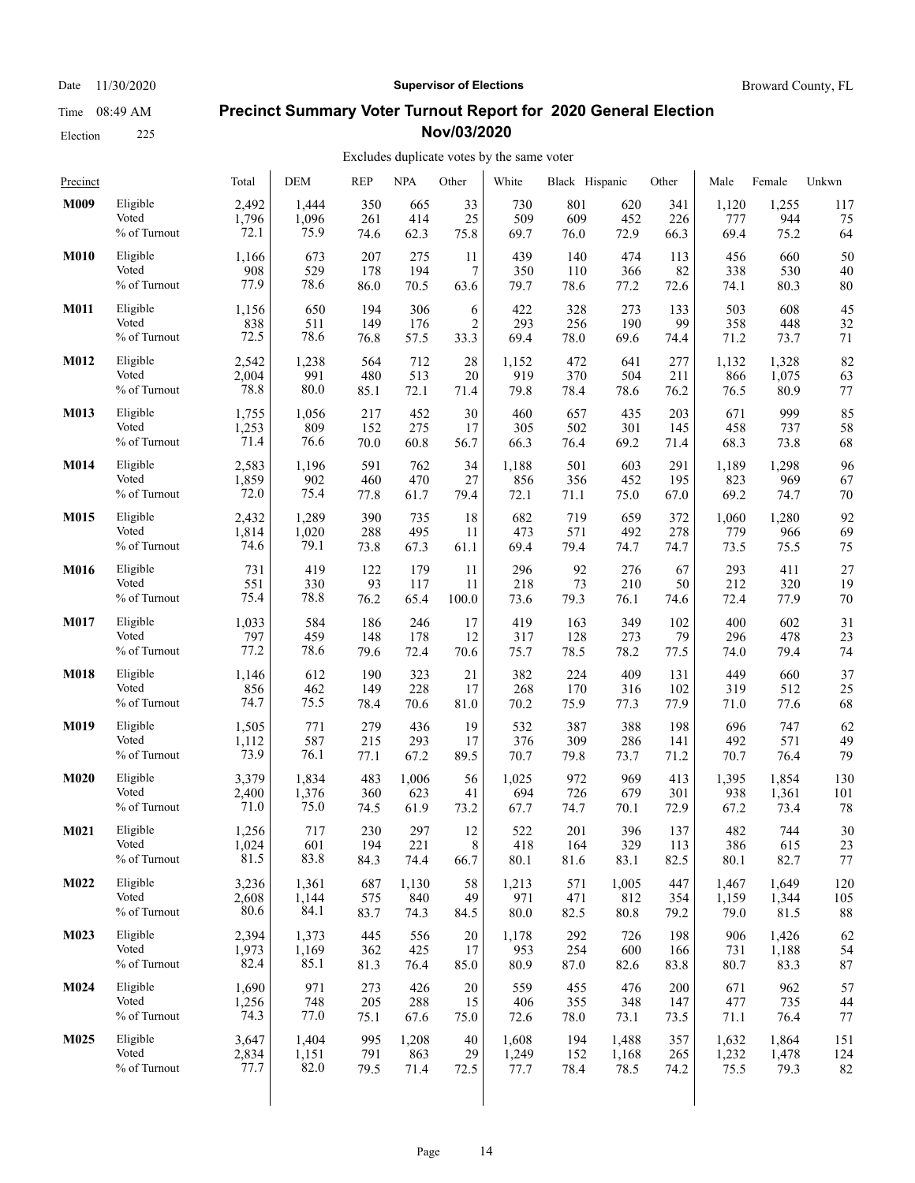Date 11/30/2020 **Supervisor of Elections** Broward County, FL

Time 08:49 AM

Election 225

# Precinct Summary Voter Turnout Report for 2020 General Election Nov/03/2020

Excludes duplicate votes by the same voter

| Precinct | | Total | DEM | REP | NPA | Other | White | Black | Hispanic | Other | Male | Female | Unkwn |
|---|---|---|---|---|---|---|---|---|---|---|---|---|---|
| **M009** | Eligible | 2,492 | 1,444 | 350 | 665 | 33 | 730 | 801 | 620 | 341 | 1,120 | 1,255 | 117 |
| | Voted | 1,796 | 1,096 | 261 | 414 | 25 | 509 | 609 | 452 | 226 | 777 | 944 | 75 |
| | % of Turnout | 72.1 | 75.9 | 74.6 | 62.3 | 75.8 | 69.7 | 76.0 | 72.9 | 66.3 | 69.4 | 75.2 | 64 |
| **M010** | Eligible | 1,166 | 673 | 207 | 275 | 11 | 439 | 140 | 474 | 113 | 456 | 660 | 50 |
| | Voted | 908 | 529 | 178 | 194 | 7 | 350 | 110 | 366 | 82 | 338 | 530 | 40 |
| | % of Turnout | 77.9 | 78.6 | 86.0 | 70.5 | 63.6 | 79.7 | 78.6 | 77.2 | 72.6 | 74.1 | 80.3 | 80 |
| **M011** | Eligible | 1,156 | 650 | 194 | 306 | 6 | 422 | 328 | 273 | 133 | 503 | 608 | 45 |
| | Voted | 838 | 511 | 149 | 176 | 2 | 293 | 256 | 190 | 99 | 358 | 448 | 32 |
| | % of Turnout | 72.5 | 78.6 | 76.8 | 57.5 | 33.3 | 69.4 | 78.0 | 69.6 | 74.4 | 71.2 | 73.7 | 71 |
| **M012** | Eligible | 2,542 | 1,238 | 564 | 712 | 28 | 1,152 | 472 | 641 | 277 | 1,132 | 1,328 | 82 |
| | Voted | 2,004 | 991 | 480 | 513 | 20 | 919 | 370 | 504 | 211 | 866 | 1,075 | 63 |
| | % of Turnout | 78.8 | 80.0 | 85.1 | 72.1 | 71.4 | 79.8 | 78.4 | 78.6 | 76.2 | 76.5 | 80.9 | 77 |
| **M013** | Eligible | 1,755 | 1,056 | 217 | 452 | 30 | 460 | 657 | 435 | 203 | 671 | 999 | 85 |
| | Voted | 1,253 | 809 | 152 | 275 | 17 | 305 | 502 | 301 | 145 | 458 | 737 | 58 |
| | % of Turnout | 71.4 | 76.6 | 70.0 | 60.8 | 56.7 | 66.3 | 76.4 | 69.2 | 71.4 | 68.3 | 73.8 | 68 |
| **M014** | Eligible | 2,583 | 1,196 | 591 | 762 | 34 | 1,188 | 501 | 603 | 291 | 1,189 | 1,298 | 96 |
| | Voted | 1,859 | 902 | 460 | 470 | 27 | 856 | 356 | 452 | 195 | 823 | 969 | 67 |
| | % of Turnout | 72.0 | 75.4 | 77.8 | 61.7 | 79.4 | 72.1 | 71.1 | 75.0 | 67.0 | 69.2 | 74.7 | 70 |
| **M015** | Eligible | 2,432 | 1,289 | 390 | 735 | 18 | 682 | 719 | 659 | 372 | 1,060 | 1,280 | 92 |
| | Voted | 1,814 | 1,020 | 288 | 495 | 11 | 473 | 571 | 492 | 278 | 779 | 966 | 69 |
| | % of Turnout | 74.6 | 79.1 | 73.8 | 67.3 | 61.1 | 69.4 | 79.4 | 74.7 | 74.7 | 73.5 | 75.5 | 75 |
| **M016** | Eligible | 731 | 419 | 122 | 179 | 11 | 296 | 92 | 276 | 67 | 293 | 411 | 27 |
| | Voted | 551 | 330 | 93 | 117 | 11 | 218 | 73 | 210 | 50 | 212 | 320 | 19 |
| | % of Turnout | 75.4 | 78.8 | 76.2 | 65.4 | 100.0 | 73.6 | 79.3 | 76.1 | 74.6 | 72.4 | 77.9 | 70 |
| **M017** | Eligible | 1,033 | 584 | 186 | 246 | 17 | 419 | 163 | 349 | 102 | 400 | 602 | 31 |
| | Voted | 797 | 459 | 148 | 178 | 12 | 317 | 128 | 273 | 79 | 296 | 478 | 23 |
| | % of Turnout | 77.2 | 78.6 | 79.6 | 72.4 | 70.6 | 75.7 | 78.5 | 78.2 | 77.5 | 74.0 | 79.4 | 74 |
| **M018** | Eligible | 1,146 | 612 | 190 | 323 | 21 | 382 | 224 | 409 | 131 | 449 | 660 | 37 |
| | Voted | 856 | 462 | 149 | 228 | 17 | 268 | 170 | 316 | 102 | 319 | 512 | 25 |
| | % of Turnout | 74.7 | 75.5 | 78.4 | 70.6 | 81.0 | 70.2 | 75.9 | 77.3 | 77.9 | 71.0 | 77.6 | 68 |
| **M019** | Eligible | 1,505 | 771 | 279 | 436 | 19 | 532 | 387 | 388 | 198 | 696 | 747 | 62 |
| | Voted | 1,112 | 587 | 215 | 293 | 17 | 376 | 309 | 286 | 141 | 492 | 571 | 49 |
| | % of Turnout | 73.9 | 76.1 | 77.1 | 67.2 | 89.5 | 70.7 | 79.8 | 73.7 | 71.2 | 70.7 | 76.4 | 79 |
| **M020** | Eligible | 3,379 | 1,834 | 483 | 1,006 | 56 | 1,025 | 972 | 969 | 413 | 1,395 | 1,854 | 130 |
| | Voted | 2,400 | 1,376 | 360 | 623 | 41 | 694 | 726 | 679 | 301 | 938 | 1,361 | 101 |
| | % of Turnout | 71.0 | 75.0 | 74.5 | 61.9 | 73.2 | 67.7 | 74.7 | 70.1 | 72.9 | 67.2 | 73.4 | 78 |
| **M021** | Eligible | 1,256 | 717 | 230 | 297 | 12 | 522 | 201 | 396 | 137 | 482 | 744 | 30 |
| | Voted | 1,024 | 601 | 194 | 221 | 8 | 418 | 164 | 329 | 113 | 386 | 615 | 23 |
| | % of Turnout | 81.5 | 83.8 | 84.3 | 74.4 | 66.7 | 80.1 | 81.6 | 83.1 | 82.5 | 80.1 | 82.7 | 77 |
| **M022** | Eligible | 3,236 | 1,361 | 687 | 1,130 | 58 | 1,213 | 571 | 1,005 | 447 | 1,467 | 1,649 | 120 |
| | Voted | 2,608 | 1,144 | 575 | 840 | 49 | 971 | 471 | 812 | 354 | 1,159 | 1,344 | 105 |
| | % of Turnout | 80.6 | 84.1 | 83.7 | 74.3 | 84.5 | 80.0 | 82.5 | 80.8 | 79.2 | 79.0 | 81.5 | 88 |
| **M023** | Eligible | 2,394 | 1,373 | 445 | 556 | 20 | 1,178 | 292 | 726 | 198 | 906 | 1,426 | 62 |
| | Voted | 1,973 | 1,169 | 362 | 425 | 17 | 953 | 254 | 600 | 166 | 731 | 1,188 | 54 |
| | % of Turnout | 82.4 | 85.1 | 81.3 | 76.4 | 85.0 | 80.9 | 87.0 | 82.6 | 83.8 | 80.7 | 83.3 | 87 |
| **M024** | Eligible | 1,690 | 971 | 273 | 426 | 20 | 559 | 455 | 476 | 200 | 671 | 962 | 57 |
| | Voted | 1,256 | 748 | 205 | 288 | 15 | 406 | 355 | 348 | 147 | 477 | 735 | 44 |
| | % of Turnout | 74.3 | 77.0 | 75.1 | 67.6 | 75.0 | 72.6 | 78.0 | 73.1 | 73.5 | 71.1 | 76.4 | 77 |
| **M025** | Eligible | 3,647 | 1,404 | 995 | 1,208 | 40 | 1,608 | 194 | 1,488 | 357 | 1,632 | 1,864 | 151 |
| | Voted | 2,834 | 1,151 | 791 | 863 | 29 | 1,249 | 152 | 1,168 | 265 | 1,232 | 1,478 | 124 |
| | % of Turnout | 77.7 | 82.0 | 79.5 | 71.4 | 72.5 | 77.7 | 78.4 | 78.5 | 74.2 | 75.5 | 79.3 | 82 |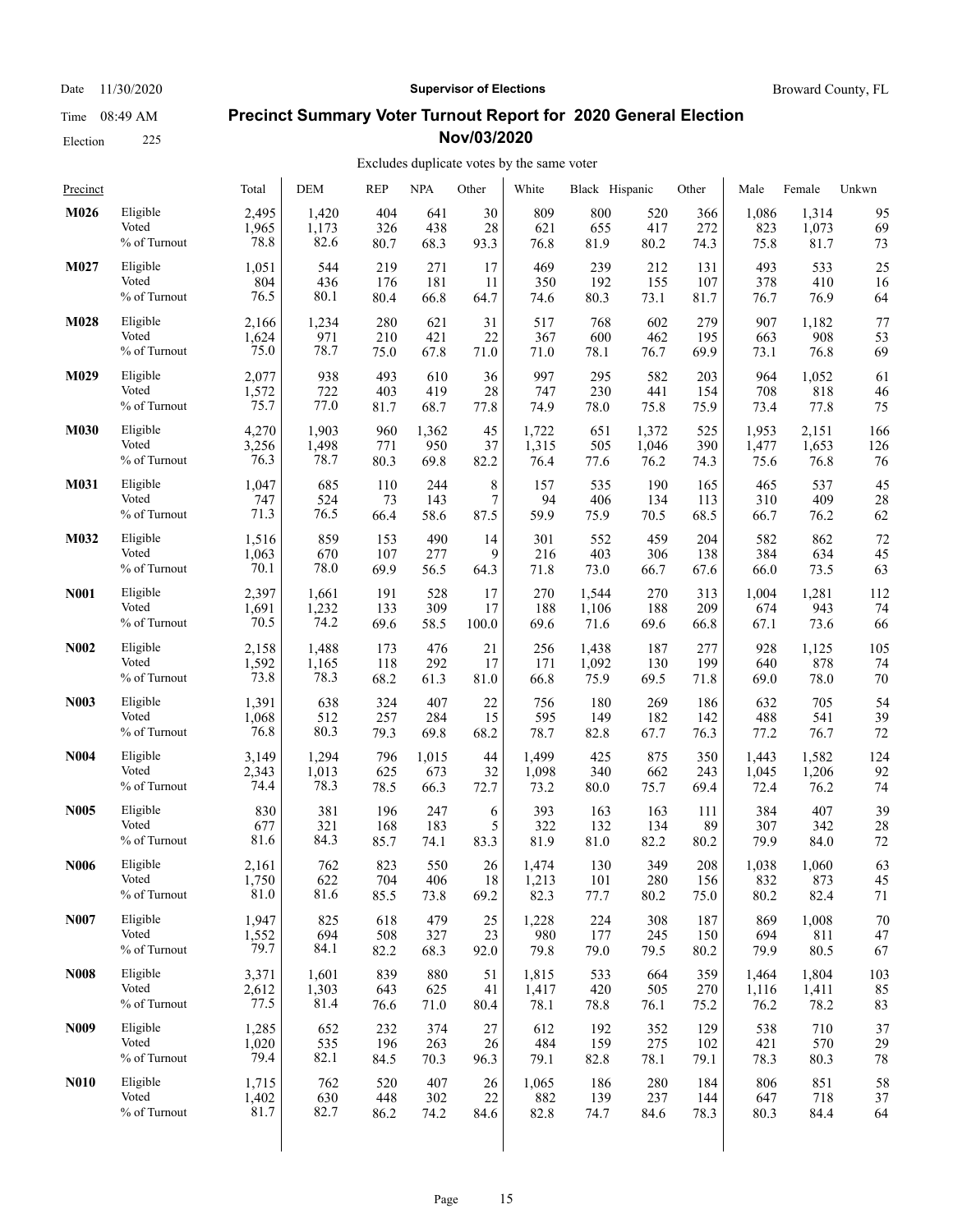# Precinct Summary Voter Turnout Report for 2020 General Election Nov/03/2020

Date 11/30/2020 — Supervisor of Elections — Broward County, FL

Time 08:49 AM

Election 225

Excludes duplicate votes by the same voter

| Precinct | | Total | DEM | REP | NPA | Other | White | Black | Hispanic | Other | Male | Female | Unkwn |
|---|---|---|---|---|---|---|---|---|---|---|---|---|---|
| **M026** | Eligible | 2,495 | 1,420 | 404 | 641 | 30 | 809 | 800 | 520 | 366 | 1,086 | 1,314 | 95 |
| | Voted | 1,965 | 1,173 | 326 | 438 | 28 | 621 | 655 | 417 | 272 | 823 | 1,073 | 69 |
| | % of Turnout | 78.8 | 82.6 | 80.7 | 68.3 | 93.3 | 76.8 | 81.9 | 80.2 | 74.3 | 75.8 | 81.7 | 73 |
| **M027** | Eligible | 1,051 | 544 | 219 | 271 | 17 | 469 | 239 | 212 | 131 | 493 | 533 | 25 |
| | Voted | 804 | 436 | 176 | 181 | 11 | 350 | 192 | 155 | 107 | 378 | 410 | 16 |
| | % of Turnout | 76.5 | 80.1 | 80.4 | 66.8 | 64.7 | 74.6 | 80.3 | 73.1 | 81.7 | 76.7 | 76.9 | 64 |
| **M028** | Eligible | 2,166 | 1,234 | 280 | 621 | 31 | 517 | 768 | 602 | 279 | 907 | 1,182 | 77 |
| | Voted | 1,624 | 971 | 210 | 421 | 22 | 367 | 600 | 462 | 195 | 663 | 908 | 53 |
| | % of Turnout | 75.0 | 78.7 | 75.0 | 67.8 | 71.0 | 71.0 | 78.1 | 76.7 | 69.9 | 73.1 | 76.8 | 69 |
| **M029** | Eligible | 2,077 | 938 | 493 | 610 | 36 | 997 | 295 | 582 | 203 | 964 | 1,052 | 61 |
| | Voted | 1,572 | 722 | 403 | 419 | 28 | 747 | 230 | 441 | 154 | 708 | 818 | 46 |
| | % of Turnout | 75.7 | 77.0 | 81.7 | 68.7 | 77.8 | 74.9 | 78.0 | 75.8 | 75.9 | 73.4 | 77.8 | 75 |
| **M030** | Eligible | 4,270 | 1,903 | 960 | 1,362 | 45 | 1,722 | 651 | 1,372 | 525 | 1,953 | 2,151 | 166 |
| | Voted | 3,256 | 1,498 | 771 | 950 | 37 | 1,315 | 505 | 1,046 | 390 | 1,477 | 1,653 | 126 |
| | % of Turnout | 76.3 | 78.7 | 80.3 | 69.8 | 82.2 | 76.4 | 77.6 | 76.2 | 74.3 | 75.6 | 76.8 | 76 |
| **M031** | Eligible | 1,047 | 685 | 110 | 244 | 8 | 157 | 535 | 190 | 165 | 465 | 537 | 45 |
| | Voted | 747 | 524 | 73 | 143 | 7 | 94 | 406 | 134 | 113 | 310 | 409 | 28 |
| | % of Turnout | 71.3 | 76.5 | 66.4 | 58.6 | 87.5 | 59.9 | 75.9 | 70.5 | 68.5 | 66.7 | 76.2 | 62 |
| **M032** | Eligible | 1,516 | 859 | 153 | 490 | 14 | 301 | 552 | 459 | 204 | 582 | 862 | 72 |
| | Voted | 1,063 | 670 | 107 | 277 | 9 | 216 | 403 | 306 | 138 | 384 | 634 | 45 |
| | % of Turnout | 70.1 | 78.0 | 69.9 | 56.5 | 64.3 | 71.8 | 73.0 | 66.7 | 67.6 | 66.0 | 73.5 | 63 |
| **N001** | Eligible | 2,397 | 1,661 | 191 | 528 | 17 | 270 | 1,544 | 270 | 313 | 1,004 | 1,281 | 112 |
| | Voted | 1,691 | 1,232 | 133 | 309 | 17 | 188 | 1,106 | 188 | 209 | 674 | 943 | 74 |
| | % of Turnout | 70.5 | 74.2 | 69.6 | 58.5 | 100.0 | 69.6 | 71.6 | 69.6 | 66.8 | 67.1 | 73.6 | 66 |
| **N002** | Eligible | 2,158 | 1,488 | 173 | 476 | 21 | 256 | 1,438 | 187 | 277 | 928 | 1,125 | 105 |
| | Voted | 1,592 | 1,165 | 118 | 292 | 17 | 171 | 1,092 | 130 | 199 | 640 | 878 | 74 |
| | % of Turnout | 73.8 | 78.3 | 68.2 | 61.3 | 81.0 | 66.8 | 75.9 | 69.5 | 71.8 | 69.0 | 78.0 | 70 |
| **N003** | Eligible | 1,391 | 638 | 324 | 407 | 22 | 756 | 180 | 269 | 186 | 632 | 705 | 54 |
| | Voted | 1,068 | 512 | 257 | 284 | 15 | 595 | 149 | 182 | 142 | 488 | 541 | 39 |
| | % of Turnout | 76.8 | 80.3 | 79.3 | 69.8 | 68.2 | 78.7 | 82.8 | 67.7 | 76.3 | 77.2 | 76.7 | 72 |
| **N004** | Eligible | 3,149 | 1,294 | 796 | 1,015 | 44 | 1,499 | 425 | 875 | 350 | 1,443 | 1,582 | 124 |
| | Voted | 2,343 | 1,013 | 625 | 673 | 32 | 1,098 | 340 | 662 | 243 | 1,045 | 1,206 | 92 |
| | % of Turnout | 74.4 | 78.3 | 78.5 | 66.3 | 72.7 | 73.2 | 80.0 | 75.7 | 69.4 | 72.4 | 76.2 | 74 |
| **N005** | Eligible | 830 | 381 | 196 | 247 | 6 | 393 | 163 | 163 | 111 | 384 | 407 | 39 |
| | Voted | 677 | 321 | 168 | 183 | 5 | 322 | 132 | 134 | 89 | 307 | 342 | 28 |
| | % of Turnout | 81.6 | 84.3 | 85.7 | 74.1 | 83.3 | 81.9 | 81.0 | 82.2 | 80.2 | 79.9 | 84.0 | 72 |
| **N006** | Eligible | 2,161 | 762 | 823 | 550 | 26 | 1,474 | 130 | 349 | 208 | 1,038 | 1,060 | 63 |
| | Voted | 1,750 | 622 | 704 | 406 | 18 | 1,213 | 101 | 280 | 156 | 832 | 873 | 45 |
| | % of Turnout | 81.0 | 81.6 | 85.5 | 73.8 | 69.2 | 82.3 | 77.7 | 80.2 | 75.0 | 80.2 | 82.4 | 71 |
| **N007** | Eligible | 1,947 | 825 | 618 | 479 | 25 | 1,228 | 224 | 308 | 187 | 869 | 1,008 | 70 |
| | Voted | 1,552 | 694 | 508 | 327 | 23 | 980 | 177 | 245 | 150 | 694 | 811 | 47 |
| | % of Turnout | 79.7 | 84.1 | 82.2 | 68.3 | 92.0 | 79.8 | 79.0 | 79.5 | 80.2 | 79.9 | 80.5 | 67 |
| **N008** | Eligible | 3,371 | 1,601 | 839 | 880 | 51 | 1,815 | 533 | 664 | 359 | 1,464 | 1,804 | 103 |
| | Voted | 2,612 | 1,303 | 643 | 625 | 41 | 1,417 | 420 | 505 | 270 | 1,116 | 1,411 | 85 |
| | % of Turnout | 77.5 | 81.4 | 76.6 | 71.0 | 80.4 | 78.1 | 78.8 | 76.1 | 75.2 | 76.2 | 78.2 | 83 |
| **N009** | Eligible | 1,285 | 652 | 232 | 374 | 27 | 612 | 192 | 352 | 129 | 538 | 710 | 37 |
| | Voted | 1,020 | 535 | 196 | 263 | 26 | 484 | 159 | 275 | 102 | 421 | 570 | 29 |
| | % of Turnout | 79.4 | 82.1 | 84.5 | 70.3 | 96.3 | 79.1 | 82.8 | 78.1 | 79.1 | 78.3 | 80.3 | 78 |
| **N010** | Eligible | 1,715 | 762 | 520 | 407 | 26 | 1,065 | 186 | 280 | 184 | 806 | 851 | 58 |
| | Voted | 1,402 | 630 | 448 | 302 | 22 | 882 | 139 | 237 | 144 | 647 | 718 | 37 |
| | % of Turnout | 81.7 | 82.7 | 86.2 | 74.2 | 84.6 | 82.8 | 74.7 | 84.6 | 78.3 | 80.3 | 84.4 | 64 |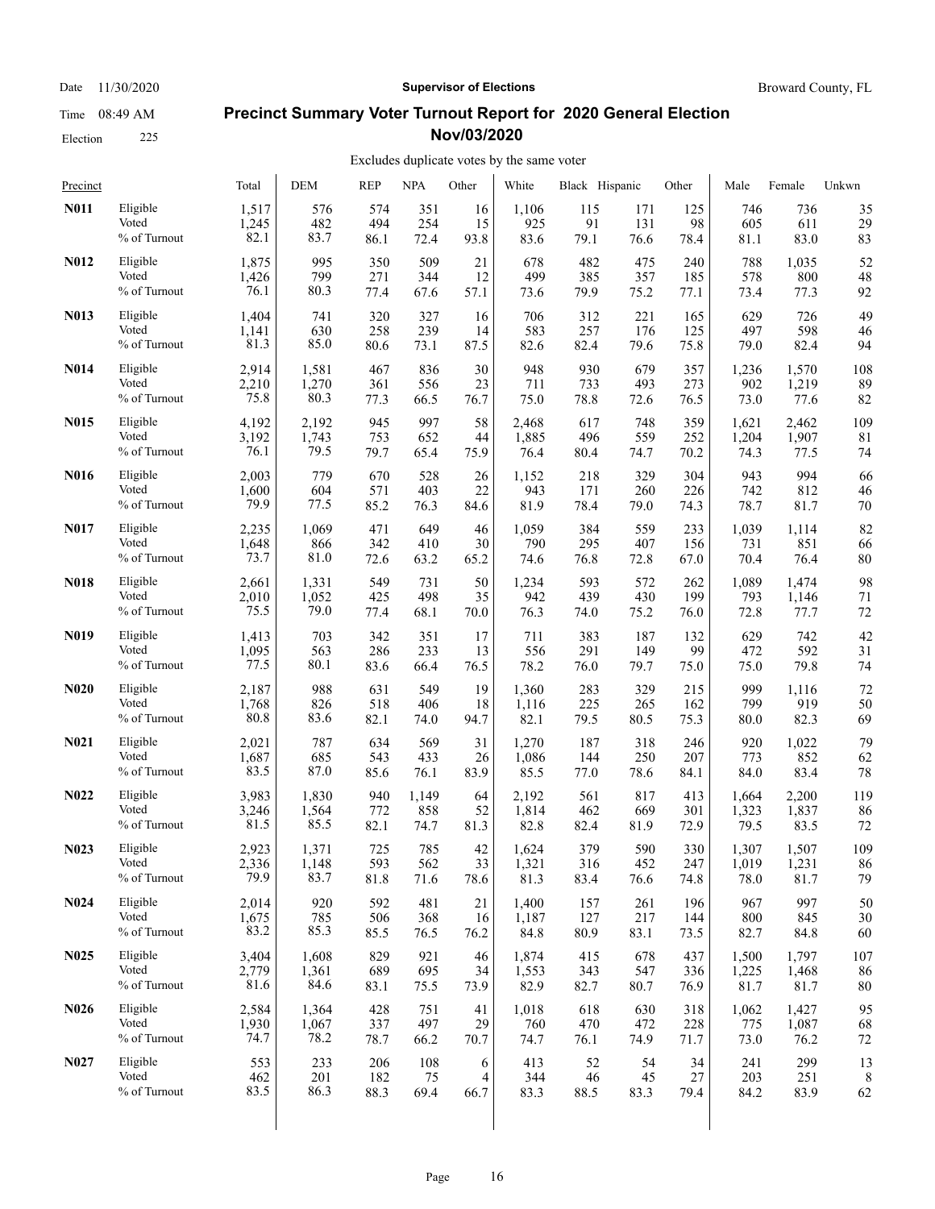Date 11/30/2020 **Supervisor of Elections** Broward County, FL

Time 08:49 AM

Election 225

# Precinct Summary Voter Turnout Report for 2020 General Election Nov/03/2020

Excludes duplicate votes by the same voter

| Precinct | | Total | DEM | REP | NPA | Other | White | Black | Hispanic | Other | Male | Female | Unkwn |
|---|---|---|---|---|---|---|---|---|---|---|---|---|---|
| **N011** | Eligible | 1,517 | 576 | 574 | 351 | 16 | 1,106 | 115 | 171 | 125 | 746 | 736 | 35 |
| | Voted | 1,245 | 482 | 494 | 254 | 15 | 925 | 91 | 131 | 98 | 605 | 611 | 29 |
| | % of Turnout | 82.1 | 83.7 | 86.1 | 72.4 | 93.8 | 83.6 | 79.1 | 76.6 | 78.4 | 81.1 | 83.0 | 83 |
| **N012** | Eligible | 1,875 | 995 | 350 | 509 | 21 | 678 | 482 | 475 | 240 | 788 | 1,035 | 52 |
| | Voted | 1,426 | 799 | 271 | 344 | 12 | 499 | 385 | 357 | 185 | 578 | 800 | 48 |
| | % of Turnout | 76.1 | 80.3 | 77.4 | 67.6 | 57.1 | 73.6 | 79.9 | 75.2 | 77.1 | 73.4 | 77.3 | 92 |
| **N013** | Eligible | 1,404 | 741 | 320 | 327 | 16 | 706 | 312 | 221 | 165 | 629 | 726 | 49 |
| | Voted | 1,141 | 630 | 258 | 239 | 14 | 583 | 257 | 176 | 125 | 497 | 598 | 46 |
| | % of Turnout | 81.3 | 85.0 | 80.6 | 73.1 | 87.5 | 82.6 | 82.4 | 79.6 | 75.8 | 79.0 | 82.4 | 94 |
| **N014** | Eligible | 2,914 | 1,581 | 467 | 836 | 30 | 948 | 930 | 679 | 357 | 1,236 | 1,570 | 108 |
| | Voted | 2,210 | 1,270 | 361 | 556 | 23 | 711 | 733 | 493 | 273 | 902 | 1,219 | 89 |
| | % of Turnout | 75.8 | 80.3 | 77.3 | 66.5 | 76.7 | 75.0 | 78.8 | 72.6 | 76.5 | 73.0 | 77.6 | 82 |
| **N015** | Eligible | 4,192 | 2,192 | 945 | 997 | 58 | 2,468 | 617 | 748 | 359 | 1,621 | 2,462 | 109 |
| | Voted | 3,192 | 1,743 | 753 | 652 | 44 | 1,885 | 496 | 559 | 252 | 1,204 | 1,907 | 81 |
| | % of Turnout | 76.1 | 79.5 | 79.7 | 65.4 | 75.9 | 76.4 | 80.4 | 74.7 | 70.2 | 74.3 | 77.5 | 74 |
| **N016** | Eligible | 2,003 | 779 | 670 | 528 | 26 | 1,152 | 218 | 329 | 304 | 943 | 994 | 66 |
| | Voted | 1,600 | 604 | 571 | 403 | 22 | 943 | 171 | 260 | 226 | 742 | 812 | 46 |
| | % of Turnout | 79.9 | 77.5 | 85.2 | 76.3 | 84.6 | 81.9 | 78.4 | 79.0 | 74.3 | 78.7 | 81.7 | 70 |
| **N017** | Eligible | 2,235 | 1,069 | 471 | 649 | 46 | 1,059 | 384 | 559 | 233 | 1,039 | 1,114 | 82 |
| | Voted | 1,648 | 866 | 342 | 410 | 30 | 790 | 295 | 407 | 156 | 731 | 851 | 66 |
| | % of Turnout | 73.7 | 81.0 | 72.6 | 63.2 | 65.2 | 74.6 | 76.8 | 72.8 | 67.0 | 70.4 | 76.4 | 80 |
| **N018** | Eligible | 2,661 | 1,331 | 549 | 731 | 50 | 1,234 | 593 | 572 | 262 | 1,089 | 1,474 | 98 |
| | Voted | 2,010 | 1,052 | 425 | 498 | 35 | 942 | 439 | 430 | 199 | 793 | 1,146 | 71 |
| | % of Turnout | 75.5 | 79.0 | 77.4 | 68.1 | 70.0 | 76.3 | 74.0 | 75.2 | 76.0 | 72.8 | 77.7 | 72 |
| **N019** | Eligible | 1,413 | 703 | 342 | 351 | 17 | 711 | 383 | 187 | 132 | 629 | 742 | 42 |
| | Voted | 1,095 | 563 | 286 | 233 | 13 | 556 | 291 | 149 | 99 | 472 | 592 | 31 |
| | % of Turnout | 77.5 | 80.1 | 83.6 | 66.4 | 76.5 | 78.2 | 76.0 | 79.7 | 75.0 | 75.0 | 79.8 | 74 |
| **N020** | Eligible | 2,187 | 988 | 631 | 549 | 19 | 1,360 | 283 | 329 | 215 | 999 | 1,116 | 72 |
| | Voted | 1,768 | 826 | 518 | 406 | 18 | 1,116 | 225 | 265 | 162 | 799 | 919 | 50 |
| | % of Turnout | 80.8 | 83.6 | 82.1 | 74.0 | 94.7 | 82.1 | 79.5 | 80.5 | 75.3 | 80.0 | 82.3 | 69 |
| **N021** | Eligible | 2,021 | 787 | 634 | 569 | 31 | 1,270 | 187 | 318 | 246 | 920 | 1,022 | 79 |
| | Voted | 1,687 | 685 | 543 | 433 | 26 | 1,086 | 144 | 250 | 207 | 773 | 852 | 62 |
| | % of Turnout | 83.5 | 87.0 | 85.6 | 76.1 | 83.9 | 85.5 | 77.0 | 78.6 | 84.1 | 84.0 | 83.4 | 78 |
| **N022** | Eligible | 3,983 | 1,830 | 940 | 1,149 | 64 | 2,192 | 561 | 817 | 413 | 1,664 | 2,200 | 119 |
| | Voted | 3,246 | 1,564 | 772 | 858 | 52 | 1,814 | 462 | 669 | 301 | 1,323 | 1,837 | 86 |
| | % of Turnout | 81.5 | 85.5 | 82.1 | 74.7 | 81.3 | 82.8 | 82.4 | 81.9 | 72.9 | 79.5 | 83.5 | 72 |
| **N023** | Eligible | 2,923 | 1,371 | 725 | 785 | 42 | 1,624 | 379 | 590 | 330 | 1,307 | 1,507 | 109 |
| | Voted | 2,336 | 1,148 | 593 | 562 | 33 | 1,321 | 316 | 452 | 247 | 1,019 | 1,231 | 86 |
| | % of Turnout | 79.9 | 83.7 | 81.8 | 71.6 | 78.6 | 81.3 | 83.4 | 76.6 | 74.8 | 78.0 | 81.7 | 79 |
| **N024** | Eligible | 2,014 | 920 | 592 | 481 | 21 | 1,400 | 157 | 261 | 196 | 967 | 997 | 50 |
| | Voted | 1,675 | 785 | 506 | 368 | 16 | 1,187 | 127 | 217 | 144 | 800 | 845 | 30 |
| | % of Turnout | 83.2 | 85.3 | 85.5 | 76.5 | 76.2 | 84.8 | 80.9 | 83.1 | 73.5 | 82.7 | 84.8 | 60 |
| **N025** | Eligible | 3,404 | 1,608 | 829 | 921 | 46 | 1,874 | 415 | 678 | 437 | 1,500 | 1,797 | 107 |
| | Voted | 2,779 | 1,361 | 689 | 695 | 34 | 1,553 | 343 | 547 | 336 | 1,225 | 1,468 | 86 |
| | % of Turnout | 81.6 | 84.6 | 83.1 | 75.5 | 73.9 | 82.9 | 82.7 | 80.7 | 76.9 | 81.7 | 81.7 | 80 |
| **N026** | Eligible | 2,584 | 1,364 | 428 | 751 | 41 | 1,018 | 618 | 630 | 318 | 1,062 | 1,427 | 95 |
| | Voted | 1,930 | 1,067 | 337 | 497 | 29 | 760 | 470 | 472 | 228 | 775 | 1,087 | 68 |
| | % of Turnout | 74.7 | 78.2 | 78.7 | 66.2 | 70.7 | 74.7 | 76.1 | 74.9 | 71.7 | 73.0 | 76.2 | 72 |
| **N027** | Eligible | 553 | 233 | 206 | 108 | 6 | 413 | 52 | 54 | 34 | 241 | 299 | 13 |
| | Voted | 462 | 201 | 182 | 75 | 4 | 344 | 46 | 45 | 27 | 203 | 251 | 8 |
| | % of Turnout | 83.5 | 86.3 | 88.3 | 69.4 | 66.7 | 83.3 | 88.5 | 83.3 | 79.4 | 84.2 | 83.9 | 62 |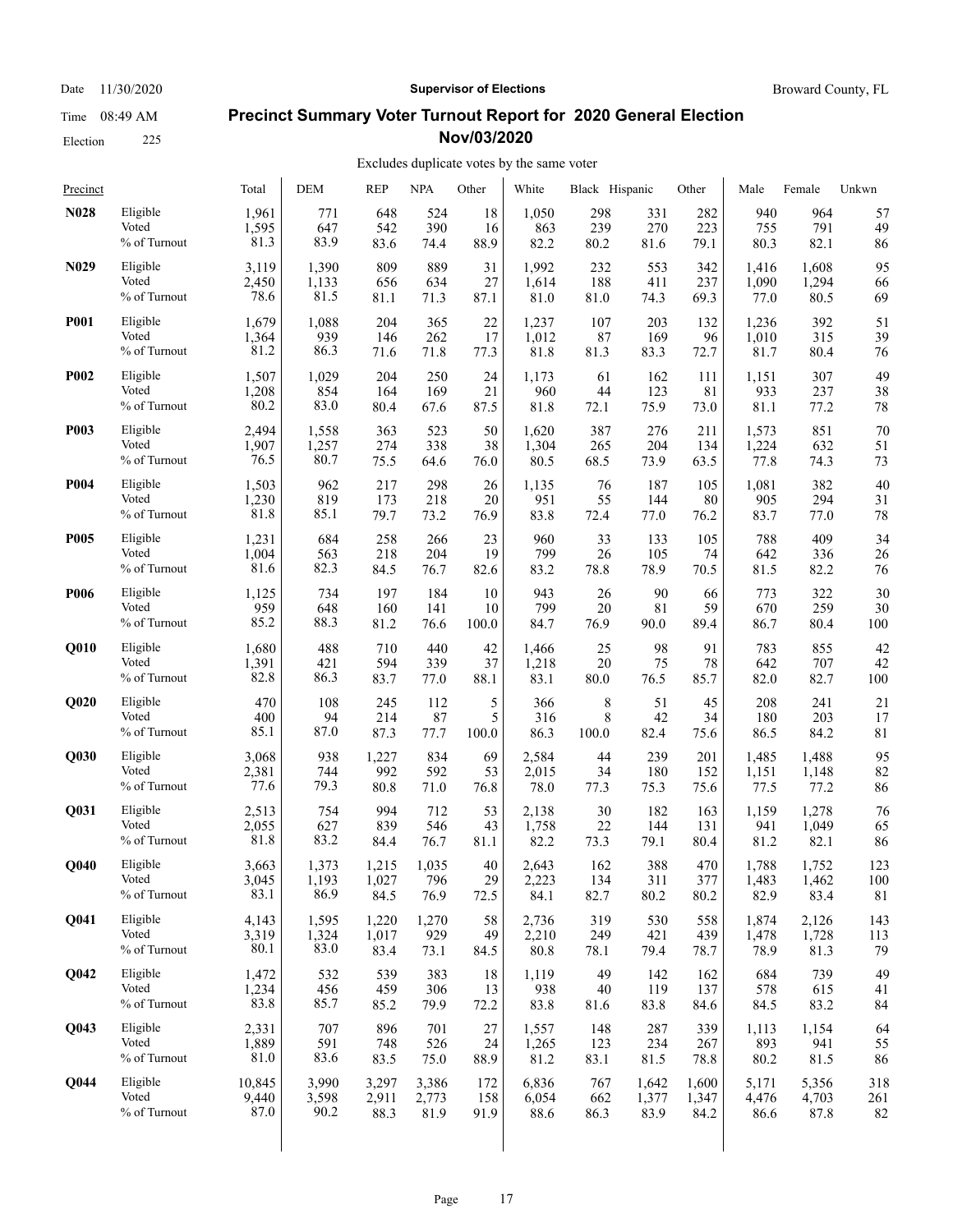Date 11/30/2020 | **Supervisor of Elections** | Broward County, FL

Time 08:49 AM

Election 225

# Precinct Summary Voter Turnout Report for 2020 General Election Nov/03/2020

Excludes duplicate votes by the same voter

| Precinct | | Total | DEM | REP | NPA | Other | White | Black | Hispanic | Other | Male | Female | Unkwn |
|---|---|---|---|---|---|---|---|---|---|---|---|---|---|
| **N028** | Eligible | 1,961 | 771 | 648 | 524 | 18 | 1,050 | 298 | 331 | 282 | 940 | 964 | 57 |
| | Voted | 1,595 | 647 | 542 | 390 | 16 | 863 | 239 | 270 | 223 | 755 | 791 | 49 |
| | % of Turnout | 81.3 | 83.9 | 83.6 | 74.4 | 88.9 | 82.2 | 80.2 | 81.6 | 79.1 | 80.3 | 82.1 | 86 |
| **N029** | Eligible | 3,119 | 1,390 | 809 | 889 | 31 | 1,992 | 232 | 553 | 342 | 1,416 | 1,608 | 95 |
| | Voted | 2,450 | 1,133 | 656 | 634 | 27 | 1,614 | 188 | 411 | 237 | 1,090 | 1,294 | 66 |
| | % of Turnout | 78.6 | 81.5 | 81.1 | 71.3 | 87.1 | 81.0 | 81.0 | 74.3 | 69.3 | 77.0 | 80.5 | 69 |
| **P001** | Eligible | 1,679 | 1,088 | 204 | 365 | 22 | 1,237 | 107 | 203 | 132 | 1,236 | 392 | 51 |
| | Voted | 1,364 | 939 | 146 | 262 | 17 | 1,012 | 87 | 169 | 96 | 1,010 | 315 | 39 |
| | % of Turnout | 81.2 | 86.3 | 71.6 | 71.8 | 77.3 | 81.8 | 81.3 | 83.3 | 72.7 | 81.7 | 80.4 | 76 |
| **P002** | Eligible | 1,507 | 1,029 | 204 | 250 | 24 | 1,173 | 61 | 162 | 111 | 1,151 | 307 | 49 |
| | Voted | 1,208 | 854 | 164 | 169 | 21 | 960 | 44 | 123 | 81 | 933 | 237 | 38 |
| | % of Turnout | 80.2 | 83.0 | 80.4 | 67.6 | 87.5 | 81.8 | 72.1 | 75.9 | 73.0 | 81.1 | 77.2 | 78 |
| **P003** | Eligible | 2,494 | 1,558 | 363 | 523 | 50 | 1,620 | 387 | 276 | 211 | 1,573 | 851 | 70 |
| | Voted | 1,907 | 1,257 | 274 | 338 | 38 | 1,304 | 265 | 204 | 134 | 1,224 | 632 | 51 |
| | % of Turnout | 76.5 | 80.7 | 75.5 | 64.6 | 76.0 | 80.5 | 68.5 | 73.9 | 63.5 | 77.8 | 74.3 | 73 |
| **P004** | Eligible | 1,503 | 962 | 217 | 298 | 26 | 1,135 | 76 | 187 | 105 | 1,081 | 382 | 40 |
| | Voted | 1,230 | 819 | 173 | 218 | 20 | 951 | 55 | 144 | 80 | 905 | 294 | 31 |
| | % of Turnout | 81.8 | 85.1 | 79.7 | 73.2 | 76.9 | 83.8 | 72.4 | 77.0 | 76.2 | 83.7 | 77.0 | 78 |
| **P005** | Eligible | 1,231 | 684 | 258 | 266 | 23 | 960 | 33 | 133 | 105 | 788 | 409 | 34 |
| | Voted | 1,004 | 563 | 218 | 204 | 19 | 799 | 26 | 105 | 74 | 642 | 336 | 26 |
| | % of Turnout | 81.6 | 82.3 | 84.5 | 76.7 | 82.6 | 83.2 | 78.8 | 78.9 | 70.5 | 81.5 | 82.2 | 76 |
| **P006** | Eligible | 1,125 | 734 | 197 | 184 | 10 | 943 | 26 | 90 | 66 | 773 | 322 | 30 |
| | Voted | 959 | 648 | 160 | 141 | 10 | 799 | 20 | 81 | 59 | 670 | 259 | 30 |
| | % of Turnout | 85.2 | 88.3 | 81.2 | 76.6 | 100.0 | 84.7 | 76.9 | 90.0 | 89.4 | 86.7 | 80.4 | 100 |
| **Q010** | Eligible | 1,680 | 488 | 710 | 440 | 42 | 1,466 | 25 | 98 | 91 | 783 | 855 | 42 |
| | Voted | 1,391 | 421 | 594 | 339 | 37 | 1,218 | 20 | 75 | 78 | 642 | 707 | 42 |
| | % of Turnout | 82.8 | 86.3 | 83.7 | 77.0 | 88.1 | 83.1 | 80.0 | 76.5 | 85.7 | 82.0 | 82.7 | 100 |
| **Q020** | Eligible | 470 | 108 | 245 | 112 | 5 | 366 | 8 | 51 | 45 | 208 | 241 | 21 |
| | Voted | 400 | 94 | 214 | 87 | 5 | 316 | 8 | 42 | 34 | 180 | 203 | 17 |
| | % of Turnout | 85.1 | 87.0 | 87.3 | 77.7 | 100.0 | 86.3 | 100.0 | 82.4 | 75.6 | 86.5 | 84.2 | 81 |
| **Q030** | Eligible | 3,068 | 938 | 1,227 | 834 | 69 | 2,584 | 44 | 239 | 201 | 1,485 | 1,488 | 95 |
| | Voted | 2,381 | 744 | 992 | 592 | 53 | 2,015 | 34 | 180 | 152 | 1,151 | 1,148 | 82 |
| | % of Turnout | 77.6 | 79.3 | 80.8 | 71.0 | 76.8 | 78.0 | 77.3 | 75.3 | 75.6 | 77.5 | 77.2 | 86 |
| **Q031** | Eligible | 2,513 | 754 | 994 | 712 | 53 | 2,138 | 30 | 182 | 163 | 1,159 | 1,278 | 76 |
| | Voted | 2,055 | 627 | 839 | 546 | 43 | 1,758 | 22 | 144 | 131 | 941 | 1,049 | 65 |
| | % of Turnout | 81.8 | 83.2 | 84.4 | 76.7 | 81.1 | 82.2 | 73.3 | 79.1 | 80.4 | 81.2 | 82.1 | 86 |
| **Q040** | Eligible | 3,663 | 1,373 | 1,215 | 1,035 | 40 | 2,643 | 162 | 388 | 470 | 1,788 | 1,752 | 123 |
| | Voted | 3,045 | 1,193 | 1,027 | 796 | 29 | 2,223 | 134 | 311 | 377 | 1,483 | 1,462 | 100 |
| | % of Turnout | 83.1 | 86.9 | 84.5 | 76.9 | 72.5 | 84.1 | 82.7 | 80.2 | 80.2 | 82.9 | 83.4 | 81 |
| **Q041** | Eligible | 4,143 | 1,595 | 1,220 | 1,270 | 58 | 2,736 | 319 | 530 | 558 | 1,874 | 2,126 | 143 |
| | Voted | 3,319 | 1,324 | 1,017 | 929 | 49 | 2,210 | 249 | 421 | 439 | 1,478 | 1,728 | 113 |
| | % of Turnout | 80.1 | 83.0 | 83.4 | 73.1 | 84.5 | 80.8 | 78.1 | 79.4 | 78.7 | 78.9 | 81.3 | 79 |
| **Q042** | Eligible | 1,472 | 532 | 539 | 383 | 18 | 1,119 | 49 | 142 | 162 | 684 | 739 | 49 |
| | Voted | 1,234 | 456 | 459 | 306 | 13 | 938 | 40 | 119 | 137 | 578 | 615 | 41 |
| | % of Turnout | 83.8 | 85.7 | 85.2 | 79.9 | 72.2 | 83.8 | 81.6 | 83.8 | 84.6 | 84.5 | 83.2 | 84 |
| **Q043** | Eligible | 2,331 | 707 | 896 | 701 | 27 | 1,557 | 148 | 287 | 339 | 1,113 | 1,154 | 64 |
| | Voted | 1,889 | 591 | 748 | 526 | 24 | 1,265 | 123 | 234 | 267 | 893 | 941 | 55 |
| | % of Turnout | 81.0 | 83.6 | 83.5 | 75.0 | 88.9 | 81.2 | 83.1 | 81.5 | 78.8 | 80.2 | 81.5 | 86 |
| **Q044** | Eligible | 10,845 | 3,990 | 3,297 | 3,386 | 172 | 6,836 | 767 | 1,642 | 1,600 | 5,171 | 5,356 | 318 |
| | Voted | 9,440 | 3,598 | 2,911 | 2,773 | 158 | 6,054 | 662 | 1,377 | 1,347 | 4,476 | 4,703 | 261 |
| | % of Turnout | 87.0 | 90.2 | 88.3 | 81.9 | 91.9 | 88.6 | 86.3 | 83.9 | 84.2 | 86.6 | 87.8 | 82 |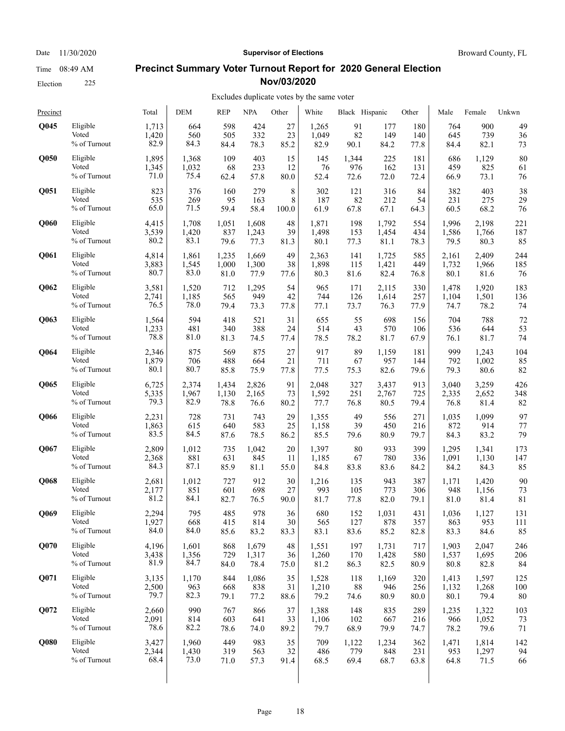Date 11/30/2020 | **Supervisor of Elections** | Broward County, FL

Time 08:49 AM

Election 225

# Precinct Summary Voter Turnout Report for 2020 General Election Nov/03/2020

Excludes duplicate votes by the same voter

| Precinct | | Total | DEM | REP | NPA | Other | White | Black | Hispanic | Other | Male | Female | Unkwn |
|---|---|---|---|---|---|---|---|---|---|---|---|---|---|
| **Q045** | Eligible | 1,713 | 664 | 598 | 424 | 27 | 1,265 | 91 | 177 | 180 | 764 | 900 | 49 |
| | Voted | 1,420 | 560 | 505 | 332 | 23 | 1,049 | 82 | 149 | 140 | 645 | 739 | 36 |
| | % of Turnout | 82.9 | 84.3 | 84.4 | 78.3 | 85.2 | 82.9 | 90.1 | 84.2 | 77.8 | 84.4 | 82.1 | 73 |
| **Q050** | Eligible | 1,895 | 1,368 | 109 | 403 | 15 | 145 | 1,344 | 225 | 181 | 686 | 1,129 | 80 |
| | Voted | 1,345 | 1,032 | 68 | 233 | 12 | 76 | 976 | 162 | 131 | 459 | 825 | 61 |
| | % of Turnout | 71.0 | 75.4 | 62.4 | 57.8 | 80.0 | 52.4 | 72.6 | 72.0 | 72.4 | 66.9 | 73.1 | 76 |
| **Q051** | Eligible | 823 | 376 | 160 | 279 | 8 | 302 | 121 | 316 | 84 | 382 | 403 | 38 |
| | Voted | 535 | 269 | 95 | 163 | 8 | 187 | 82 | 212 | 54 | 231 | 275 | 29 |
| | % of Turnout | 65.0 | 71.5 | 59.4 | 58.4 | 100.0 | 61.9 | 67.8 | 67.1 | 64.3 | 60.5 | 68.2 | 76 |
| **Q060** | Eligible | 4,415 | 1,708 | 1,051 | 1,608 | 48 | 1,871 | 198 | 1,792 | 554 | 1,996 | 2,198 | 221 |
| | Voted | 3,539 | 1,420 | 837 | 1,243 | 39 | 1,498 | 153 | 1,454 | 434 | 1,586 | 1,766 | 187 |
| | % of Turnout | 80.2 | 83.1 | 79.6 | 77.3 | 81.3 | 80.1 | 77.3 | 81.1 | 78.3 | 79.5 | 80.3 | 85 |
| **Q061** | Eligible | 4,814 | 1,861 | 1,235 | 1,669 | 49 | 2,363 | 141 | 1,725 | 585 | 2,161 | 2,409 | 244 |
| | Voted | 3,883 | 1,545 | 1,000 | 1,300 | 38 | 1,898 | 115 | 1,421 | 449 | 1,732 | 1,966 | 185 |
| | % of Turnout | 80.7 | 83.0 | 81.0 | 77.9 | 77.6 | 80.3 | 81.6 | 82.4 | 76.8 | 80.1 | 81.6 | 76 |
| **Q062** | Eligible | 3,581 | 1,520 | 712 | 1,295 | 54 | 965 | 171 | 2,115 | 330 | 1,478 | 1,920 | 183 |
| | Voted | 2,741 | 1,185 | 565 | 949 | 42 | 744 | 126 | 1,614 | 257 | 1,104 | 1,501 | 136 |
| | % of Turnout | 76.5 | 78.0 | 79.4 | 73.3 | 77.8 | 77.1 | 73.7 | 76.3 | 77.9 | 74.7 | 78.2 | 74 |
| **Q063** | Eligible | 1,564 | 594 | 418 | 521 | 31 | 655 | 55 | 698 | 156 | 704 | 788 | 72 |
| | Voted | 1,233 | 481 | 340 | 388 | 24 | 514 | 43 | 570 | 106 | 536 | 644 | 53 |
| | % of Turnout | 78.8 | 81.0 | 81.3 | 74.5 | 77.4 | 78.5 | 78.2 | 81.7 | 67.9 | 76.1 | 81.7 | 74 |
| **Q064** | Eligible | 2,346 | 875 | 569 | 875 | 27 | 917 | 89 | 1,159 | 181 | 999 | 1,243 | 104 |
| | Voted | 1,879 | 706 | 488 | 664 | 21 | 711 | 67 | 957 | 144 | 792 | 1,002 | 85 |
| | % of Turnout | 80.1 | 80.7 | 85.8 | 75.9 | 77.8 | 77.5 | 75.3 | 82.6 | 79.6 | 79.3 | 80.6 | 82 |
| **Q065** | Eligible | 6,725 | 2,374 | 1,434 | 2,826 | 91 | 2,048 | 327 | 3,437 | 913 | 3,040 | 3,259 | 426 |
| | Voted | 5,335 | 1,967 | 1,130 | 2,165 | 73 | 1,592 | 251 | 2,767 | 725 | 2,335 | 2,652 | 348 |
| | % of Turnout | 79.3 | 82.9 | 78.8 | 76.6 | 80.2 | 77.7 | 76.8 | 80.5 | 79.4 | 76.8 | 81.4 | 82 |
| **Q066** | Eligible | 2,231 | 728 | 731 | 743 | 29 | 1,355 | 49 | 556 | 271 | 1,035 | 1,099 | 97 |
| | Voted | 1,863 | 615 | 640 | 583 | 25 | 1,158 | 39 | 450 | 216 | 872 | 914 | 77 |
| | % of Turnout | 83.5 | 84.5 | 87.6 | 78.5 | 86.2 | 85.5 | 79.6 | 80.9 | 79.7 | 84.3 | 83.2 | 79 |
| **Q067** | Eligible | 2,809 | 1,012 | 735 | 1,042 | 20 | 1,397 | 80 | 933 | 399 | 1,295 | 1,341 | 173 |
| | Voted | 2,368 | 881 | 631 | 845 | 11 | 1,185 | 67 | 780 | 336 | 1,091 | 1,130 | 147 |
| | % of Turnout | 84.3 | 87.1 | 85.9 | 81.1 | 55.0 | 84.8 | 83.8 | 83.6 | 84.2 | 84.2 | 84.3 | 85 |
| **Q068** | Eligible | 2,681 | 1,012 | 727 | 912 | 30 | 1,216 | 135 | 943 | 387 | 1,171 | 1,420 | 90 |
| | Voted | 2,177 | 851 | 601 | 698 | 27 | 993 | 105 | 773 | 306 | 948 | 1,156 | 73 |
| | % of Turnout | 81.2 | 84.1 | 82.7 | 76.5 | 90.0 | 81.7 | 77.8 | 82.0 | 79.1 | 81.0 | 81.4 | 81 |
| **Q069** | Eligible | 2,294 | 795 | 485 | 978 | 36 | 680 | 152 | 1,031 | 431 | 1,036 | 1,127 | 131 |
| | Voted | 1,927 | 668 | 415 | 814 | 30 | 565 | 127 | 878 | 357 | 863 | 953 | 111 |
| | % of Turnout | 84.0 | 84.0 | 85.6 | 83.2 | 83.3 | 83.1 | 83.6 | 85.2 | 82.8 | 83.3 | 84.6 | 85 |
| **Q070** | Eligible | 4,196 | 1,601 | 868 | 1,679 | 48 | 1,551 | 197 | 1,731 | 717 | 1,903 | 2,047 | 246 |
| | Voted | 3,438 | 1,356 | 729 | 1,317 | 36 | 1,260 | 170 | 1,428 | 580 | 1,537 | 1,695 | 206 |
| | % of Turnout | 81.9 | 84.7 | 84.0 | 78.4 | 75.0 | 81.2 | 86.3 | 82.5 | 80.9 | 80.8 | 82.8 | 84 |
| **Q071** | Eligible | 3,135 | 1,170 | 844 | 1,086 | 35 | 1,528 | 118 | 1,169 | 320 | 1,413 | 1,597 | 125 |
| | Voted | 2,500 | 963 | 668 | 838 | 31 | 1,210 | 88 | 946 | 256 | 1,132 | 1,268 | 100 |
| | % of Turnout | 79.7 | 82.3 | 79.1 | 77.2 | 88.6 | 79.2 | 74.6 | 80.9 | 80.0 | 80.1 | 79.4 | 80 |
| **Q072** | Eligible | 2,660 | 990 | 767 | 866 | 37 | 1,388 | 148 | 835 | 289 | 1,235 | 1,322 | 103 |
| | Voted | 2,091 | 814 | 603 | 641 | 33 | 1,106 | 102 | 667 | 216 | 966 | 1,052 | 73 |
| | % of Turnout | 78.6 | 82.2 | 78.6 | 74.0 | 89.2 | 79.7 | 68.9 | 79.9 | 74.7 | 78.2 | 79.6 | 71 |
| **Q080** | Eligible | 3,427 | 1,960 | 449 | 983 | 35 | 709 | 1,122 | 1,234 | 362 | 1,471 | 1,814 | 142 |
| | Voted | 2,344 | 1,430 | 319 | 563 | 32 | 486 | 779 | 848 | 231 | 953 | 1,297 | 94 |
| | % of Turnout | 68.4 | 73.0 | 71.0 | 57.3 | 91.4 | 68.5 | 69.4 | 68.7 | 63.8 | 64.8 | 71.5 | 66 |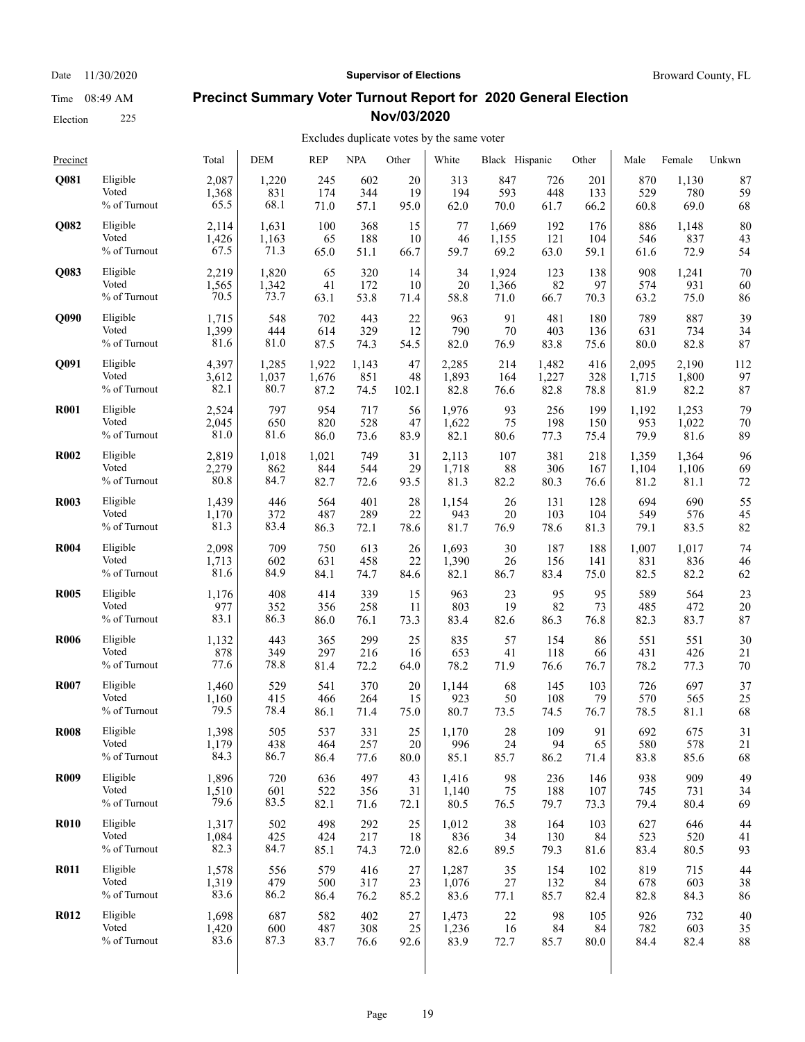Date 11/30/2020 **Supervisor of Elections** Broward County, FL

Time 08:49 AM

Election 225

# Precinct Summary Voter Turnout Report for 2020 General Election Nov/03/2020

Excludes duplicate votes by the same voter

| Precinct | | Total | DEM | REP | NPA | Other | White | Black | Hispanic | Other | Male | Female | Unkwn |
|---|---|---|---|---|---|---|---|---|---|---|---|---|---|
| **Q081** | Eligible | 2,087 | 1,220 | 245 | 602 | 20 | 313 | 847 | 726 | 201 | 870 | 1,130 | 87 |
| | Voted | 1,368 | 831 | 174 | 344 | 19 | 194 | 593 | 448 | 133 | 529 | 780 | 59 |
| | % of Turnout | 65.5 | 68.1 | 71.0 | 57.1 | 95.0 | 62.0 | 70.0 | 61.7 | 66.2 | 60.8 | 69.0 | 68 |
| **Q082** | Eligible | 2,114 | 1,631 | 100 | 368 | 15 | 77 | 1,669 | 192 | 176 | 886 | 1,148 | 80 |
| | Voted | 1,426 | 1,163 | 65 | 188 | 10 | 46 | 1,155 | 121 | 104 | 546 | 837 | 43 |
| | % of Turnout | 67.5 | 71.3 | 65.0 | 51.1 | 66.7 | 59.7 | 69.2 | 63.0 | 59.1 | 61.6 | 72.9 | 54 |
| **Q083** | Eligible | 2,219 | 1,820 | 65 | 320 | 14 | 34 | 1,924 | 123 | 138 | 908 | 1,241 | 70 |
| | Voted | 1,565 | 1,342 | 41 | 172 | 10 | 20 | 1,366 | 82 | 97 | 574 | 931 | 60 |
| | % of Turnout | 70.5 | 73.7 | 63.1 | 53.8 | 71.4 | 58.8 | 71.0 | 66.7 | 70.3 | 63.2 | 75.0 | 86 |
| **Q090** | Eligible | 1,715 | 548 | 702 | 443 | 22 | 963 | 91 | 481 | 180 | 789 | 887 | 39 |
| | Voted | 1,399 | 444 | 614 | 329 | 12 | 790 | 70 | 403 | 136 | 631 | 734 | 34 |
| | % of Turnout | 81.6 | 81.0 | 87.5 | 74.3 | 54.5 | 82.0 | 76.9 | 83.8 | 75.6 | 80.0 | 82.8 | 87 |
| **Q091** | Eligible | 4,397 | 1,285 | 1,922 | 1,143 | 47 | 2,285 | 214 | 1,482 | 416 | 2,095 | 2,190 | 112 |
| | Voted | 3,612 | 1,037 | 1,676 | 851 | 48 | 1,893 | 164 | 1,227 | 328 | 1,715 | 1,800 | 97 |
| | % of Turnout | 82.1 | 80.7 | 87.2 | 74.5 | 102.1 | 82.8 | 76.6 | 82.8 | 78.8 | 81.9 | 82.2 | 87 |
| **R001** | Eligible | 2,524 | 797 | 954 | 717 | 56 | 1,976 | 93 | 256 | 199 | 1,192 | 1,253 | 79 |
| | Voted | 2,045 | 650 | 820 | 528 | 47 | 1,622 | 75 | 198 | 150 | 953 | 1,022 | 70 |
| | % of Turnout | 81.0 | 81.6 | 86.0 | 73.6 | 83.9 | 82.1 | 80.6 | 77.3 | 75.4 | 79.9 | 81.6 | 89 |
| **R002** | Eligible | 2,819 | 1,018 | 1,021 | 749 | 31 | 2,113 | 107 | 381 | 218 | 1,359 | 1,364 | 96 |
| | Voted | 2,279 | 862 | 844 | 544 | 29 | 1,718 | 88 | 306 | 167 | 1,104 | 1,106 | 69 |
| | % of Turnout | 80.8 | 84.7 | 82.7 | 72.6 | 93.5 | 81.3 | 82.2 | 80.3 | 76.6 | 81.2 | 81.1 | 72 |
| **R003** | Eligible | 1,439 | 446 | 564 | 401 | 28 | 1,154 | 26 | 131 | 128 | 694 | 690 | 55 |
| | Voted | 1,170 | 372 | 487 | 289 | 22 | 943 | 20 | 103 | 104 | 549 | 576 | 45 |
| | % of Turnout | 81.3 | 83.4 | 86.3 | 72.1 | 78.6 | 81.7 | 76.9 | 78.6 | 81.3 | 79.1 | 83.5 | 82 |
| **R004** | Eligible | 2,098 | 709 | 750 | 613 | 26 | 1,693 | 30 | 187 | 188 | 1,007 | 1,017 | 74 |
| | Voted | 1,713 | 602 | 631 | 458 | 22 | 1,390 | 26 | 156 | 141 | 831 | 836 | 46 |
| | % of Turnout | 81.6 | 84.9 | 84.1 | 74.7 | 84.6 | 82.1 | 86.7 | 83.4 | 75.0 | 82.5 | 82.2 | 62 |
| **R005** | Eligible | 1,176 | 408 | 414 | 339 | 15 | 963 | 23 | 95 | 95 | 589 | 564 | 23 |
| | Voted | 977 | 352 | 356 | 258 | 11 | 803 | 19 | 82 | 73 | 485 | 472 | 20 |
| | % of Turnout | 83.1 | 86.3 | 86.0 | 76.1 | 73.3 | 83.4 | 82.6 | 86.3 | 76.8 | 82.3 | 83.7 | 87 |
| **R006** | Eligible | 1,132 | 443 | 365 | 299 | 25 | 835 | 57 | 154 | 86 | 551 | 551 | 30 |
| | Voted | 878 | 349 | 297 | 216 | 16 | 653 | 41 | 118 | 66 | 431 | 426 | 21 |
| | % of Turnout | 77.6 | 78.8 | 81.4 | 72.2 | 64.0 | 78.2 | 71.9 | 76.6 | 76.7 | 78.2 | 77.3 | 70 |
| **R007** | Eligible | 1,460 | 529 | 541 | 370 | 20 | 1,144 | 68 | 145 | 103 | 726 | 697 | 37 |
| | Voted | 1,160 | 415 | 466 | 264 | 15 | 923 | 50 | 108 | 79 | 570 | 565 | 25 |
| | % of Turnout | 79.5 | 78.4 | 86.1 | 71.4 | 75.0 | 80.7 | 73.5 | 74.5 | 76.7 | 78.5 | 81.1 | 68 |
| **R008** | Eligible | 1,398 | 505 | 537 | 331 | 25 | 1,170 | 28 | 109 | 91 | 692 | 675 | 31 |
| | Voted | 1,179 | 438 | 464 | 257 | 20 | 996 | 24 | 94 | 65 | 580 | 578 | 21 |
| | % of Turnout | 84.3 | 86.7 | 86.4 | 77.6 | 80.0 | 85.1 | 85.7 | 86.2 | 71.4 | 83.8 | 85.6 | 68 |
| **R009** | Eligible | 1,896 | 720 | 636 | 497 | 43 | 1,416 | 98 | 236 | 146 | 938 | 909 | 49 |
| | Voted | 1,510 | 601 | 522 | 356 | 31 | 1,140 | 75 | 188 | 107 | 745 | 731 | 34 |
| | % of Turnout | 79.6 | 83.5 | 82.1 | 71.6 | 72.1 | 80.5 | 76.5 | 79.7 | 73.3 | 79.4 | 80.4 | 69 |
| **R010** | Eligible | 1,317 | 502 | 498 | 292 | 25 | 1,012 | 38 | 164 | 103 | 627 | 646 | 44 |
| | Voted | 1,084 | 425 | 424 | 217 | 18 | 836 | 34 | 130 | 84 | 523 | 520 | 41 |
| | % of Turnout | 82.3 | 84.7 | 85.1 | 74.3 | 72.0 | 82.6 | 89.5 | 79.3 | 81.6 | 83.4 | 80.5 | 93 |
| **R011** | Eligible | 1,578 | 556 | 579 | 416 | 27 | 1,287 | 35 | 154 | 102 | 819 | 715 | 44 |
| | Voted | 1,319 | 479 | 500 | 317 | 23 | 1,076 | 27 | 132 | 84 | 678 | 603 | 38 |
| | % of Turnout | 83.6 | 86.2 | 86.4 | 76.2 | 85.2 | 83.6 | 77.1 | 85.7 | 82.4 | 82.8 | 84.3 | 86 |
| **R012** | Eligible | 1,698 | 687 | 582 | 402 | 27 | 1,473 | 22 | 98 | 105 | 926 | 732 | 40 |
| | Voted | 1,420 | 600 | 487 | 308 | 25 | 1,236 | 16 | 84 | 84 | 782 | 603 | 35 |
| | % of Turnout | 83.6 | 87.3 | 83.7 | 76.6 | 92.6 | 83.9 | 72.7 | 85.7 | 80.0 | 84.4 | 82.4 | 88 |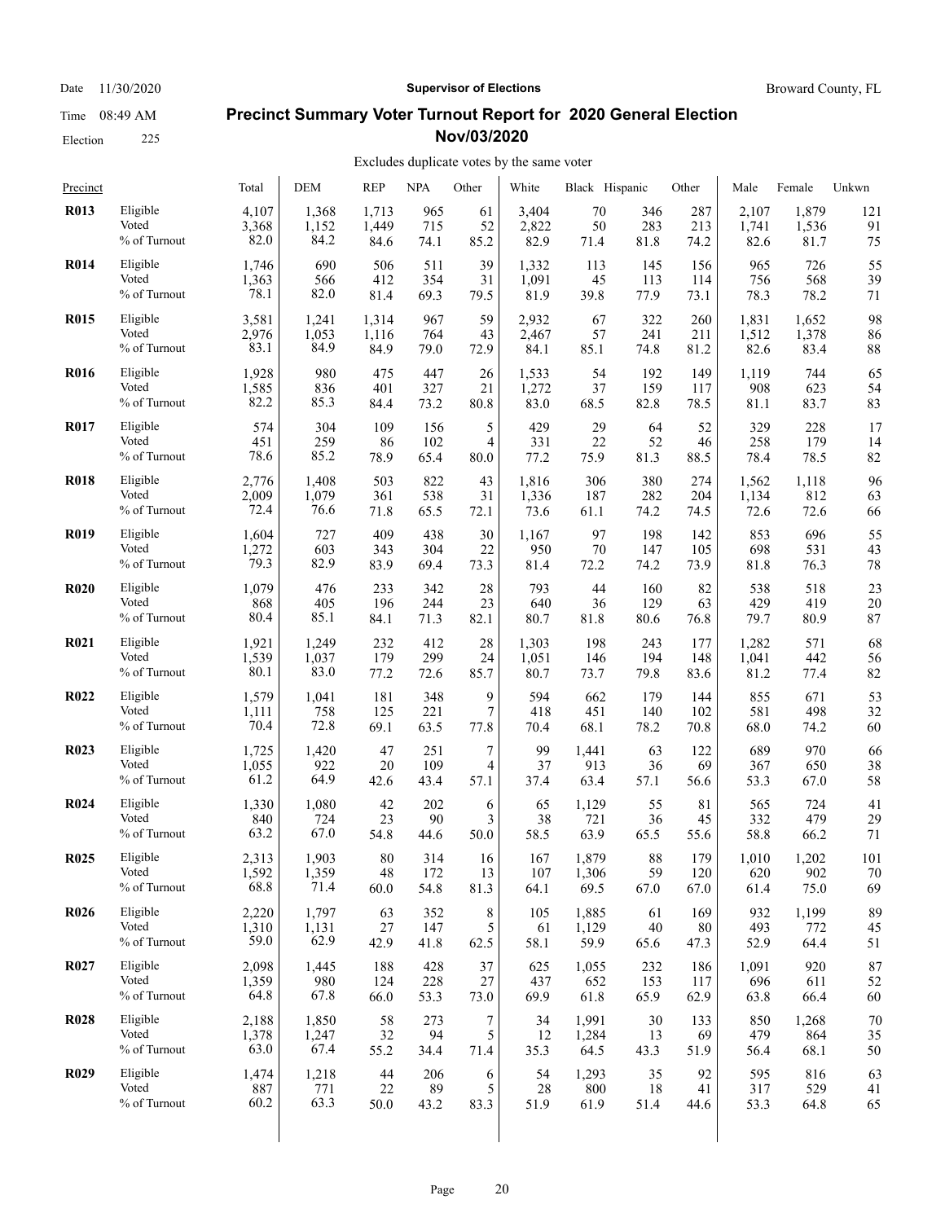# Precinct Summary Voter Turnout Report for 2020 General Election

## Nov/03/2020

Excludes duplicate votes by the same voter

| Precinct | | Total | DEM | REP | NPA | Other | White | Black | Hispanic | Other | Male | Female | Unkwn |
|---|---|---|---|---|---|---|---|---|---|---|---|---|---|
| **R013** | Eligible | 4,107 | 1,368 | 1,713 | 965 | 61 | 3,404 | 70 | 346 | 287 | 2,107 | 1,879 | 121 |
| | Voted | 3,368 | 1,152 | 1,449 | 715 | 52 | 2,822 | 50 | 283 | 213 | 1,741 | 1,536 | 91 |
| | % of Turnout | 82.0 | 84.2 | 84.6 | 74.1 | 85.2 | 82.9 | 71.4 | 81.8 | 74.2 | 82.6 | 81.7 | 75 |
| **R014** | Eligible | 1,746 | 690 | 506 | 511 | 39 | 1,332 | 113 | 145 | 156 | 965 | 726 | 55 |
| | Voted | 1,363 | 566 | 412 | 354 | 31 | 1,091 | 45 | 113 | 114 | 756 | 568 | 39 |
| | % of Turnout | 78.1 | 82.0 | 81.4 | 69.3 | 79.5 | 81.9 | 39.8 | 77.9 | 73.1 | 78.3 | 78.2 | 71 |
| **R015** | Eligible | 3,581 | 1,241 | 1,314 | 967 | 59 | 2,932 | 67 | 322 | 260 | 1,831 | 1,652 | 98 |
| | Voted | 2,976 | 1,053 | 1,116 | 764 | 43 | 2,467 | 57 | 241 | 211 | 1,512 | 1,378 | 86 |
| | % of Turnout | 83.1 | 84.9 | 84.9 | 79.0 | 72.9 | 84.1 | 85.1 | 74.8 | 81.2 | 82.6 | 83.4 | 88 |
| **R016** | Eligible | 1,928 | 980 | 475 | 447 | 26 | 1,533 | 54 | 192 | 149 | 1,119 | 744 | 65 |
| | Voted | 1,585 | 836 | 401 | 327 | 21 | 1,272 | 37 | 159 | 117 | 908 | 623 | 54 |
| | % of Turnout | 82.2 | 85.3 | 84.4 | 73.2 | 80.8 | 83.0 | 68.5 | 82.8 | 78.5 | 81.1 | 83.7 | 83 |
| **R017** | Eligible | 574 | 304 | 109 | 156 | 5 | 429 | 29 | 64 | 52 | 329 | 228 | 17 |
| | Voted | 451 | 259 | 86 | 102 | 4 | 331 | 22 | 52 | 46 | 258 | 179 | 14 |
| | % of Turnout | 78.6 | 85.2 | 78.9 | 65.4 | 80.0 | 77.2 | 75.9 | 81.3 | 88.5 | 78.4 | 78.5 | 82 |
| **R018** | Eligible | 2,776 | 1,408 | 503 | 822 | 43 | 1,816 | 306 | 380 | 274 | 1,562 | 1,118 | 96 |
| | Voted | 2,009 | 1,079 | 361 | 538 | 31 | 1,336 | 187 | 282 | 204 | 1,134 | 812 | 63 |
| | % of Turnout | 72.4 | 76.6 | 71.8 | 65.5 | 72.1 | 73.6 | 61.1 | 74.2 | 74.5 | 72.6 | 72.6 | 66 |
| **R019** | Eligible | 1,604 | 727 | 409 | 438 | 30 | 1,167 | 97 | 198 | 142 | 853 | 696 | 55 |
| | Voted | 1,272 | 603 | 343 | 304 | 22 | 950 | 70 | 147 | 105 | 698 | 531 | 43 |
| | % of Turnout | 79.3 | 82.9 | 83.9 | 69.4 | 73.3 | 81.4 | 72.2 | 74.2 | 73.9 | 81.8 | 76.3 | 78 |
| **R020** | Eligible | 1,079 | 476 | 233 | 342 | 28 | 793 | 44 | 160 | 82 | 538 | 518 | 23 |
| | Voted | 868 | 405 | 196 | 244 | 23 | 640 | 36 | 129 | 63 | 429 | 419 | 20 |
| | % of Turnout | 80.4 | 85.1 | 84.1 | 71.3 | 82.1 | 80.7 | 81.8 | 80.6 | 76.8 | 79.7 | 80.9 | 87 |
| **R021** | Eligible | 1,921 | 1,249 | 232 | 412 | 28 | 1,303 | 198 | 243 | 177 | 1,282 | 571 | 68 |
| | Voted | 1,539 | 1,037 | 179 | 299 | 24 | 1,051 | 146 | 194 | 148 | 1,041 | 442 | 56 |
| | % of Turnout | 80.1 | 83.0 | 77.2 | 72.6 | 85.7 | 80.7 | 73.7 | 79.8 | 83.6 | 81.2 | 77.4 | 82 |
| **R022** | Eligible | 1,579 | 1,041 | 181 | 348 | 9 | 594 | 662 | 179 | 144 | 855 | 671 | 53 |
| | Voted | 1,111 | 758 | 125 | 221 | 7 | 418 | 451 | 140 | 102 | 581 | 498 | 32 |
| | % of Turnout | 70.4 | 72.8 | 69.1 | 63.5 | 77.8 | 70.4 | 68.1 | 78.2 | 70.8 | 68.0 | 74.2 | 60 |
| **R023** | Eligible | 1,725 | 1,420 | 47 | 251 | 7 | 99 | 1,441 | 63 | 122 | 689 | 970 | 66 |
| | Voted | 1,055 | 922 | 20 | 109 | 4 | 37 | 913 | 36 | 69 | 367 | 650 | 38 |
| | % of Turnout | 61.2 | 64.9 | 42.6 | 43.4 | 57.1 | 37.4 | 63.4 | 57.1 | 56.6 | 53.3 | 67.0 | 58 |
| **R024** | Eligible | 1,330 | 1,080 | 42 | 202 | 6 | 65 | 1,129 | 55 | 81 | 565 | 724 | 41 |
| | Voted | 840 | 724 | 23 | 90 | 3 | 38 | 721 | 36 | 45 | 332 | 479 | 29 |
| | % of Turnout | 63.2 | 67.0 | 54.8 | 44.6 | 50.0 | 58.5 | 63.9 | 65.5 | 55.6 | 58.8 | 66.2 | 71 |
| **R025** | Eligible | 2,313 | 1,903 | 80 | 314 | 16 | 167 | 1,879 | 88 | 179 | 1,010 | 1,202 | 101 |
| | Voted | 1,592 | 1,359 | 48 | 172 | 13 | 107 | 1,306 | 59 | 120 | 620 | 902 | 70 |
| | % of Turnout | 68.8 | 71.4 | 60.0 | 54.8 | 81.3 | 64.1 | 69.5 | 67.0 | 67.0 | 61.4 | 75.0 | 69 |
| **R026** | Eligible | 2,220 | 1,797 | 63 | 352 | 8 | 105 | 1,885 | 61 | 169 | 932 | 1,199 | 89 |
| | Voted | 1,310 | 1,131 | 27 | 147 | 5 | 61 | 1,129 | 40 | 80 | 493 | 772 | 45 |
| | % of Turnout | 59.0 | 62.9 | 42.9 | 41.8 | 62.5 | 58.1 | 59.9 | 65.6 | 47.3 | 52.9 | 64.4 | 51 |
| **R027** | Eligible | 2,098 | 1,445 | 188 | 428 | 37 | 625 | 1,055 | 232 | 186 | 1,091 | 920 | 87 |
| | Voted | 1,359 | 980 | 124 | 228 | 27 | 437 | 652 | 153 | 117 | 696 | 611 | 52 |
| | % of Turnout | 64.8 | 67.8 | 66.0 | 53.3 | 73.0 | 69.9 | 61.8 | 65.9 | 62.9 | 63.8 | 66.4 | 60 |
| **R028** | Eligible | 2,188 | 1,850 | 58 | 273 | 7 | 34 | 1,991 | 30 | 133 | 850 | 1,268 | 70 |
| | Voted | 1,378 | 1,247 | 32 | 94 | 5 | 12 | 1,284 | 13 | 69 | 479 | 864 | 35 |
| | % of Turnout | 63.0 | 67.4 | 55.2 | 34.4 | 71.4 | 35.3 | 64.5 | 43.3 | 51.9 | 56.4 | 68.1 | 50 |
| **R029** | Eligible | 1,474 | 1,218 | 44 | 206 | 6 | 54 | 1,293 | 35 | 92 | 595 | 816 | 63 |
| | Voted | 887 | 771 | 22 | 89 | 5 | 28 | 800 | 18 | 41 | 317 | 529 | 41 |
| | % of Turnout | 60.2 | 63.3 | 50.0 | 43.2 | 83.3 | 51.9 | 61.9 | 51.4 | 44.6 | 53.3 | 64.8 | 65 |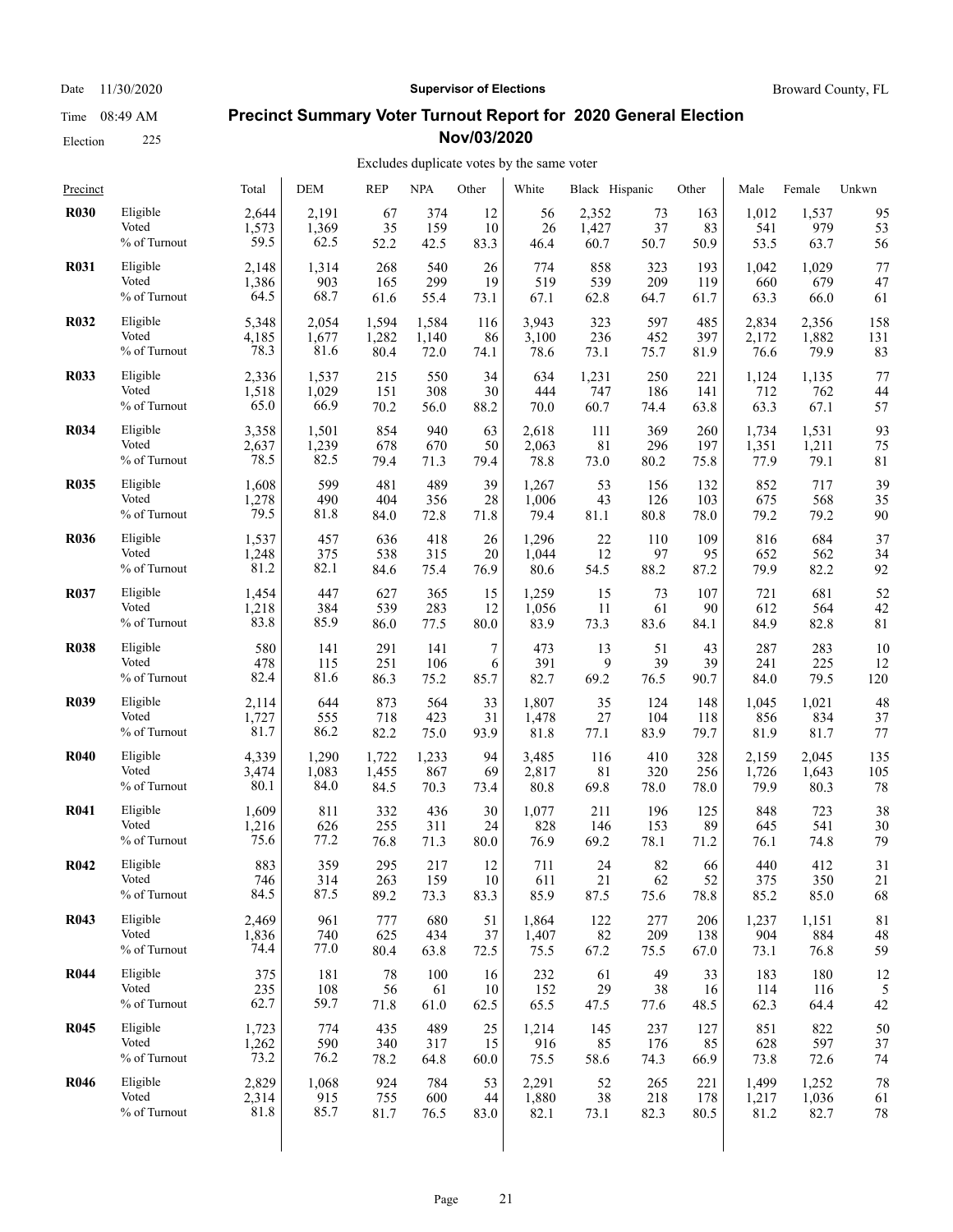Date 11/30/2020 **Supervisor of Elections** Broward County, FL

Time 08:49 AM

Election 225

## Precinct Summary Voter Turnout Report for 2020 General Election Nov/03/2020

Excludes duplicate votes by the same voter

| Precinct | | Total | DEM | REP | NPA | Other | White | Black | Hispanic | Other | Male | Female | Unkwn |
|---|---|---|---|---|---|---|---|---|---|---|---|---|---|
| **R030** | Eligible | 2,644 | 2,191 | 67 | 374 | 12 | 56 | 2,352 | 73 | 163 | 1,012 | 1,537 | 95 |
| | Voted | 1,573 | 1,369 | 35 | 159 | 10 | 26 | 1,427 | 37 | 83 | 541 | 979 | 53 |
| | % of Turnout | 59.5 | 62.5 | 52.2 | 42.5 | 83.3 | 46.4 | 60.7 | 50.7 | 50.9 | 53.5 | 63.7 | 56 |
| **R031** | Eligible | 2,148 | 1,314 | 268 | 540 | 26 | 774 | 858 | 323 | 193 | 1,042 | 1,029 | 77 |
| | Voted | 1,386 | 903 | 165 | 299 | 19 | 519 | 539 | 209 | 119 | 660 | 679 | 47 |
| | % of Turnout | 64.5 | 68.7 | 61.6 | 55.4 | 73.1 | 67.1 | 62.8 | 64.7 | 61.7 | 63.3 | 66.0 | 61 |
| **R032** | Eligible | 5,348 | 2,054 | 1,594 | 1,584 | 116 | 3,943 | 323 | 597 | 485 | 2,834 | 2,356 | 158 |
| | Voted | 4,185 | 1,677 | 1,282 | 1,140 | 86 | 3,100 | 236 | 452 | 397 | 2,172 | 1,882 | 131 |
| | % of Turnout | 78.3 | 81.6 | 80.4 | 72.0 | 74.1 | 78.6 | 73.1 | 75.7 | 81.9 | 76.6 | 79.9 | 83 |
| **R033** | Eligible | 2,336 | 1,537 | 215 | 550 | 34 | 634 | 1,231 | 250 | 221 | 1,124 | 1,135 | 77 |
| | Voted | 1,518 | 1,029 | 151 | 308 | 30 | 444 | 747 | 186 | 141 | 712 | 762 | 44 |
| | % of Turnout | 65.0 | 66.9 | 70.2 | 56.0 | 88.2 | 70.0 | 60.7 | 74.4 | 63.8 | 63.3 | 67.1 | 57 |
| **R034** | Eligible | 3,358 | 1,501 | 854 | 940 | 63 | 2,618 | 111 | 369 | 260 | 1,734 | 1,531 | 93 |
| | Voted | 2,637 | 1,239 | 678 | 670 | 50 | 2,063 | 81 | 296 | 197 | 1,351 | 1,211 | 75 |
| | % of Turnout | 78.5 | 82.5 | 79.4 | 71.3 | 79.4 | 78.8 | 73.0 | 80.2 | 75.8 | 77.9 | 79.1 | 81 |
| **R035** | Eligible | 1,608 | 599 | 481 | 489 | 39 | 1,267 | 53 | 156 | 132 | 852 | 717 | 39 |
| | Voted | 1,278 | 490 | 404 | 356 | 28 | 1,006 | 43 | 126 | 103 | 675 | 568 | 35 |
| | % of Turnout | 79.5 | 81.8 | 84.0 | 72.8 | 71.8 | 79.4 | 81.1 | 80.8 | 78.0 | 79.2 | 79.2 | 90 |
| **R036** | Eligible | 1,537 | 457 | 636 | 418 | 26 | 1,296 | 22 | 110 | 109 | 816 | 684 | 37 |
| | Voted | 1,248 | 375 | 538 | 315 | 20 | 1,044 | 12 | 97 | 95 | 652 | 562 | 34 |
| | % of Turnout | 81.2 | 82.1 | 84.6 | 75.4 | 76.9 | 80.6 | 54.5 | 88.2 | 87.2 | 79.9 | 82.2 | 92 |
| **R037** | Eligible | 1,454 | 447 | 627 | 365 | 15 | 1,259 | 15 | 73 | 107 | 721 | 681 | 52 |
| | Voted | 1,218 | 384 | 539 | 283 | 12 | 1,056 | 11 | 61 | 90 | 612 | 564 | 42 |
| | % of Turnout | 83.8 | 85.9 | 86.0 | 77.5 | 80.0 | 83.9 | 73.3 | 83.6 | 84.1 | 84.9 | 82.8 | 81 |
| **R038** | Eligible | 580 | 141 | 291 | 141 | 7 | 473 | 13 | 51 | 43 | 287 | 283 | 10 |
| | Voted | 478 | 115 | 251 | 106 | 6 | 391 | 9 | 39 | 39 | 241 | 225 | 12 |
| | % of Turnout | 82.4 | 81.6 | 86.3 | 75.2 | 85.7 | 82.7 | 69.2 | 76.5 | 90.7 | 84.0 | 79.5 | 120 |
| **R039** | Eligible | 2,114 | 644 | 873 | 564 | 33 | 1,807 | 35 | 124 | 148 | 1,045 | 1,021 | 48 |
| | Voted | 1,727 | 555 | 718 | 423 | 31 | 1,478 | 27 | 104 | 118 | 856 | 834 | 37 |
| | % of Turnout | 81.7 | 86.2 | 82.2 | 75.0 | 93.9 | 81.8 | 77.1 | 83.9 | 79.7 | 81.9 | 81.7 | 77 |
| **R040** | Eligible | 4,339 | 1,290 | 1,722 | 1,233 | 94 | 3,485 | 116 | 410 | 328 | 2,159 | 2,045 | 135 |
| | Voted | 3,474 | 1,083 | 1,455 | 867 | 69 | 2,817 | 81 | 320 | 256 | 1,726 | 1,643 | 105 |
| | % of Turnout | 80.1 | 84.0 | 84.5 | 70.3 | 73.4 | 80.8 | 69.8 | 78.0 | 78.0 | 79.9 | 80.3 | 78 |
| **R041** | Eligible | 1,609 | 811 | 332 | 436 | 30 | 1,077 | 211 | 196 | 125 | 848 | 723 | 38 |
| | Voted | 1,216 | 626 | 255 | 311 | 24 | 828 | 146 | 153 | 89 | 645 | 541 | 30 |
| | % of Turnout | 75.6 | 77.2 | 76.8 | 71.3 | 80.0 | 76.9 | 69.2 | 78.1 | 71.2 | 76.1 | 74.8 | 79 |
| **R042** | Eligible | 883 | 359 | 295 | 217 | 12 | 711 | 24 | 82 | 66 | 440 | 412 | 31 |
| | Voted | 746 | 314 | 263 | 159 | 10 | 611 | 21 | 62 | 52 | 375 | 350 | 21 |
| | % of Turnout | 84.5 | 87.5 | 89.2 | 73.3 | 83.3 | 85.9 | 87.5 | 75.6 | 78.8 | 85.2 | 85.0 | 68 |
| **R043** | Eligible | 2,469 | 961 | 777 | 680 | 51 | 1,864 | 122 | 277 | 206 | 1,237 | 1,151 | 81 |
| | Voted | 1,836 | 740 | 625 | 434 | 37 | 1,407 | 82 | 209 | 138 | 904 | 884 | 48 |
| | % of Turnout | 74.4 | 77.0 | 80.4 | 63.8 | 72.5 | 75.5 | 67.2 | 75.5 | 67.0 | 73.1 | 76.8 | 59 |
| **R044** | Eligible | 375 | 181 | 78 | 100 | 16 | 232 | 61 | 49 | 33 | 183 | 180 | 12 |
| | Voted | 235 | 108 | 56 | 61 | 10 | 152 | 29 | 38 | 16 | 114 | 116 | 5 |
| | % of Turnout | 62.7 | 59.7 | 71.8 | 61.0 | 62.5 | 65.5 | 47.5 | 77.6 | 48.5 | 62.3 | 64.4 | 42 |
| **R045** | Eligible | 1,723 | 774 | 435 | 489 | 25 | 1,214 | 145 | 237 | 127 | 851 | 822 | 50 |
| | Voted | 1,262 | 590 | 340 | 317 | 15 | 916 | 85 | 176 | 85 | 628 | 597 | 37 |
| | % of Turnout | 73.2 | 76.2 | 78.2 | 64.8 | 60.0 | 75.5 | 58.6 | 74.3 | 66.9 | 73.8 | 72.6 | 74 |
| **R046** | Eligible | 2,829 | 1,068 | 924 | 784 | 53 | 2,291 | 52 | 265 | 221 | 1,499 | 1,252 | 78 |
| | Voted | 2,314 | 915 | 755 | 600 | 44 | 1,880 | 38 | 218 | 178 | 1,217 | 1,036 | 61 |
| | % of Turnout | 81.8 | 85.7 | 81.7 | 76.5 | 83.0 | 82.1 | 73.1 | 82.3 | 80.5 | 81.2 | 82.7 | 78 |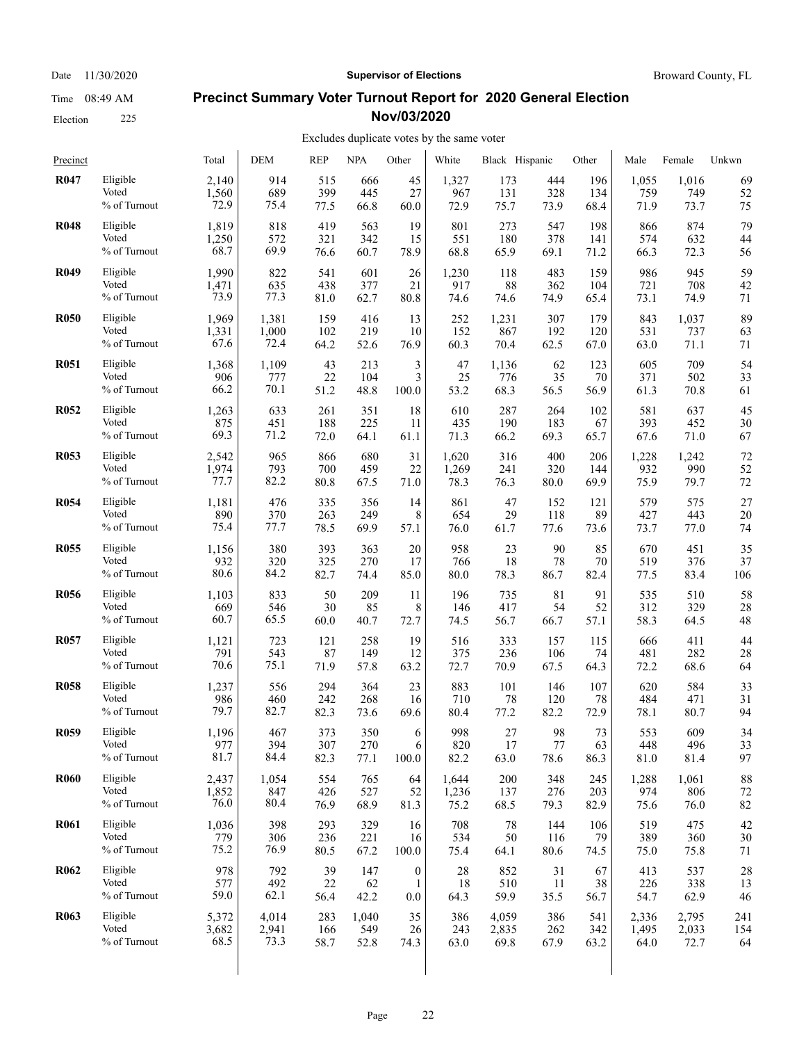Date 11/30/2020 | **Supervisor of Elections** | Broward County, FL

Time 08:49 AM

Election 225

## Precinct Summary Voter Turnout Report for 2020 General Election Nov/03/2020

Excludes duplicate votes by the same voter

| Precinct | | Total | DEM | REP | NPA | Other | White | Black | Hispanic | Other | Male | Female | Unkwn |
|---|---|---|---|---|---|---|---|---|---|---|---|---|---|
| **R047** | Eligible | 2,140 | 914 | 515 | 666 | 45 | 1,327 | 173 | 444 | 196 | 1,055 | 1,016 | 69 |
| | Voted | 1,560 | 689 | 399 | 445 | 27 | 967 | 131 | 328 | 134 | 759 | 749 | 52 |
| | % of Turnout | 72.9 | 75.4 | 77.5 | 66.8 | 60.0 | 72.9 | 75.7 | 73.9 | 68.4 | 71.9 | 73.7 | 75 |
| **R048** | Eligible | 1,819 | 818 | 419 | 563 | 19 | 801 | 273 | 547 | 198 | 866 | 874 | 79 |
| | Voted | 1,250 | 572 | 321 | 342 | 15 | 551 | 180 | 378 | 141 | 574 | 632 | 44 |
| | % of Turnout | 68.7 | 69.9 | 76.6 | 60.7 | 78.9 | 68.8 | 65.9 | 69.1 | 71.2 | 66.3 | 72.3 | 56 |
| **R049** | Eligible | 1,990 | 822 | 541 | 601 | 26 | 1,230 | 118 | 483 | 159 | 986 | 945 | 59 |
| | Voted | 1,471 | 635 | 438 | 377 | 21 | 917 | 88 | 362 | 104 | 721 | 708 | 42 |
| | % of Turnout | 73.9 | 77.3 | 81.0 | 62.7 | 80.8 | 74.6 | 74.6 | 74.9 | 65.4 | 73.1 | 74.9 | 71 |
| **R050** | Eligible | 1,969 | 1,381 | 159 | 416 | 13 | 252 | 1,231 | 307 | 179 | 843 | 1,037 | 89 |
| | Voted | 1,331 | 1,000 | 102 | 219 | 10 | 152 | 867 | 192 | 120 | 531 | 737 | 63 |
| | % of Turnout | 67.6 | 72.4 | 64.2 | 52.6 | 76.9 | 60.3 | 70.4 | 62.5 | 67.0 | 63.0 | 71.1 | 71 |
| **R051** | Eligible | 1,368 | 1,109 | 43 | 213 | 3 | 47 | 1,136 | 62 | 123 | 605 | 709 | 54 |
| | Voted | 906 | 777 | 22 | 104 | 3 | 25 | 776 | 35 | 70 | 371 | 502 | 33 |
| | % of Turnout | 66.2 | 70.1 | 51.2 | 48.8 | 100.0 | 53.2 | 68.3 | 56.5 | 56.9 | 61.3 | 70.8 | 61 |
| **R052** | Eligible | 1,263 | 633 | 261 | 351 | 18 | 610 | 287 | 264 | 102 | 581 | 637 | 45 |
| | Voted | 875 | 451 | 188 | 225 | 11 | 435 | 190 | 183 | 67 | 393 | 452 | 30 |
| | % of Turnout | 69.3 | 71.2 | 72.0 | 64.1 | 61.1 | 71.3 | 66.2 | 69.3 | 65.7 | 67.6 | 71.0 | 67 |
| **R053** | Eligible | 2,542 | 965 | 866 | 680 | 31 | 1,620 | 316 | 400 | 206 | 1,228 | 1,242 | 72 |
| | Voted | 1,974 | 793 | 700 | 459 | 22 | 1,269 | 241 | 320 | 144 | 932 | 990 | 52 |
| | % of Turnout | 77.7 | 82.2 | 80.8 | 67.5 | 71.0 | 78.3 | 76.3 | 80.0 | 69.9 | 75.9 | 79.7 | 72 |
| **R054** | Eligible | 1,181 | 476 | 335 | 356 | 14 | 861 | 47 | 152 | 121 | 579 | 575 | 27 |
| | Voted | 890 | 370 | 263 | 249 | 8 | 654 | 29 | 118 | 89 | 427 | 443 | 20 |
| | % of Turnout | 75.4 | 77.7 | 78.5 | 69.9 | 57.1 | 76.0 | 61.7 | 77.6 | 73.6 | 73.7 | 77.0 | 74 |
| **R055** | Eligible | 1,156 | 380 | 393 | 363 | 20 | 958 | 23 | 90 | 85 | 670 | 451 | 35 |
| | Voted | 932 | 320 | 325 | 270 | 17 | 766 | 18 | 78 | 70 | 519 | 376 | 37 |
| | % of Turnout | 80.6 | 84.2 | 82.7 | 74.4 | 85.0 | 80.0 | 78.3 | 86.7 | 82.4 | 77.5 | 83.4 | 106 |
| **R056** | Eligible | 1,103 | 833 | 50 | 209 | 11 | 196 | 735 | 81 | 91 | 535 | 510 | 58 |
| | Voted | 669 | 546 | 30 | 85 | 8 | 146 | 417 | 54 | 52 | 312 | 329 | 28 |
| | % of Turnout | 60.7 | 65.5 | 60.0 | 40.7 | 72.7 | 74.5 | 56.7 | 66.7 | 57.1 | 58.3 | 64.5 | 48 |
| **R057** | Eligible | 1,121 | 723 | 121 | 258 | 19 | 516 | 333 | 157 | 115 | 666 | 411 | 44 |
| | Voted | 791 | 543 | 87 | 149 | 12 | 375 | 236 | 106 | 74 | 481 | 282 | 28 |
| | % of Turnout | 70.6 | 75.1 | 71.9 | 57.8 | 63.2 | 72.7 | 70.9 | 67.5 | 64.3 | 72.2 | 68.6 | 64 |
| **R058** | Eligible | 1,237 | 556 | 294 | 364 | 23 | 883 | 101 | 146 | 107 | 620 | 584 | 33 |
| | Voted | 986 | 460 | 242 | 268 | 16 | 710 | 78 | 120 | 78 | 484 | 471 | 31 |
| | % of Turnout | 79.7 | 82.7 | 82.3 | 73.6 | 69.6 | 80.4 | 77.2 | 82.2 | 72.9 | 78.1 | 80.7 | 94 |
| **R059** | Eligible | 1,196 | 467 | 373 | 350 | 6 | 998 | 27 | 98 | 73 | 553 | 609 | 34 |
| | Voted | 977 | 394 | 307 | 270 | 6 | 820 | 17 | 77 | 63 | 448 | 496 | 33 |
| | % of Turnout | 81.7 | 84.4 | 82.3 | 77.1 | 100.0 | 82.2 | 63.0 | 78.6 | 86.3 | 81.0 | 81.4 | 97 |
| **R060** | Eligible | 2,437 | 1,054 | 554 | 765 | 64 | 1,644 | 200 | 348 | 245 | 1,288 | 1,061 | 88 |
| | Voted | 1,852 | 847 | 426 | 527 | 52 | 1,236 | 137 | 276 | 203 | 974 | 806 | 72 |
| | % of Turnout | 76.0 | 80.4 | 76.9 | 68.9 | 81.3 | 75.2 | 68.5 | 79.3 | 82.9 | 75.6 | 76.0 | 82 |
| **R061** | Eligible | 1,036 | 398 | 293 | 329 | 16 | 708 | 78 | 144 | 106 | 519 | 475 | 42 |
| | Voted | 779 | 306 | 236 | 221 | 16 | 534 | 50 | 116 | 79 | 389 | 360 | 30 |
| | % of Turnout | 75.2 | 76.9 | 80.5 | 67.2 | 100.0 | 75.4 | 64.1 | 80.6 | 74.5 | 75.0 | 75.8 | 71 |
| **R062** | Eligible | 978 | 792 | 39 | 147 | 0 | 28 | 852 | 31 | 67 | 413 | 537 | 28 |
| | Voted | 577 | 492 | 22 | 62 | 1 | 18 | 510 | 11 | 38 | 226 | 338 | 13 |
| | % of Turnout | 59.0 | 62.1 | 56.4 | 42.2 | 0.0 | 64.3 | 59.9 | 35.5 | 56.7 | 54.7 | 62.9 | 46 |
| **R063** | Eligible | 5,372 | 4,014 | 283 | 1,040 | 35 | 386 | 4,059 | 386 | 541 | 2,336 | 2,795 | 241 |
| | Voted | 3,682 | 2,941 | 166 | 549 | 26 | 243 | 2,835 | 262 | 342 | 1,495 | 2,033 | 154 |
| | % of Turnout | 68.5 | 73.3 | 58.7 | 52.8 | 74.3 | 63.0 | 69.8 | 67.9 | 63.2 | 64.0 | 72.7 | 64 |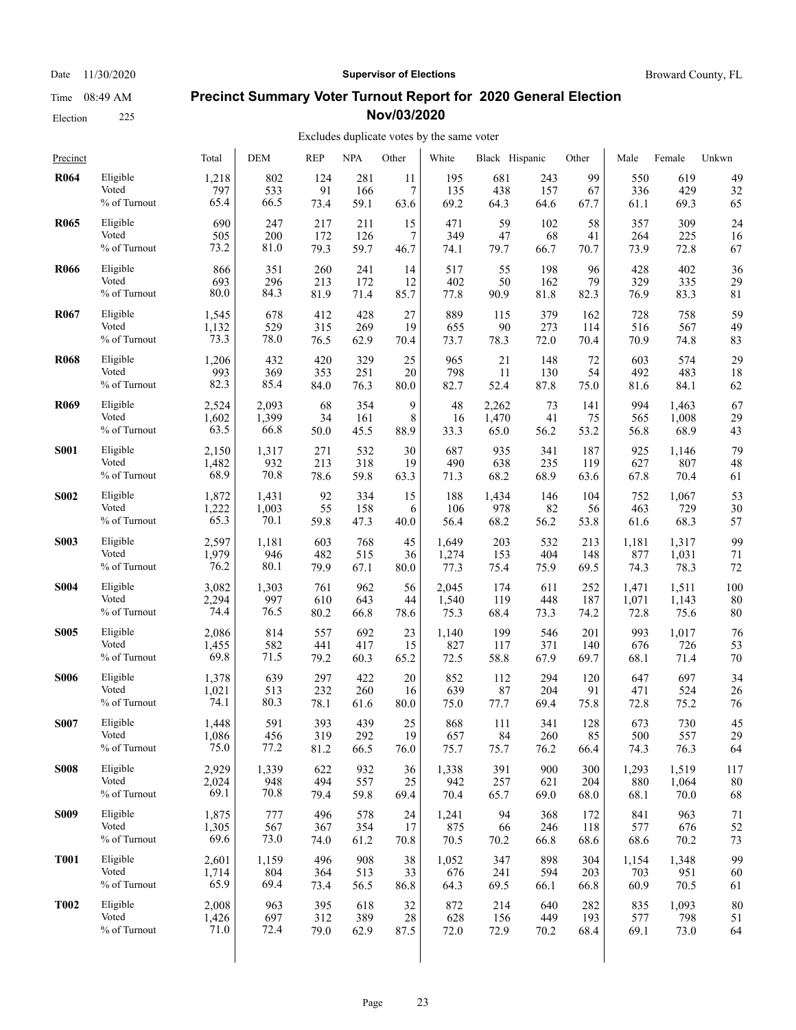Date 11/30/2020 **Supervisor of Elections** Broward County, FL

Time 08:49 AM

Election 225

## Precinct Summary Voter Turnout Report for 2020 General Election Nov/03/2020

Excludes duplicate votes by the same voter

| Precinct | | Total | DEM | REP | NPA | Other | White | Black | Hispanic | Other | Male | Female | Unkwn |
|---|---|---|---|---|---|---|---|---|---|---|---|---|---|
| **R064** | Eligible | 1,218 | 802 | 124 | 281 | 11 | 195 | 681 | 243 | 99 | 550 | 619 | 49 |
| | Voted | 797 | 533 | 91 | 166 | 7 | 135 | 438 | 157 | 67 | 336 | 429 | 32 |
| | % of Turnout | 65.4 | 66.5 | 73.4 | 59.1 | 63.6 | 69.2 | 64.3 | 64.6 | 67.7 | 61.1 | 69.3 | 65 |
| **R065** | Eligible | 690 | 247 | 217 | 211 | 15 | 471 | 59 | 102 | 58 | 357 | 309 | 24 |
| | Voted | 505 | 200 | 172 | 126 | 7 | 349 | 47 | 68 | 41 | 264 | 225 | 16 |
| | % of Turnout | 73.2 | 81.0 | 79.3 | 59.7 | 46.7 | 74.1 | 79.7 | 66.7 | 70.7 | 73.9 | 72.8 | 67 |
| **R066** | Eligible | 866 | 351 | 260 | 241 | 14 | 517 | 55 | 198 | 96 | 428 | 402 | 36 |
| | Voted | 693 | 296 | 213 | 172 | 12 | 402 | 50 | 162 | 79 | 329 | 335 | 29 |
| | % of Turnout | 80.0 | 84.3 | 81.9 | 71.4 | 85.7 | 77.8 | 90.9 | 81.8 | 82.3 | 76.9 | 83.3 | 81 |
| **R067** | Eligible | 1,545 | 678 | 412 | 428 | 27 | 889 | 115 | 379 | 162 | 728 | 758 | 59 |
| | Voted | 1,132 | 529 | 315 | 269 | 19 | 655 | 90 | 273 | 114 | 516 | 567 | 49 |
| | % of Turnout | 73.3 | 78.0 | 76.5 | 62.9 | 70.4 | 73.7 | 78.3 | 72.0 | 70.4 | 70.9 | 74.8 | 83 |
| **R068** | Eligible | 1,206 | 432 | 420 | 329 | 25 | 965 | 21 | 148 | 72 | 603 | 574 | 29 |
| | Voted | 993 | 369 | 353 | 251 | 20 | 798 | 11 | 130 | 54 | 492 | 483 | 18 |
| | % of Turnout | 82.3 | 85.4 | 84.0 | 76.3 | 80.0 | 82.7 | 52.4 | 87.8 | 75.0 | 81.6 | 84.1 | 62 |
| **R069** | Eligible | 2,524 | 2,093 | 68 | 354 | 9 | 48 | 2,262 | 73 | 141 | 994 | 1,463 | 67 |
| | Voted | 1,602 | 1,399 | 34 | 161 | 8 | 16 | 1,470 | 41 | 75 | 565 | 1,008 | 29 |
| | % of Turnout | 63.5 | 66.8 | 50.0 | 45.5 | 88.9 | 33.3 | 65.0 | 56.2 | 53.2 | 56.8 | 68.9 | 43 |
| **S001** | Eligible | 2,150 | 1,317 | 271 | 532 | 30 | 687 | 935 | 341 | 187 | 925 | 1,146 | 79 |
| | Voted | 1,482 | 932 | 213 | 318 | 19 | 490 | 638 | 235 | 119 | 627 | 807 | 48 |
| | % of Turnout | 68.9 | 70.8 | 78.6 | 59.8 | 63.3 | 71.3 | 68.2 | 68.9 | 63.6 | 67.8 | 70.4 | 61 |
| **S002** | Eligible | 1,872 | 1,431 | 92 | 334 | 15 | 188 | 1,434 | 146 | 104 | 752 | 1,067 | 53 |
| | Voted | 1,222 | 1,003 | 55 | 158 | 6 | 106 | 978 | 82 | 56 | 463 | 729 | 30 |
| | % of Turnout | 65.3 | 70.1 | 59.8 | 47.3 | 40.0 | 56.4 | 68.2 | 56.2 | 53.8 | 61.6 | 68.3 | 57 |
| **S003** | Eligible | 2,597 | 1,181 | 603 | 768 | 45 | 1,649 | 203 | 532 | 213 | 1,181 | 1,317 | 99 |
| | Voted | 1,979 | 946 | 482 | 515 | 36 | 1,274 | 153 | 404 | 148 | 877 | 1,031 | 71 |
| | % of Turnout | 76.2 | 80.1 | 79.9 | 67.1 | 80.0 | 77.3 | 75.4 | 75.9 | 69.5 | 74.3 | 78.3 | 72 |
| **S004** | Eligible | 3,082 | 1,303 | 761 | 962 | 56 | 2,045 | 174 | 611 | 252 | 1,471 | 1,511 | 100 |
| | Voted | 2,294 | 997 | 610 | 643 | 44 | 1,540 | 119 | 448 | 187 | 1,071 | 1,143 | 80 |
| | % of Turnout | 74.4 | 76.5 | 80.2 | 66.8 | 78.6 | 75.3 | 68.4 | 73.3 | 74.2 | 72.8 | 75.6 | 80 |
| **S005** | Eligible | 2,086 | 814 | 557 | 692 | 23 | 1,140 | 199 | 546 | 201 | 993 | 1,017 | 76 |
| | Voted | 1,455 | 582 | 441 | 417 | 15 | 827 | 117 | 371 | 140 | 676 | 726 | 53 |
| | % of Turnout | 69.8 | 71.5 | 79.2 | 60.3 | 65.2 | 72.5 | 58.8 | 67.9 | 69.7 | 68.1 | 71.4 | 70 |
| **S006** | Eligible | 1,378 | 639 | 297 | 422 | 20 | 852 | 112 | 294 | 120 | 647 | 697 | 34 |
| | Voted | 1,021 | 513 | 232 | 260 | 16 | 639 | 87 | 204 | 91 | 471 | 524 | 26 |
| | % of Turnout | 74.1 | 80.3 | 78.1 | 61.6 | 80.0 | 75.0 | 77.7 | 69.4 | 75.8 | 72.8 | 75.2 | 76 |
| **S007** | Eligible | 1,448 | 591 | 393 | 439 | 25 | 868 | 111 | 341 | 128 | 673 | 730 | 45 |
| | Voted | 1,086 | 456 | 319 | 292 | 19 | 657 | 84 | 260 | 85 | 500 | 557 | 29 |
| | % of Turnout | 75.0 | 77.2 | 81.2 | 66.5 | 76.0 | 75.7 | 75.7 | 76.2 | 66.4 | 74.3 | 76.3 | 64 |
| **S008** | Eligible | 2,929 | 1,339 | 622 | 932 | 36 | 1,338 | 391 | 900 | 300 | 1,293 | 1,519 | 117 |
| | Voted | 2,024 | 948 | 494 | 557 | 25 | 942 | 257 | 621 | 204 | 880 | 1,064 | 80 |
| | % of Turnout | 69.1 | 70.8 | 79.4 | 59.8 | 69.4 | 70.4 | 65.7 | 69.0 | 68.0 | 68.1 | 70.0 | 68 |
| **S009** | Eligible | 1,875 | 777 | 496 | 578 | 24 | 1,241 | 94 | 368 | 172 | 841 | 963 | 71 |
| | Voted | 1,305 | 567 | 367 | 354 | 17 | 875 | 66 | 246 | 118 | 577 | 676 | 52 |
| | % of Turnout | 69.6 | 73.0 | 74.0 | 61.2 | 70.8 | 70.5 | 70.2 | 66.8 | 68.6 | 68.6 | 70.2 | 73 |
| **T001** | Eligible | 2,601 | 1,159 | 496 | 908 | 38 | 1,052 | 347 | 898 | 304 | 1,154 | 1,348 | 99 |
| | Voted | 1,714 | 804 | 364 | 513 | 33 | 676 | 241 | 594 | 203 | 703 | 951 | 60 |
| | % of Turnout | 65.9 | 69.4 | 73.4 | 56.5 | 86.8 | 64.3 | 69.5 | 66.1 | 66.8 | 60.9 | 70.5 | 61 |
| **T002** | Eligible | 2,008 | 963 | 395 | 618 | 32 | 872 | 214 | 640 | 282 | 835 | 1,093 | 80 |
| | Voted | 1,426 | 697 | 312 | 389 | 28 | 628 | 156 | 449 | 193 | 577 | 798 | 51 |
| | % of Turnout | 71.0 | 72.4 | 79.0 | 62.9 | 87.5 | 72.0 | 72.9 | 70.2 | 68.4 | 69.1 | 73.0 | 64 |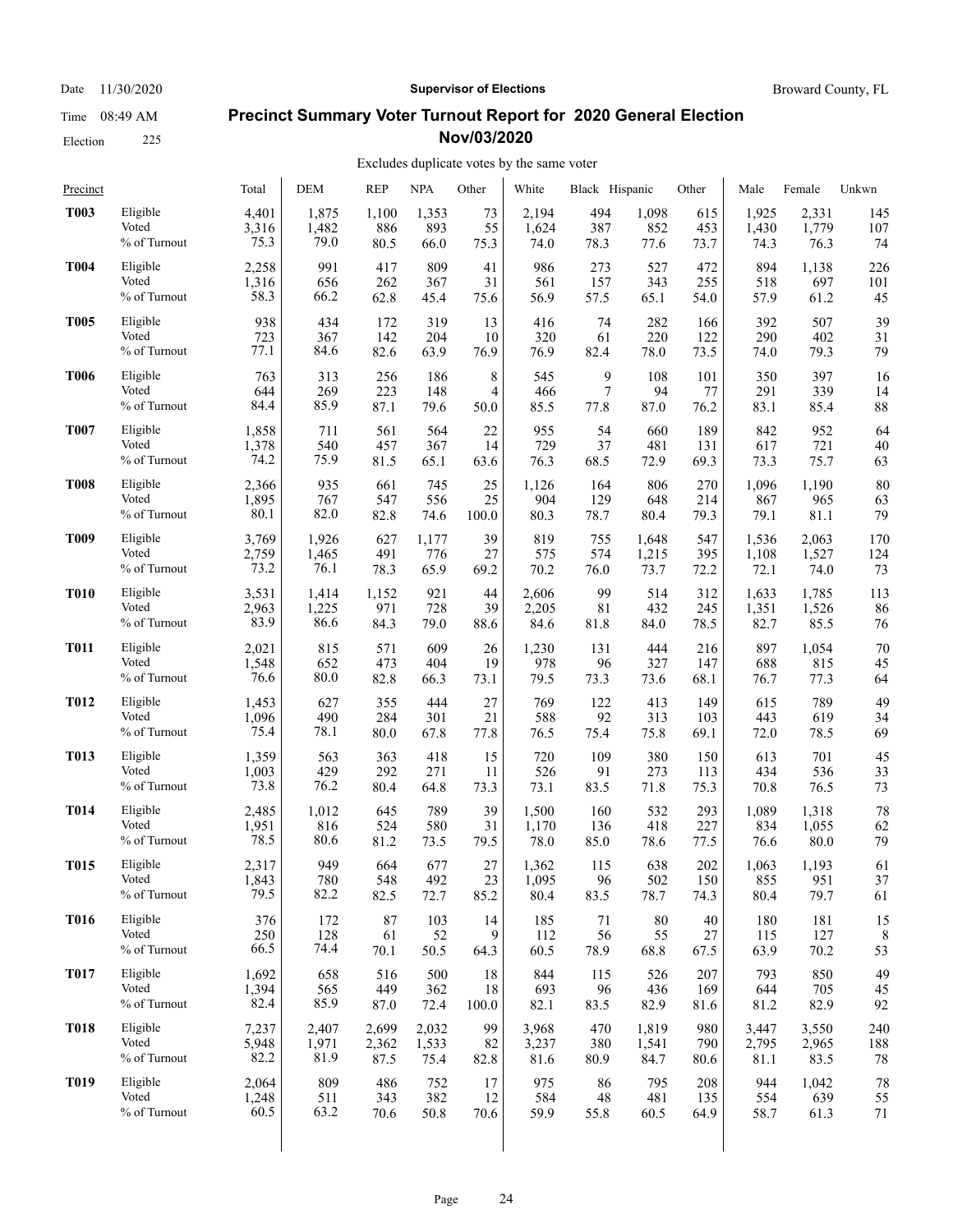Date 11/30/2020 **Supervisor of Elections** Broward County, FL

Time 08:49 AM

Election 225

## Precinct Summary Voter Turnout Report for 2020 General Election Nov/03/2020

Excludes duplicate votes by the same voter

| Precinct | | Total | DEM | REP | NPA | Other | White | Black | Hispanic | Other | Male | Female | Unkwn |
|---|---|---|---|---|---|---|---|---|---|---|---|---|---|
| **T003** | Eligible | 4,401 | 1,875 | 1,100 | 1,353 | 73 | 2,194 | 494 | 1,098 | 615 | 1,925 | 2,331 | 145 |
| | Voted | 3,316 | 1,482 | 886 | 893 | 55 | 1,624 | 387 | 852 | 453 | 1,430 | 1,779 | 107 |
| | % of Turnout | 75.3 | 79.0 | 80.5 | 66.0 | 75.3 | 74.0 | 78.3 | 77.6 | 73.7 | 74.3 | 76.3 | 74 |
| **T004** | Eligible | 2,258 | 991 | 417 | 809 | 41 | 986 | 273 | 527 | 472 | 894 | 1,138 | 226 |
| | Voted | 1,316 | 656 | 262 | 367 | 31 | 561 | 157 | 343 | 255 | 518 | 697 | 101 |
| | % of Turnout | 58.3 | 66.2 | 62.8 | 45.4 | 75.6 | 56.9 | 57.5 | 65.1 | 54.0 | 57.9 | 61.2 | 45 |
| **T005** | Eligible | 938 | 434 | 172 | 319 | 13 | 416 | 74 | 282 | 166 | 392 | 507 | 39 |
| | Voted | 723 | 367 | 142 | 204 | 10 | 320 | 61 | 220 | 122 | 290 | 402 | 31 |
| | % of Turnout | 77.1 | 84.6 | 82.6 | 63.9 | 76.9 | 76.9 | 82.4 | 78.0 | 73.5 | 74.0 | 79.3 | 79 |
| **T006** | Eligible | 763 | 313 | 256 | 186 | 8 | 545 | 9 | 108 | 101 | 350 | 397 | 16 |
| | Voted | 644 | 269 | 223 | 148 | 4 | 466 | 7 | 94 | 77 | 291 | 339 | 14 |
| | % of Turnout | 84.4 | 85.9 | 87.1 | 79.6 | 50.0 | 85.5 | 77.8 | 87.0 | 76.2 | 83.1 | 85.4 | 88 |
| **T007** | Eligible | 1,858 | 711 | 561 | 564 | 22 | 955 | 54 | 660 | 189 | 842 | 952 | 64 |
| | Voted | 1,378 | 540 | 457 | 367 | 14 | 729 | 37 | 481 | 131 | 617 | 721 | 40 |
| | % of Turnout | 74.2 | 75.9 | 81.5 | 65.1 | 63.6 | 76.3 | 68.5 | 72.9 | 69.3 | 73.3 | 75.7 | 63 |
| **T008** | Eligible | 2,366 | 935 | 661 | 745 | 25 | 1,126 | 164 | 806 | 270 | 1,096 | 1,190 | 80 |
| | Voted | 1,895 | 767 | 547 | 556 | 25 | 904 | 129 | 648 | 214 | 867 | 965 | 63 |
| | % of Turnout | 80.1 | 82.0 | 82.8 | 74.6 | 100.0 | 80.3 | 78.7 | 80.4 | 79.3 | 79.1 | 81.1 | 79 |
| **T009** | Eligible | 3,769 | 1,926 | 627 | 1,177 | 39 | 819 | 755 | 1,648 | 547 | 1,536 | 2,063 | 170 |
| | Voted | 2,759 | 1,465 | 491 | 776 | 27 | 575 | 574 | 1,215 | 395 | 1,108 | 1,527 | 124 |
| | % of Turnout | 73.2 | 76.1 | 78.3 | 65.9 | 69.2 | 70.2 | 76.0 | 73.7 | 72.2 | 72.1 | 74.0 | 73 |
| **T010** | Eligible | 3,531 | 1,414 | 1,152 | 921 | 44 | 2,606 | 99 | 514 | 312 | 1,633 | 1,785 | 113 |
| | Voted | 2,963 | 1,225 | 971 | 728 | 39 | 2,205 | 81 | 432 | 245 | 1,351 | 1,526 | 86 |
| | % of Turnout | 83.9 | 86.6 | 84.3 | 79.0 | 88.6 | 84.6 | 81.8 | 84.0 | 78.5 | 82.7 | 85.5 | 76 |
| **T011** | Eligible | 2,021 | 815 | 571 | 609 | 26 | 1,230 | 131 | 444 | 216 | 897 | 1,054 | 70 |
| | Voted | 1,548 | 652 | 473 | 404 | 19 | 978 | 96 | 327 | 147 | 688 | 815 | 45 |
| | % of Turnout | 76.6 | 80.0 | 82.8 | 66.3 | 73.1 | 79.5 | 73.3 | 73.6 | 68.1 | 76.7 | 77.3 | 64 |
| **T012** | Eligible | 1,453 | 627 | 355 | 444 | 27 | 769 | 122 | 413 | 149 | 615 | 789 | 49 |
| | Voted | 1,096 | 490 | 284 | 301 | 21 | 588 | 92 | 313 | 103 | 443 | 619 | 34 |
| | % of Turnout | 75.4 | 78.1 | 80.0 | 67.8 | 77.8 | 76.5 | 75.4 | 75.8 | 69.1 | 72.0 | 78.5 | 69 |
| **T013** | Eligible | 1,359 | 563 | 363 | 418 | 15 | 720 | 109 | 380 | 150 | 613 | 701 | 45 |
| | Voted | 1,003 | 429 | 292 | 271 | 11 | 526 | 91 | 273 | 113 | 434 | 536 | 33 |
| | % of Turnout | 73.8 | 76.2 | 80.4 | 64.8 | 73.3 | 73.1 | 83.5 | 71.8 | 75.3 | 70.8 | 76.5 | 73 |
| **T014** | Eligible | 2,485 | 1,012 | 645 | 789 | 39 | 1,500 | 160 | 532 | 293 | 1,089 | 1,318 | 78 |
| | Voted | 1,951 | 816 | 524 | 580 | 31 | 1,170 | 136 | 418 | 227 | 834 | 1,055 | 62 |
| | % of Turnout | 78.5 | 80.6 | 81.2 | 73.5 | 79.5 | 78.0 | 85.0 | 78.6 | 77.5 | 76.6 | 80.0 | 79 |
| **T015** | Eligible | 2,317 | 949 | 664 | 677 | 27 | 1,362 | 115 | 638 | 202 | 1,063 | 1,193 | 61 |
| | Voted | 1,843 | 780 | 548 | 492 | 23 | 1,095 | 96 | 502 | 150 | 855 | 951 | 37 |
| | % of Turnout | 79.5 | 82.2 | 82.5 | 72.7 | 85.2 | 80.4 | 83.5 | 78.7 | 74.3 | 80.4 | 79.7 | 61 |
| **T016** | Eligible | 376 | 172 | 87 | 103 | 14 | 185 | 71 | 80 | 40 | 180 | 181 | 15 |
| | Voted | 250 | 128 | 61 | 52 | 9 | 112 | 56 | 55 | 27 | 115 | 127 | 8 |
| | % of Turnout | 66.5 | 74.4 | 70.1 | 50.5 | 64.3 | 60.5 | 78.9 | 68.8 | 67.5 | 63.9 | 70.2 | 53 |
| **T017** | Eligible | 1,692 | 658 | 516 | 500 | 18 | 844 | 115 | 526 | 207 | 793 | 850 | 49 |
| | Voted | 1,394 | 565 | 449 | 362 | 18 | 693 | 96 | 436 | 169 | 644 | 705 | 45 |
| | % of Turnout | 82.4 | 85.9 | 87.0 | 72.4 | 100.0 | 82.1 | 83.5 | 82.9 | 81.6 | 81.2 | 82.9 | 92 |
| **T018** | Eligible | 7,237 | 2,407 | 2,699 | 2,032 | 99 | 3,968 | 470 | 1,819 | 980 | 3,447 | 3,550 | 240 |
| | Voted | 5,948 | 1,971 | 2,362 | 1,533 | 82 | 3,237 | 380 | 1,541 | 790 | 2,795 | 2,965 | 188 |
| | % of Turnout | 82.2 | 81.9 | 87.5 | 75.4 | 82.8 | 81.6 | 80.9 | 84.7 | 80.6 | 81.1 | 83.5 | 78 |
| **T019** | Eligible | 2,064 | 809 | 486 | 752 | 17 | 975 | 86 | 795 | 208 | 944 | 1,042 | 78 |
| | Voted | 1,248 | 511 | 343 | 382 | 12 | 584 | 48 | 481 | 135 | 554 | 639 | 55 |
| | % of Turnout | 60.5 | 63.2 | 70.6 | 50.8 | 70.6 | 59.9 | 55.8 | 60.5 | 64.9 | 58.7 | 61.3 | 71 |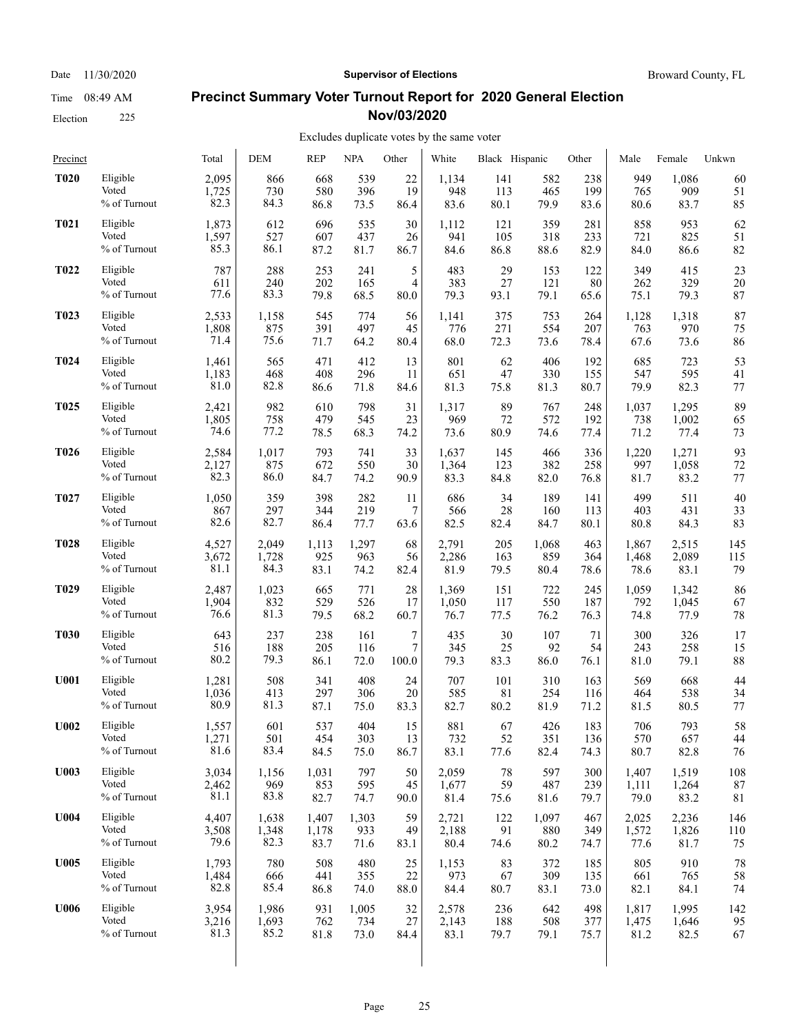Date 11/30/2020 **Supervisor of Elections** Broward County, FL

Time 08:49 AM

Election 225

## Precinct Summary Voter Turnout Report for 2020 General Election Nov/03/2020

Excludes duplicate votes by the same voter

| Precinct | | Total | DEM | REP | NPA | Other | White | Black | Hispanic | Other | Male | Female | Unkwn |
|---|---|---|---|---|---|---|---|---|---|---|---|---|---|
| **T020** | Eligible | 2,095 | 866 | 668 | 539 | 22 | 1,134 | 141 | 582 | 238 | 949 | 1,086 | 60 |
| | Voted | 1,725 | 730 | 580 | 396 | 19 | 948 | 113 | 465 | 199 | 765 | 909 | 51 |
| | % of Turnout | 82.3 | 84.3 | 86.8 | 73.5 | 86.4 | 83.6 | 80.1 | 79.9 | 83.6 | 80.6 | 83.7 | 85 |
| **T021** | Eligible | 1,873 | 612 | 696 | 535 | 30 | 1,112 | 121 | 359 | 281 | 858 | 953 | 62 |
| | Voted | 1,597 | 527 | 607 | 437 | 26 | 941 | 105 | 318 | 233 | 721 | 825 | 51 |
| | % of Turnout | 85.3 | 86.1 | 87.2 | 81.7 | 86.7 | 84.6 | 86.8 | 88.6 | 82.9 | 84.0 | 86.6 | 82 |
| **T022** | Eligible | 787 | 288 | 253 | 241 | 5 | 483 | 29 | 153 | 122 | 349 | 415 | 23 |
| | Voted | 611 | 240 | 202 | 165 | 4 | 383 | 27 | 121 | 80 | 262 | 329 | 20 |
| | % of Turnout | 77.6 | 83.3 | 79.8 | 68.5 | 80.0 | 79.3 | 93.1 | 79.1 | 65.6 | 75.1 | 79.3 | 87 |
| **T023** | Eligible | 2,533 | 1,158 | 545 | 774 | 56 | 1,141 | 375 | 753 | 264 | 1,128 | 1,318 | 87 |
| | Voted | 1,808 | 875 | 391 | 497 | 45 | 776 | 271 | 554 | 207 | 763 | 970 | 75 |
| | % of Turnout | 71.4 | 75.6 | 71.7 | 64.2 | 80.4 | 68.0 | 72.3 | 73.6 | 78.4 | 67.6 | 73.6 | 86 |
| **T024** | Eligible | 1,461 | 565 | 471 | 412 | 13 | 801 | 62 | 406 | 192 | 685 | 723 | 53 |
| | Voted | 1,183 | 468 | 408 | 296 | 11 | 651 | 47 | 330 | 155 | 547 | 595 | 41 |
| | % of Turnout | 81.0 | 82.8 | 86.6 | 71.8 | 84.6 | 81.3 | 75.8 | 81.3 | 80.7 | 79.9 | 82.3 | 77 |
| **T025** | Eligible | 2,421 | 982 | 610 | 798 | 31 | 1,317 | 89 | 767 | 248 | 1,037 | 1,295 | 89 |
| | Voted | 1,805 | 758 | 479 | 545 | 23 | 969 | 72 | 572 | 192 | 738 | 1,002 | 65 |
| | % of Turnout | 74.6 | 77.2 | 78.5 | 68.3 | 74.2 | 73.6 | 80.9 | 74.6 | 77.4 | 71.2 | 77.4 | 73 |
| **T026** | Eligible | 2,584 | 1,017 | 793 | 741 | 33 | 1,637 | 145 | 466 | 336 | 1,220 | 1,271 | 93 |
| | Voted | 2,127 | 875 | 672 | 550 | 30 | 1,364 | 123 | 382 | 258 | 997 | 1,058 | 72 |
| | % of Turnout | 82.3 | 86.0 | 84.7 | 74.2 | 90.9 | 83.3 | 84.8 | 82.0 | 76.8 | 81.7 | 83.2 | 77 |
| **T027** | Eligible | 1,050 | 359 | 398 | 282 | 11 | 686 | 34 | 189 | 141 | 499 | 511 | 40 |
| | Voted | 867 | 297 | 344 | 219 | 7 | 566 | 28 | 160 | 113 | 403 | 431 | 33 |
| | % of Turnout | 82.6 | 82.7 | 86.4 | 77.7 | 63.6 | 82.5 | 82.4 | 84.7 | 80.1 | 80.8 | 84.3 | 83 |
| **T028** | Eligible | 4,527 | 2,049 | 1,113 | 1,297 | 68 | 2,791 | 205 | 1,068 | 463 | 1,867 | 2,515 | 145 |
| | Voted | 3,672 | 1,728 | 925 | 963 | 56 | 2,286 | 163 | 859 | 364 | 1,468 | 2,089 | 115 |
| | % of Turnout | 81.1 | 84.3 | 83.1 | 74.2 | 82.4 | 81.9 | 79.5 | 80.4 | 78.6 | 78.6 | 83.1 | 79 |
| **T029** | Eligible | 2,487 | 1,023 | 665 | 771 | 28 | 1,369 | 151 | 722 | 245 | 1,059 | 1,342 | 86 |
| | Voted | 1,904 | 832 | 529 | 526 | 17 | 1,050 | 117 | 550 | 187 | 792 | 1,045 | 67 |
| | % of Turnout | 76.6 | 81.3 | 79.5 | 68.2 | 60.7 | 76.7 | 77.5 | 76.2 | 76.3 | 74.8 | 77.9 | 78 |
| **T030** | Eligible | 643 | 237 | 238 | 161 | 7 | 435 | 30 | 107 | 71 | 300 | 326 | 17 |
| | Voted | 516 | 188 | 205 | 116 | 7 | 345 | 25 | 92 | 54 | 243 | 258 | 15 |
| | % of Turnout | 80.2 | 79.3 | 86.1 | 72.0 | 100.0 | 79.3 | 83.3 | 86.0 | 76.1 | 81.0 | 79.1 | 88 |
| **U001** | Eligible | 1,281 | 508 | 341 | 408 | 24 | 707 | 101 | 310 | 163 | 569 | 668 | 44 |
| | Voted | 1,036 | 413 | 297 | 306 | 20 | 585 | 81 | 254 | 116 | 464 | 538 | 34 |
| | % of Turnout | 80.9 | 81.3 | 87.1 | 75.0 | 83.3 | 82.7 | 80.2 | 81.9 | 71.2 | 81.5 | 80.5 | 77 |
| **U002** | Eligible | 1,557 | 601 | 537 | 404 | 15 | 881 | 67 | 426 | 183 | 706 | 793 | 58 |
| | Voted | 1,271 | 501 | 454 | 303 | 13 | 732 | 52 | 351 | 136 | 570 | 657 | 44 |
| | % of Turnout | 81.6 | 83.4 | 84.5 | 75.0 | 86.7 | 83.1 | 77.6 | 82.4 | 74.3 | 80.7 | 82.8 | 76 |
| **U003** | Eligible | 3,034 | 1,156 | 1,031 | 797 | 50 | 2,059 | 78 | 597 | 300 | 1,407 | 1,519 | 108 |
| | Voted | 2,462 | 969 | 853 | 595 | 45 | 1,677 | 59 | 487 | 239 | 1,111 | 1,264 | 87 |
| | % of Turnout | 81.1 | 83.8 | 82.7 | 74.7 | 90.0 | 81.4 | 75.6 | 81.6 | 79.7 | 79.0 | 83.2 | 81 |
| **U004** | Eligible | 4,407 | 1,638 | 1,407 | 1,303 | 59 | 2,721 | 122 | 1,097 | 467 | 2,025 | 2,236 | 146 |
| | Voted | 3,508 | 1,348 | 1,178 | 933 | 49 | 2,188 | 91 | 880 | 349 | 1,572 | 1,826 | 110 |
| | % of Turnout | 79.6 | 82.3 | 83.7 | 71.6 | 83.1 | 80.4 | 74.6 | 80.2 | 74.7 | 77.6 | 81.7 | 75 |
| **U005** | Eligible | 1,793 | 780 | 508 | 480 | 25 | 1,153 | 83 | 372 | 185 | 805 | 910 | 78 |
| | Voted | 1,484 | 666 | 441 | 355 | 22 | 973 | 67 | 309 | 135 | 661 | 765 | 58 |
| | % of Turnout | 82.8 | 85.4 | 86.8 | 74.0 | 88.0 | 84.4 | 80.7 | 83.1 | 73.0 | 82.1 | 84.1 | 74 |
| **U006** | Eligible | 3,954 | 1,986 | 931 | 1,005 | 32 | 2,578 | 236 | 642 | 498 | 1,817 | 1,995 | 142 |
| | Voted | 3,216 | 1,693 | 762 | 734 | 27 | 2,143 | 188 | 508 | 377 | 1,475 | 1,646 | 95 |
| | % of Turnout | 81.3 | 85.2 | 81.8 | 73.0 | 84.4 | 83.1 | 79.7 | 79.1 | 75.7 | 81.2 | 82.5 | 67 |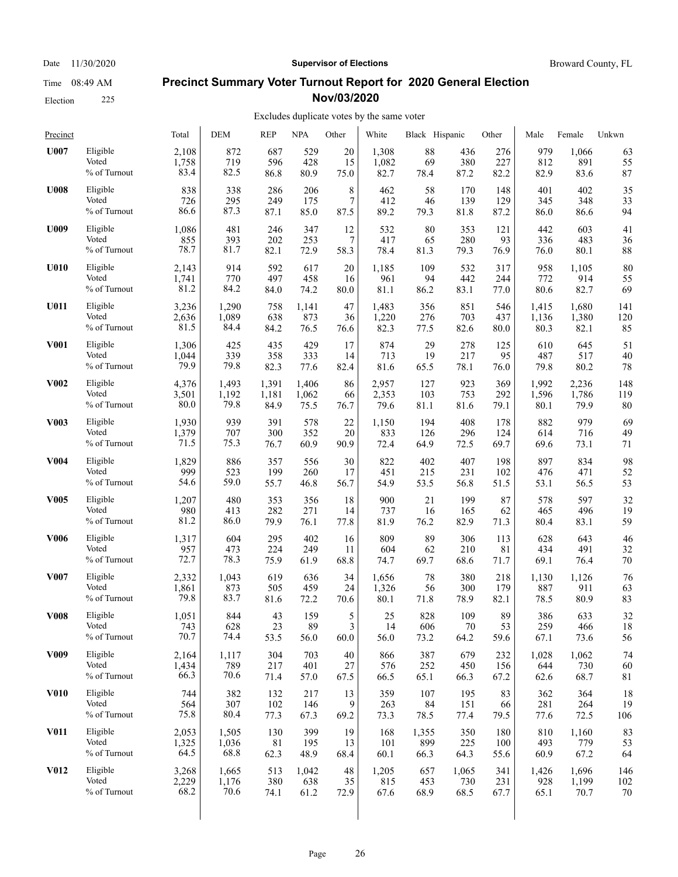## Precinct Summary Voter Turnout Report for 2020 General Election

### Nov/03/2020

Date 11/30/2020 — Supervisor of Elections — Broward County, FL

Time 08:49 AM

Election 225

Excludes duplicate votes by the same voter

| Precinct | | Total | DEM | REP | NPA | Other | White | Black | Hispanic | Other | Male | Female | Unkwn |
|---|---|---|---|---|---|---|---|---|---|---|---|---|---|
| **U007** | Eligible | 2,108 | 872 | 687 | 529 | 20 | 1,308 | 88 | 436 | 276 | 979 | 1,066 | 63 |
| | Voted | 1,758 | 719 | 596 | 428 | 15 | 1,082 | 69 | 380 | 227 | 812 | 891 | 55 |
| | % of Turnout | 83.4 | 82.5 | 86.8 | 80.9 | 75.0 | 82.7 | 78.4 | 87.2 | 82.2 | 82.9 | 83.6 | 87 |
| **U008** | Eligible | 838 | 338 | 286 | 206 | 8 | 462 | 58 | 170 | 148 | 401 | 402 | 35 |
| | Voted | 726 | 295 | 249 | 175 | 7 | 412 | 46 | 139 | 129 | 345 | 348 | 33 |
| | % of Turnout | 86.6 | 87.3 | 87.1 | 85.0 | 87.5 | 89.2 | 79.3 | 81.8 | 87.2 | 86.0 | 86.6 | 94 |
| **U009** | Eligible | 1,086 | 481 | 246 | 347 | 12 | 532 | 80 | 353 | 121 | 442 | 603 | 41 |
| | Voted | 855 | 393 | 202 | 253 | 7 | 417 | 65 | 280 | 93 | 336 | 483 | 36 |
| | % of Turnout | 78.7 | 81.7 | 82.1 | 72.9 | 58.3 | 78.4 | 81.3 | 79.3 | 76.9 | 76.0 | 80.1 | 88 |
| **U010** | Eligible | 2,143 | 914 | 592 | 617 | 20 | 1,185 | 109 | 532 | 317 | 958 | 1,105 | 80 |
| | Voted | 1,741 | 770 | 497 | 458 | 16 | 961 | 94 | 442 | 244 | 772 | 914 | 55 |
| | % of Turnout | 81.2 | 84.2 | 84.0 | 74.2 | 80.0 | 81.1 | 86.2 | 83.1 | 77.0 | 80.6 | 82.7 | 69 |
| **U011** | Eligible | 3,236 | 1,290 | 758 | 1,141 | 47 | 1,483 | 356 | 851 | 546 | 1,415 | 1,680 | 141 |
| | Voted | 2,636 | 1,089 | 638 | 873 | 36 | 1,220 | 276 | 703 | 437 | 1,136 | 1,380 | 120 |
| | % of Turnout | 81.5 | 84.4 | 84.2 | 76.5 | 76.6 | 82.3 | 77.5 | 82.6 | 80.0 | 80.3 | 82.1 | 85 |
| **V001** | Eligible | 1,306 | 425 | 435 | 429 | 17 | 874 | 29 | 278 | 125 | 610 | 645 | 51 |
| | Voted | 1,044 | 339 | 358 | 333 | 14 | 713 | 19 | 217 | 95 | 487 | 517 | 40 |
| | % of Turnout | 79.9 | 79.8 | 82.3 | 77.6 | 82.4 | 81.6 | 65.5 | 78.1 | 76.0 | 79.8 | 80.2 | 78 |
| **V002** | Eligible | 4,376 | 1,493 | 1,391 | 1,406 | 86 | 2,957 | 127 | 923 | 369 | 1,992 | 2,236 | 148 |
| | Voted | 3,501 | 1,192 | 1,181 | 1,062 | 66 | 2,353 | 103 | 753 | 292 | 1,596 | 1,786 | 119 |
| | % of Turnout | 80.0 | 79.8 | 84.9 | 75.5 | 76.7 | 79.6 | 81.1 | 81.6 | 79.1 | 80.1 | 79.9 | 80 |
| **V003** | Eligible | 1,930 | 939 | 391 | 578 | 22 | 1,150 | 194 | 408 | 178 | 882 | 979 | 69 |
| | Voted | 1,379 | 707 | 300 | 352 | 20 | 833 | 126 | 296 | 124 | 614 | 716 | 49 |
| | % of Turnout | 71.5 | 75.3 | 76.7 | 60.9 | 90.9 | 72.4 | 64.9 | 72.5 | 69.7 | 69.6 | 73.1 | 71 |
| **V004** | Eligible | 1,829 | 886 | 357 | 556 | 30 | 822 | 402 | 407 | 198 | 897 | 834 | 98 |
| | Voted | 999 | 523 | 199 | 260 | 17 | 451 | 215 | 231 | 102 | 476 | 471 | 52 |
| | % of Turnout | 54.6 | 59.0 | 55.7 | 46.8 | 56.7 | 54.9 | 53.5 | 56.8 | 51.5 | 53.1 | 56.5 | 53 |
| **V005** | Eligible | 1,207 | 480 | 353 | 356 | 18 | 900 | 21 | 199 | 87 | 578 | 597 | 32 |
| | Voted | 980 | 413 | 282 | 271 | 14 | 737 | 16 | 165 | 62 | 465 | 496 | 19 |
| | % of Turnout | 81.2 | 86.0 | 79.9 | 76.1 | 77.8 | 81.9 | 76.2 | 82.9 | 71.3 | 80.4 | 83.1 | 59 |
| **V006** | Eligible | 1,317 | 604 | 295 | 402 | 16 | 809 | 89 | 306 | 113 | 628 | 643 | 46 |
| | Voted | 957 | 473 | 224 | 249 | 11 | 604 | 62 | 210 | 81 | 434 | 491 | 32 |
| | % of Turnout | 72.7 | 78.3 | 75.9 | 61.9 | 68.8 | 74.7 | 69.7 | 68.6 | 71.7 | 69.1 | 76.4 | 70 |
| **V007** | Eligible | 2,332 | 1,043 | 619 | 636 | 34 | 1,656 | 78 | 380 | 218 | 1,130 | 1,126 | 76 |
| | Voted | 1,861 | 873 | 505 | 459 | 24 | 1,326 | 56 | 300 | 179 | 887 | 911 | 63 |
| | % of Turnout | 79.8 | 83.7 | 81.6 | 72.2 | 70.6 | 80.1 | 71.8 | 78.9 | 82.1 | 78.5 | 80.9 | 83 |
| **V008** | Eligible | 1,051 | 844 | 43 | 159 | 5 | 25 | 828 | 109 | 89 | 386 | 633 | 32 |
| | Voted | 743 | 628 | 23 | 89 | 3 | 14 | 606 | 70 | 53 | 259 | 466 | 18 |
| | % of Turnout | 70.7 | 74.4 | 53.5 | 56.0 | 60.0 | 56.0 | 73.2 | 64.2 | 59.6 | 67.1 | 73.6 | 56 |
| **V009** | Eligible | 2,164 | 1,117 | 304 | 703 | 40 | 866 | 387 | 679 | 232 | 1,028 | 1,062 | 74 |
| | Voted | 1,434 | 789 | 217 | 401 | 27 | 576 | 252 | 450 | 156 | 644 | 730 | 60 |
| | % of Turnout | 66.3 | 70.6 | 71.4 | 57.0 | 67.5 | 66.5 | 65.1 | 66.3 | 67.2 | 62.6 | 68.7 | 81 |
| **V010** | Eligible | 744 | 382 | 132 | 217 | 13 | 359 | 107 | 195 | 83 | 362 | 364 | 18 |
| | Voted | 564 | 307 | 102 | 146 | 9 | 263 | 84 | 151 | 66 | 281 | 264 | 19 |
| | % of Turnout | 75.8 | 80.4 | 77.3 | 67.3 | 69.2 | 73.3 | 78.5 | 77.4 | 79.5 | 77.6 | 72.5 | 106 |
| **V011** | Eligible | 2,053 | 1,505 | 130 | 399 | 19 | 168 | 1,355 | 350 | 180 | 810 | 1,160 | 83 |
| | Voted | 1,325 | 1,036 | 81 | 195 | 13 | 101 | 899 | 225 | 100 | 493 | 779 | 53 |
| | % of Turnout | 64.5 | 68.8 | 62.3 | 48.9 | 68.4 | 60.1 | 66.3 | 64.3 | 55.6 | 60.9 | 67.2 | 64 |
| **V012** | Eligible | 3,268 | 1,665 | 513 | 1,042 | 48 | 1,205 | 657 | 1,065 | 341 | 1,426 | 1,696 | 146 |
| | Voted | 2,229 | 1,176 | 380 | 638 | 35 | 815 | 453 | 730 | 231 | 928 | 1,199 | 102 |
| | % of Turnout | 68.2 | 70.6 | 74.1 | 61.2 | 72.9 | 67.6 | 68.9 | 68.5 | 67.7 | 65.1 | 70.7 | 70 |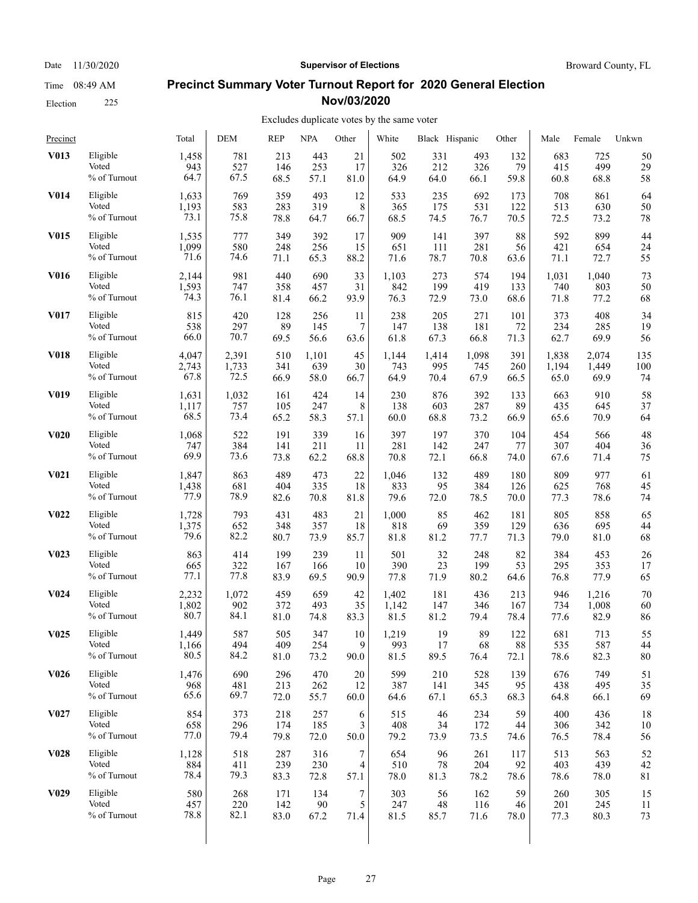# Precinct Summary Voter Turnout Report for 2020 General Election Nov/03/2020

Date 11/30/2020 | Time 08:49 AM | Election 225 | Supervisor of Elections | Broward County, FL

Excludes duplicate votes by the same voter

| Precinct | | Total | DEM | REP | NPA | Other | White | Black | Hispanic | Other | Male | Female | Unkwn |
|---|---|---|---|---|---|---|---|---|---|---|---|---|---|
| **V013** | Eligible | 1,458 | 781 | 213 | 443 | 21 | 502 | 331 | 493 | 132 | 683 | 725 | 50 |
| | Voted | 943 | 527 | 146 | 253 | 17 | 326 | 212 | 326 | 79 | 415 | 499 | 29 |
| | % of Turnout | 64.7 | 67.5 | 68.5 | 57.1 | 81.0 | 64.9 | 64.0 | 66.1 | 59.8 | 60.8 | 68.8 | 58 |
| **V014** | Eligible | 1,633 | 769 | 359 | 493 | 12 | 533 | 235 | 692 | 173 | 708 | 861 | 64 |
| | Voted | 1,193 | 583 | 283 | 319 | 8 | 365 | 175 | 531 | 122 | 513 | 630 | 50 |
| | % of Turnout | 73.1 | 75.8 | 78.8 | 64.7 | 66.7 | 68.5 | 74.5 | 76.7 | 70.5 | 72.5 | 73.2 | 78 |
| **V015** | Eligible | 1,535 | 777 | 349 | 392 | 17 | 909 | 141 | 397 | 88 | 592 | 899 | 44 |
| | Voted | 1,099 | 580 | 248 | 256 | 15 | 651 | 111 | 281 | 56 | 421 | 654 | 24 |
| | % of Turnout | 71.6 | 74.6 | 71.1 | 65.3 | 88.2 | 71.6 | 78.7 | 70.8 | 63.6 | 71.1 | 72.7 | 55 |
| **V016** | Eligible | 2,144 | 981 | 440 | 690 | 33 | 1,103 | 273 | 574 | 194 | 1,031 | 1,040 | 73 |
| | Voted | 1,593 | 747 | 358 | 457 | 31 | 842 | 199 | 419 | 133 | 740 | 803 | 50 |
| | % of Turnout | 74.3 | 76.1 | 81.4 | 66.2 | 93.9 | 76.3 | 72.9 | 73.0 | 68.6 | 71.8 | 77.2 | 68 |
| **V017** | Eligible | 815 | 420 | 128 | 256 | 11 | 238 | 205 | 271 | 101 | 373 | 408 | 34 |
| | Voted | 538 | 297 | 89 | 145 | 7 | 147 | 138 | 181 | 72 | 234 | 285 | 19 |
| | % of Turnout | 66.0 | 70.7 | 69.5 | 56.6 | 63.6 | 61.8 | 67.3 | 66.8 | 71.3 | 62.7 | 69.9 | 56 |
| **V018** | Eligible | 4,047 | 2,391 | 510 | 1,101 | 45 | 1,144 | 1,414 | 1,098 | 391 | 1,838 | 2,074 | 135 |
| | Voted | 2,743 | 1,733 | 341 | 639 | 30 | 743 | 995 | 745 | 260 | 1,194 | 1,449 | 100 |
| | % of Turnout | 67.8 | 72.5 | 66.9 | 58.0 | 66.7 | 64.9 | 70.4 | 67.9 | 66.5 | 65.0 | 69.9 | 74 |
| **V019** | Eligible | 1,631 | 1,032 | 161 | 424 | 14 | 230 | 876 | 392 | 133 | 663 | 910 | 58 |
| | Voted | 1,117 | 757 | 105 | 247 | 8 | 138 | 603 | 287 | 89 | 435 | 645 | 37 |
| | % of Turnout | 68.5 | 73.4 | 65.2 | 58.3 | 57.1 | 60.0 | 68.8 | 73.2 | 66.9 | 65.6 | 70.9 | 64 |
| **V020** | Eligible | 1,068 | 522 | 191 | 339 | 16 | 397 | 197 | 370 | 104 | 454 | 566 | 48 |
| | Voted | 747 | 384 | 141 | 211 | 11 | 281 | 142 | 247 | 77 | 307 | 404 | 36 |
| | % of Turnout | 69.9 | 73.6 | 73.8 | 62.2 | 68.8 | 70.8 | 72.1 | 66.8 | 74.0 | 67.6 | 71.4 | 75 |
| **V021** | Eligible | 1,847 | 863 | 489 | 473 | 22 | 1,046 | 132 | 489 | 180 | 809 | 977 | 61 |
| | Voted | 1,438 | 681 | 404 | 335 | 18 | 833 | 95 | 384 | 126 | 625 | 768 | 45 |
| | % of Turnout | 77.9 | 78.9 | 82.6 | 70.8 | 81.8 | 79.6 | 72.0 | 78.5 | 70.0 | 77.3 | 78.6 | 74 |
| **V022** | Eligible | 1,728 | 793 | 431 | 483 | 21 | 1,000 | 85 | 462 | 181 | 805 | 858 | 65 |
| | Voted | 1,375 | 652 | 348 | 357 | 18 | 818 | 69 | 359 | 129 | 636 | 695 | 44 |
| | % of Turnout | 79.6 | 82.2 | 80.7 | 73.9 | 85.7 | 81.8 | 81.2 | 77.7 | 71.3 | 79.0 | 81.0 | 68 |
| **V023** | Eligible | 863 | 414 | 199 | 239 | 11 | 501 | 32 | 248 | 82 | 384 | 453 | 26 |
| | Voted | 665 | 322 | 167 | 166 | 10 | 390 | 23 | 199 | 53 | 295 | 353 | 17 |
| | % of Turnout | 77.1 | 77.8 | 83.9 | 69.5 | 90.9 | 77.8 | 71.9 | 80.2 | 64.6 | 76.8 | 77.9 | 65 |
| **V024** | Eligible | 2,232 | 1,072 | 459 | 659 | 42 | 1,402 | 181 | 436 | 213 | 946 | 1,216 | 70 |
| | Voted | 1,802 | 902 | 372 | 493 | 35 | 1,142 | 147 | 346 | 167 | 734 | 1,008 | 60 |
| | % of Turnout | 80.7 | 84.1 | 81.0 | 74.8 | 83.3 | 81.5 | 81.2 | 79.4 | 78.4 | 77.6 | 82.9 | 86 |
| **V025** | Eligible | 1,449 | 587 | 505 | 347 | 10 | 1,219 | 19 | 89 | 122 | 681 | 713 | 55 |
| | Voted | 1,166 | 494 | 409 | 254 | 9 | 993 | 17 | 68 | 88 | 535 | 587 | 44 |
| | % of Turnout | 80.5 | 84.2 | 81.0 | 73.2 | 90.0 | 81.5 | 89.5 | 76.4 | 72.1 | 78.6 | 82.3 | 80 |
| **V026** | Eligible | 1,476 | 690 | 296 | 470 | 20 | 599 | 210 | 528 | 139 | 676 | 749 | 51 |
| | Voted | 968 | 481 | 213 | 262 | 12 | 387 | 141 | 345 | 95 | 438 | 495 | 35 |
| | % of Turnout | 65.6 | 69.7 | 72.0 | 55.7 | 60.0 | 64.6 | 67.1 | 65.3 | 68.3 | 64.8 | 66.1 | 69 |
| **V027** | Eligible | 854 | 373 | 218 | 257 | 6 | 515 | 46 | 234 | 59 | 400 | 436 | 18 |
| | Voted | 658 | 296 | 174 | 185 | 3 | 408 | 34 | 172 | 44 | 306 | 342 | 10 |
| | % of Turnout | 77.0 | 79.4 | 79.8 | 72.0 | 50.0 | 79.2 | 73.9 | 73.5 | 74.6 | 76.5 | 78.4 | 56 |
| **V028** | Eligible | 1,128 | 518 | 287 | 316 | 7 | 654 | 96 | 261 | 117 | 513 | 563 | 52 |
| | Voted | 884 | 411 | 239 | 230 | 4 | 510 | 78 | 204 | 92 | 403 | 439 | 42 |
| | % of Turnout | 78.4 | 79.3 | 83.3 | 72.8 | 57.1 | 78.0 | 81.3 | 78.2 | 78.6 | 78.6 | 78.0 | 81 |
| **V029** | Eligible | 580 | 268 | 171 | 134 | 7 | 303 | 56 | 162 | 59 | 260 | 305 | 15 |
| | Voted | 457 | 220 | 142 | 90 | 5 | 247 | 48 | 116 | 46 | 201 | 245 | 11 |
| | % of Turnout | 78.8 | 82.1 | 83.0 | 67.2 | 71.4 | 81.5 | 85.7 | 71.6 | 78.0 | 77.3 | 80.3 | 73 |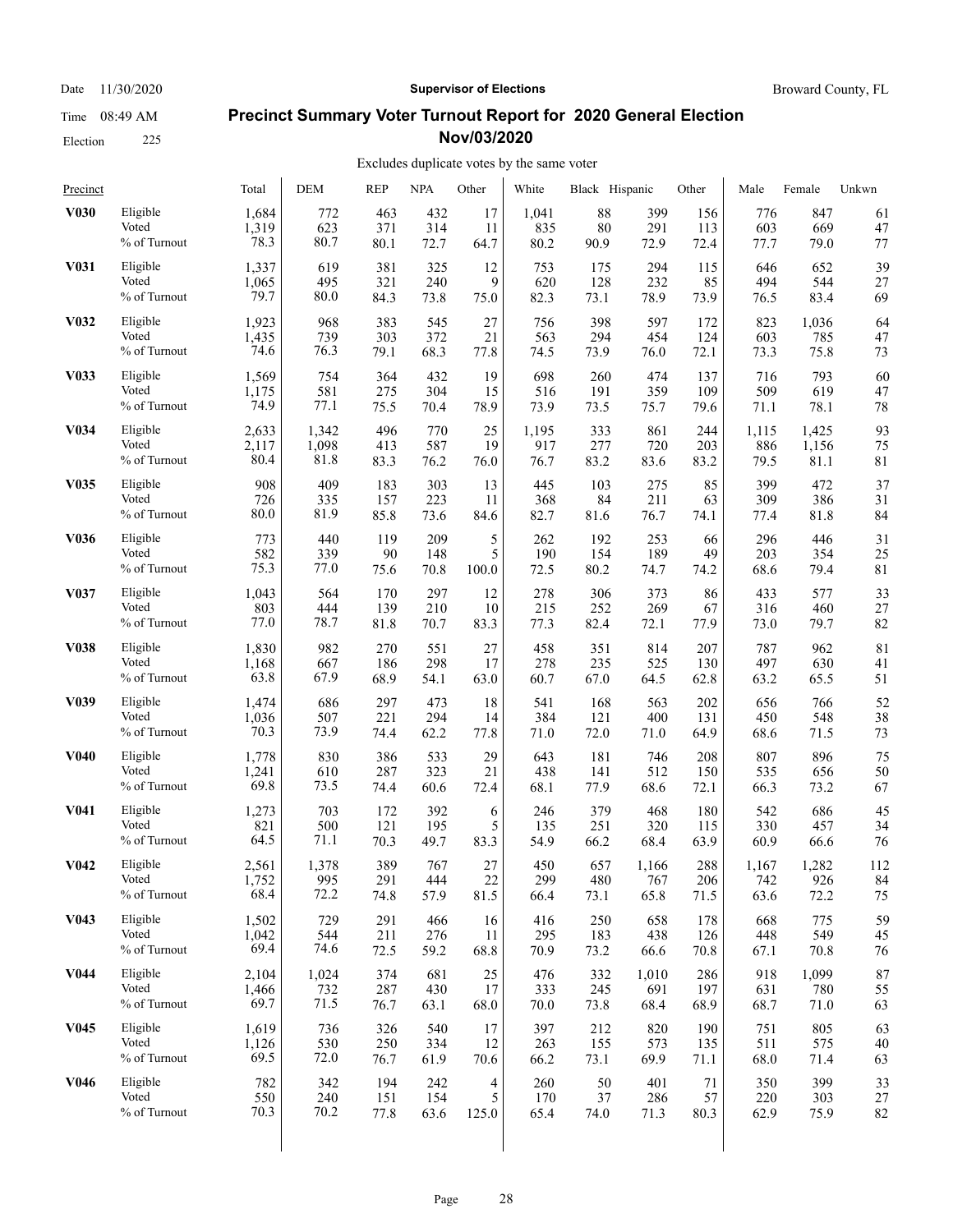# Precinct Summary Voter Turnout Report for 2020 General Election Nov/03/2020

Date 11/30/2020 | Supervisor of Elections | Broward County, FL

Time 08:49 AM

Election 225

Excludes duplicate votes by the same voter

| Precinct | | Total | DEM | REP | NPA | Other | White | Black | Hispanic | Other | Male | Female | Unkwn |
|---|---|---|---|---|---|---|---|---|---|---|---|---|---|
| **V030** | Eligible | 1,684 | 772 | 463 | 432 | 17 | 1,041 | 88 | 399 | 156 | 776 | 847 | 61 |
| | Voted | 1,319 | 623 | 371 | 314 | 11 | 835 | 80 | 291 | 113 | 603 | 669 | 47 |
| | % of Turnout | 78.3 | 80.7 | 80.1 | 72.7 | 64.7 | 80.2 | 90.9 | 72.9 | 72.4 | 77.7 | 79.0 | 77 |
| **V031** | Eligible | 1,337 | 619 | 381 | 325 | 12 | 753 | 175 | 294 | 115 | 646 | 652 | 39 |
| | Voted | 1,065 | 495 | 321 | 240 | 9 | 620 | 128 | 232 | 85 | 494 | 544 | 27 |
| | % of Turnout | 79.7 | 80.0 | 84.3 | 73.8 | 75.0 | 82.3 | 73.1 | 78.9 | 73.9 | 76.5 | 83.4 | 69 |
| **V032** | Eligible | 1,923 | 968 | 383 | 545 | 27 | 756 | 398 | 597 | 172 | 823 | 1,036 | 64 |
| | Voted | 1,435 | 739 | 303 | 372 | 21 | 563 | 294 | 454 | 124 | 603 | 785 | 47 |
| | % of Turnout | 74.6 | 76.3 | 79.1 | 68.3 | 77.8 | 74.5 | 73.9 | 76.0 | 72.1 | 73.3 | 75.8 | 73 |
| **V033** | Eligible | 1,569 | 754 | 364 | 432 | 19 | 698 | 260 | 474 | 137 | 716 | 793 | 60 |
| | Voted | 1,175 | 581 | 275 | 304 | 15 | 516 | 191 | 359 | 109 | 509 | 619 | 47 |
| | % of Turnout | 74.9 | 77.1 | 75.5 | 70.4 | 78.9 | 73.9 | 73.5 | 75.7 | 79.6 | 71.1 | 78.1 | 78 |
| **V034** | Eligible | 2,633 | 1,342 | 496 | 770 | 25 | 1,195 | 333 | 861 | 244 | 1,115 | 1,425 | 93 |
| | Voted | 2,117 | 1,098 | 413 | 587 | 19 | 917 | 277 | 720 | 203 | 886 | 1,156 | 75 |
| | % of Turnout | 80.4 | 81.8 | 83.3 | 76.2 | 76.0 | 76.7 | 83.2 | 83.6 | 83.2 | 79.5 | 81.1 | 81 |
| **V035** | Eligible | 908 | 409 | 183 | 303 | 13 | 445 | 103 | 275 | 85 | 399 | 472 | 37 |
| | Voted | 726 | 335 | 157 | 223 | 11 | 368 | 84 | 211 | 63 | 309 | 386 | 31 |
| | % of Turnout | 80.0 | 81.9 | 85.8 | 73.6 | 84.6 | 82.7 | 81.6 | 76.7 | 74.1 | 77.4 | 81.8 | 84 |
| **V036** | Eligible | 773 | 440 | 119 | 209 | 5 | 262 | 192 | 253 | 66 | 296 | 446 | 31 |
| | Voted | 582 | 339 | 90 | 148 | 5 | 190 | 154 | 189 | 49 | 203 | 354 | 25 |
| | % of Turnout | 75.3 | 77.0 | 75.6 | 70.8 | 100.0 | 72.5 | 80.2 | 74.7 | 74.2 | 68.6 | 79.4 | 81 |
| **V037** | Eligible | 1,043 | 564 | 170 | 297 | 12 | 278 | 306 | 373 | 86 | 433 | 577 | 33 |
| | Voted | 803 | 444 | 139 | 210 | 10 | 215 | 252 | 269 | 67 | 316 | 460 | 27 |
| | % of Turnout | 77.0 | 78.7 | 81.8 | 70.7 | 83.3 | 77.3 | 82.4 | 72.1 | 77.9 | 73.0 | 79.7 | 82 |
| **V038** | Eligible | 1,830 | 982 | 270 | 551 | 27 | 458 | 351 | 814 | 207 | 787 | 962 | 81 |
| | Voted | 1,168 | 667 | 186 | 298 | 17 | 278 | 235 | 525 | 130 | 497 | 630 | 41 |
| | % of Turnout | 63.8 | 67.9 | 68.9 | 54.1 | 63.0 | 60.7 | 67.0 | 64.5 | 62.8 | 63.2 | 65.5 | 51 |
| **V039** | Eligible | 1,474 | 686 | 297 | 473 | 18 | 541 | 168 | 563 | 202 | 656 | 766 | 52 |
| | Voted | 1,036 | 507 | 221 | 294 | 14 | 384 | 121 | 400 | 131 | 450 | 548 | 38 |
| | % of Turnout | 70.3 | 73.9 | 74.4 | 62.2 | 77.8 | 71.0 | 72.0 | 71.0 | 64.9 | 68.6 | 71.5 | 73 |
| **V040** | Eligible | 1,778 | 830 | 386 | 533 | 29 | 643 | 181 | 746 | 208 | 807 | 896 | 75 |
| | Voted | 1,241 | 610 | 287 | 323 | 21 | 438 | 141 | 512 | 150 | 535 | 656 | 50 |
| | % of Turnout | 69.8 | 73.5 | 74.4 | 60.6 | 72.4 | 68.1 | 77.9 | 68.6 | 72.1 | 66.3 | 73.2 | 67 |
| **V041** | Eligible | 1,273 | 703 | 172 | 392 | 6 | 246 | 379 | 468 | 180 | 542 | 686 | 45 |
| | Voted | 821 | 500 | 121 | 195 | 5 | 135 | 251 | 320 | 115 | 330 | 457 | 34 |
| | % of Turnout | 64.5 | 71.1 | 70.3 | 49.7 | 83.3 | 54.9 | 66.2 | 68.4 | 63.9 | 60.9 | 66.6 | 76 |
| **V042** | Eligible | 2,561 | 1,378 | 389 | 767 | 27 | 450 | 657 | 1,166 | 288 | 1,167 | 1,282 | 112 |
| | Voted | 1,752 | 995 | 291 | 444 | 22 | 299 | 480 | 767 | 206 | 742 | 926 | 84 |
| | % of Turnout | 68.4 | 72.2 | 74.8 | 57.9 | 81.5 | 66.4 | 73.1 | 65.8 | 71.5 | 63.6 | 72.2 | 75 |
| **V043** | Eligible | 1,502 | 729 | 291 | 466 | 16 | 416 | 250 | 658 | 178 | 668 | 775 | 59 |
| | Voted | 1,042 | 544 | 211 | 276 | 11 | 295 | 183 | 438 | 126 | 448 | 549 | 45 |
| | % of Turnout | 69.4 | 74.6 | 72.5 | 59.2 | 68.8 | 70.9 | 73.2 | 66.6 | 70.8 | 67.1 | 70.8 | 76 |
| **V044** | Eligible | 2,104 | 1,024 | 374 | 681 | 25 | 476 | 332 | 1,010 | 286 | 918 | 1,099 | 87 |
| | Voted | 1,466 | 732 | 287 | 430 | 17 | 333 | 245 | 691 | 197 | 631 | 780 | 55 |
| | % of Turnout | 69.7 | 71.5 | 76.7 | 63.1 | 68.0 | 70.0 | 73.8 | 68.4 | 68.9 | 68.7 | 71.0 | 63 |
| **V045** | Eligible | 1,619 | 736 | 326 | 540 | 17 | 397 | 212 | 820 | 190 | 751 | 805 | 63 |
| | Voted | 1,126 | 530 | 250 | 334 | 12 | 263 | 155 | 573 | 135 | 511 | 575 | 40 |
| | % of Turnout | 69.5 | 72.0 | 76.7 | 61.9 | 70.6 | 66.2 | 73.1 | 69.9 | 71.1 | 68.0 | 71.4 | 63 |
| **V046** | Eligible | 782 | 342 | 194 | 242 | 4 | 260 | 50 | 401 | 71 | 350 | 399 | 33 |
| | Voted | 550 | 240 | 151 | 154 | 5 | 170 | 37 | 286 | 57 | 220 | 303 | 27 |
| | % of Turnout | 70.3 | 70.2 | 77.8 | 63.6 | 125.0 | 65.4 | 74.0 | 71.3 | 80.3 | 62.9 | 75.9 | 82 |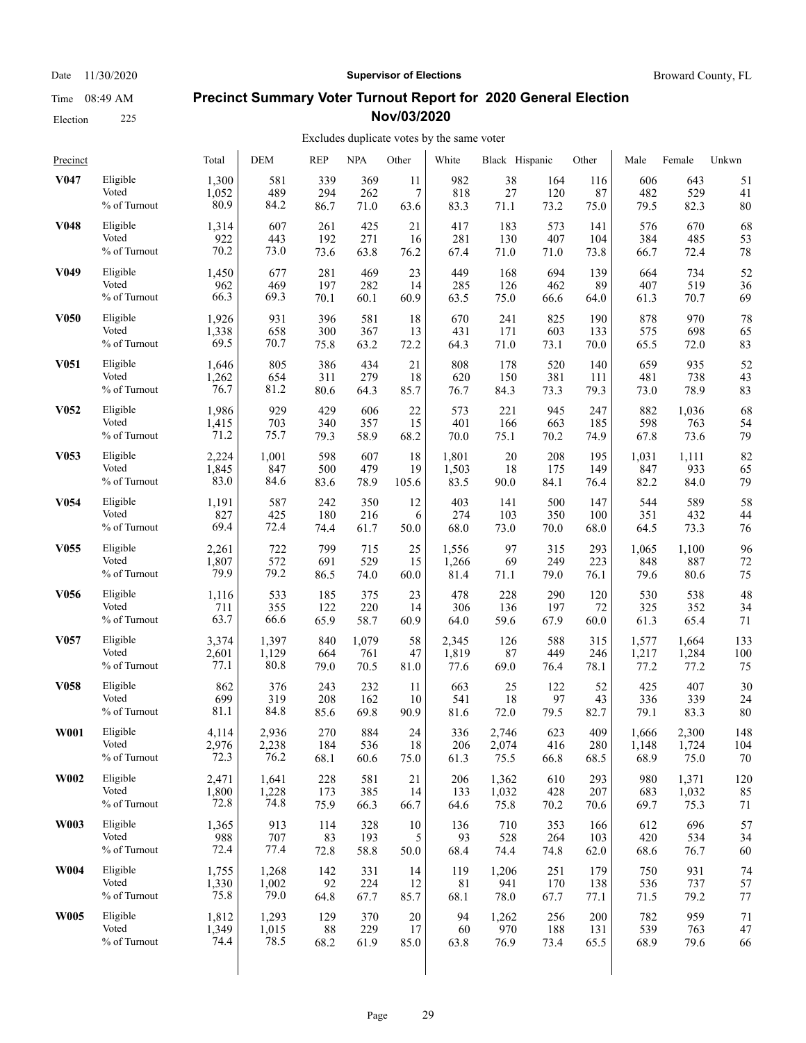Date 11/30/2020 **Supervisor of Elections** Broward County, FL

Time 08:49 AM

Election 225

## Precinct Summary Voter Turnout Report for 2020 General Election Nov/03/2020

Excludes duplicate votes by the same voter

| Precinct | | Total | DEM | REP | NPA | Other | White | Black | Hispanic | Other | Male | Female | Unkwn |
|---|---|---|---|---|---|---|---|---|---|---|---|---|---|
| **V047** | Eligible | 1,300 | 581 | 339 | 369 | 11 | 982 | 38 | 164 | 116 | 606 | 643 | 51 |
| | Voted | 1,052 | 489 | 294 | 262 | 7 | 818 | 27 | 120 | 87 | 482 | 529 | 41 |
| | % of Turnout | 80.9 | 84.2 | 86.7 | 71.0 | 63.6 | 83.3 | 71.1 | 73.2 | 75.0 | 79.5 | 82.3 | 80 |
| **V048** | Eligible | 1,314 | 607 | 261 | 425 | 21 | 417 | 183 | 573 | 141 | 576 | 670 | 68 |
| | Voted | 922 | 443 | 192 | 271 | 16 | 281 | 130 | 407 | 104 | 384 | 485 | 53 |
| | % of Turnout | 70.2 | 73.0 | 73.6 | 63.8 | 76.2 | 67.4 | 71.0 | 71.0 | 73.8 | 66.7 | 72.4 | 78 |
| **V049** | Eligible | 1,450 | 677 | 281 | 469 | 23 | 449 | 168 | 694 | 139 | 664 | 734 | 52 |
| | Voted | 962 | 469 | 197 | 282 | 14 | 285 | 126 | 462 | 89 | 407 | 519 | 36 |
| | % of Turnout | 66.3 | 69.3 | 70.1 | 60.1 | 60.9 | 63.5 | 75.0 | 66.6 | 64.0 | 61.3 | 70.7 | 69 |
| **V050** | Eligible | 1,926 | 931 | 396 | 581 | 18 | 670 | 241 | 825 | 190 | 878 | 970 | 78 |
| | Voted | 1,338 | 658 | 300 | 367 | 13 | 431 | 171 | 603 | 133 | 575 | 698 | 65 |
| | % of Turnout | 69.5 | 70.7 | 75.8 | 63.2 | 72.2 | 64.3 | 71.0 | 73.1 | 70.0 | 65.5 | 72.0 | 83 |
| **V051** | Eligible | 1,646 | 805 | 386 | 434 | 21 | 808 | 178 | 520 | 140 | 659 | 935 | 52 |
| | Voted | 1,262 | 654 | 311 | 279 | 18 | 620 | 150 | 381 | 111 | 481 | 738 | 43 |
| | % of Turnout | 76.7 | 81.2 | 80.6 | 64.3 | 85.7 | 76.7 | 84.3 | 73.3 | 79.3 | 73.0 | 78.9 | 83 |
| **V052** | Eligible | 1,986 | 929 | 429 | 606 | 22 | 573 | 221 | 945 | 247 | 882 | 1,036 | 68 |
| | Voted | 1,415 | 703 | 340 | 357 | 15 | 401 | 166 | 663 | 185 | 598 | 763 | 54 |
| | % of Turnout | 71.2 | 75.7 | 79.3 | 58.9 | 68.2 | 70.0 | 75.1 | 70.2 | 74.9 | 67.8 | 73.6 | 79 |
| **V053** | Eligible | 2,224 | 1,001 | 598 | 607 | 18 | 1,801 | 20 | 208 | 195 | 1,031 | 1,111 | 82 |
| | Voted | 1,845 | 847 | 500 | 479 | 19 | 1,503 | 18 | 175 | 149 | 847 | 933 | 65 |
| | % of Turnout | 83.0 | 84.6 | 83.6 | 78.9 | 105.6 | 83.5 | 90.0 | 84.1 | 76.4 | 82.2 | 84.0 | 79 |
| **V054** | Eligible | 1,191 | 587 | 242 | 350 | 12 | 403 | 141 | 500 | 147 | 544 | 589 | 58 |
| | Voted | 827 | 425 | 180 | 216 | 6 | 274 | 103 | 350 | 100 | 351 | 432 | 44 |
| | % of Turnout | 69.4 | 72.4 | 74.4 | 61.7 | 50.0 | 68.0 | 73.0 | 70.0 | 68.0 | 64.5 | 73.3 | 76 |
| **V055** | Eligible | 2,261 | 722 | 799 | 715 | 25 | 1,556 | 97 | 315 | 293 | 1,065 | 1,100 | 96 |
| | Voted | 1,807 | 572 | 691 | 529 | 15 | 1,266 | 69 | 249 | 223 | 848 | 887 | 72 |
| | % of Turnout | 79.9 | 79.2 | 86.5 | 74.0 | 60.0 | 81.4 | 71.1 | 79.0 | 76.1 | 79.6 | 80.6 | 75 |
| **V056** | Eligible | 1,116 | 533 | 185 | 375 | 23 | 478 | 228 | 290 | 120 | 530 | 538 | 48 |
| | Voted | 711 | 355 | 122 | 220 | 14 | 306 | 136 | 197 | 72 | 325 | 352 | 34 |
| | % of Turnout | 63.7 | 66.6 | 65.9 | 58.7 | 60.9 | 64.0 | 59.6 | 67.9 | 60.0 | 61.3 | 65.4 | 71 |
| **V057** | Eligible | 3,374 | 1,397 | 840 | 1,079 | 58 | 2,345 | 126 | 588 | 315 | 1,577 | 1,664 | 133 |
| | Voted | 2,601 | 1,129 | 664 | 761 | 47 | 1,819 | 87 | 449 | 246 | 1,217 | 1,284 | 100 |
| | % of Turnout | 77.1 | 80.8 | 79.0 | 70.5 | 81.0 | 77.6 | 69.0 | 76.4 | 78.1 | 77.2 | 77.2 | 75 |
| **V058** | Eligible | 862 | 376 | 243 | 232 | 11 | 663 | 25 | 122 | 52 | 425 | 407 | 30 |
| | Voted | 699 | 319 | 208 | 162 | 10 | 541 | 18 | 97 | 43 | 336 | 339 | 24 |
| | % of Turnout | 81.1 | 84.8 | 85.6 | 69.8 | 90.9 | 81.6 | 72.0 | 79.5 | 82.7 | 79.1 | 83.3 | 80 |
| **W001** | Eligible | 4,114 | 2,936 | 270 | 884 | 24 | 336 | 2,746 | 623 | 409 | 1,666 | 2,300 | 148 |
| | Voted | 2,976 | 2,238 | 184 | 536 | 18 | 206 | 2,074 | 416 | 280 | 1,148 | 1,724 | 104 |
| | % of Turnout | 72.3 | 76.2 | 68.1 | 60.6 | 75.0 | 61.3 | 75.5 | 66.8 | 68.5 | 68.9 | 75.0 | 70 |
| **W002** | Eligible | 2,471 | 1,641 | 228 | 581 | 21 | 206 | 1,362 | 610 | 293 | 980 | 1,371 | 120 |
| | Voted | 1,800 | 1,228 | 173 | 385 | 14 | 133 | 1,032 | 428 | 207 | 683 | 1,032 | 85 |
| | % of Turnout | 72.8 | 74.8 | 75.9 | 66.3 | 66.7 | 64.6 | 75.8 | 70.2 | 70.6 | 69.7 | 75.3 | 71 |
| **W003** | Eligible | 1,365 | 913 | 114 | 328 | 10 | 136 | 710 | 353 | 166 | 612 | 696 | 57 |
| | Voted | 988 | 707 | 83 | 193 | 5 | 93 | 528 | 264 | 103 | 420 | 534 | 34 |
| | % of Turnout | 72.4 | 77.4 | 72.8 | 58.8 | 50.0 | 68.4 | 74.4 | 74.8 | 62.0 | 68.6 | 76.7 | 60 |
| **W004** | Eligible | 1,755 | 1,268 | 142 | 331 | 14 | 119 | 1,206 | 251 | 179 | 750 | 931 | 74 |
| | Voted | 1,330 | 1,002 | 92 | 224 | 12 | 81 | 941 | 170 | 138 | 536 | 737 | 57 |
| | % of Turnout | 75.8 | 79.0 | 64.8 | 67.7 | 85.7 | 68.1 | 78.0 | 67.7 | 77.1 | 71.5 | 79.2 | 77 |
| **W005** | Eligible | 1,812 | 1,293 | 129 | 370 | 20 | 94 | 1,262 | 256 | 200 | 782 | 959 | 71 |
| | Voted | 1,349 | 1,015 | 88 | 229 | 17 | 60 | 970 | 188 | 131 | 539 | 763 | 47 |
| | % of Turnout | 74.4 | 78.5 | 68.2 | 61.9 | 85.0 | 63.8 | 76.9 | 73.4 | 65.5 | 68.9 | 79.6 | 66 |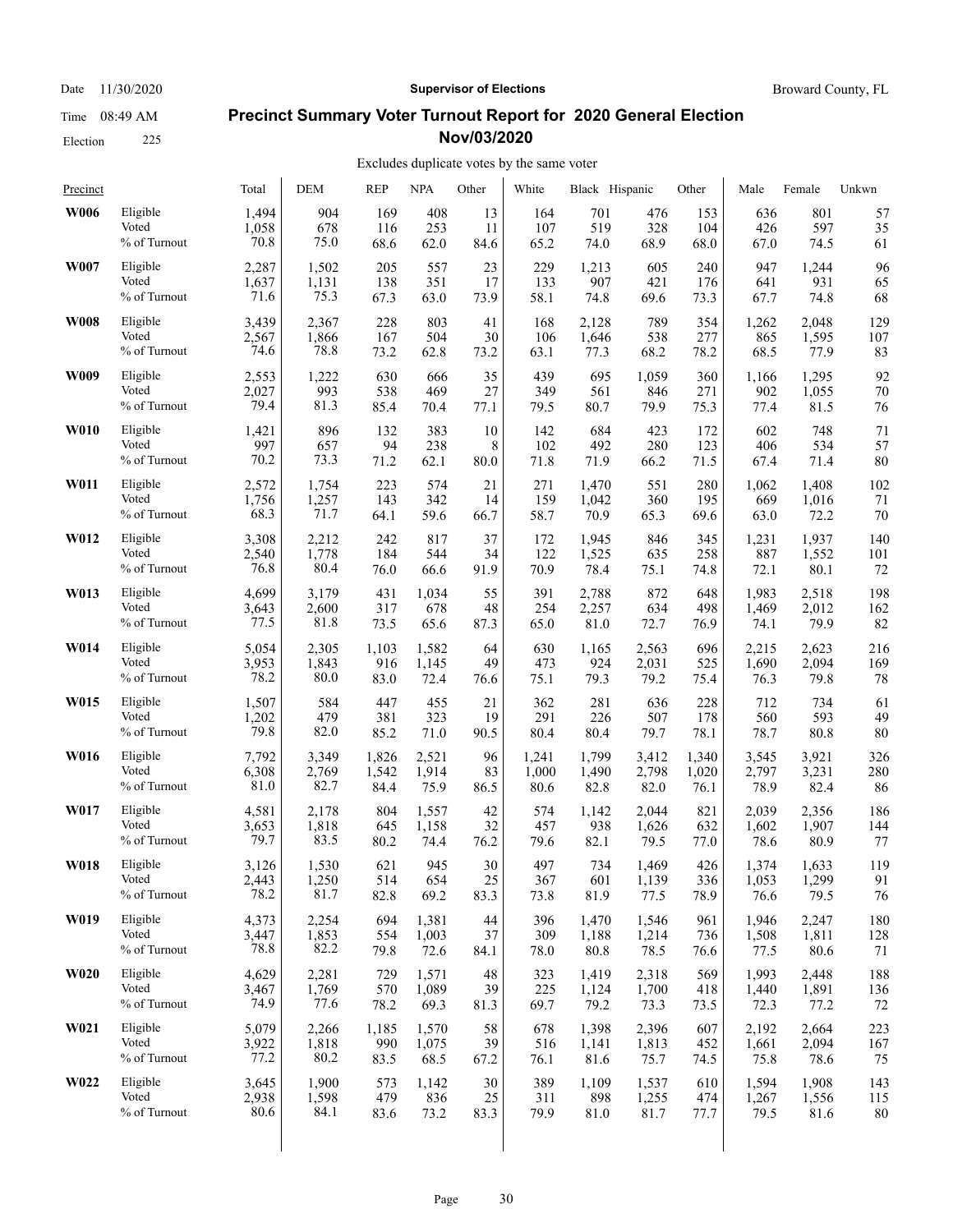Date 11/30/2020 **Supervisor of Elections** Broward County, FL

Time 08:49 AM

Election 225

## Precinct Summary Voter Turnout Report for 2020 General Election Nov/03/2020

Excludes duplicate votes by the same voter

| Precinct | | Total | DEM | REP | NPA | Other | White | Black | Hispanic | Other | Male | Female | Unkwn |
|---|---|---|---|---|---|---|---|---|---|---|---|---|---|
| **W006** | Eligible | 1,494 | 904 | 169 | 408 | 13 | 164 | 701 | 476 | 153 | 636 | 801 | 57 |
| | Voted | 1,058 | 678 | 116 | 253 | 11 | 107 | 519 | 328 | 104 | 426 | 597 | 35 |
| | % of Turnout | 70.8 | 75.0 | 68.6 | 62.0 | 84.6 | 65.2 | 74.0 | 68.9 | 68.0 | 67.0 | 74.5 | 61 |
| **W007** | Eligible | 2,287 | 1,502 | 205 | 557 | 23 | 229 | 1,213 | 605 | 240 | 947 | 1,244 | 96 |
| | Voted | 1,637 | 1,131 | 138 | 351 | 17 | 133 | 907 | 421 | 176 | 641 | 931 | 65 |
| | % of Turnout | 71.6 | 75.3 | 67.3 | 63.0 | 73.9 | 58.1 | 74.8 | 69.6 | 73.3 | 67.7 | 74.8 | 68 |
| **W008** | Eligible | 3,439 | 2,367 | 228 | 803 | 41 | 168 | 2,128 | 789 | 354 | 1,262 | 2,048 | 129 |
| | Voted | 2,567 | 1,866 | 167 | 504 | 30 | 106 | 1,646 | 538 | 277 | 865 | 1,595 | 107 |
| | % of Turnout | 74.6 | 78.8 | 73.2 | 62.8 | 73.2 | 63.1 | 77.3 | 68.2 | 78.2 | 68.5 | 77.9 | 83 |
| **W009** | Eligible | 2,553 | 1,222 | 630 | 666 | 35 | 439 | 695 | 1,059 | 360 | 1,166 | 1,295 | 92 |
| | Voted | 2,027 | 993 | 538 | 469 | 27 | 349 | 561 | 846 | 271 | 902 | 1,055 | 70 |
| | % of Turnout | 79.4 | 81.3 | 85.4 | 70.4 | 77.1 | 79.5 | 80.7 | 79.9 | 75.3 | 77.4 | 81.5 | 76 |
| **W010** | Eligible | 1,421 | 896 | 132 | 383 | 10 | 142 | 684 | 423 | 172 | 602 | 748 | 71 |
| | Voted | 997 | 657 | 94 | 238 | 8 | 102 | 492 | 280 | 123 | 406 | 534 | 57 |
| | % of Turnout | 70.2 | 73.3 | 71.2 | 62.1 | 80.0 | 71.8 | 71.9 | 66.2 | 71.5 | 67.4 | 71.4 | 80 |
| **W011** | Eligible | 2,572 | 1,754 | 223 | 574 | 21 | 271 | 1,470 | 551 | 280 | 1,062 | 1,408 | 102 |
| | Voted | 1,756 | 1,257 | 143 | 342 | 14 | 159 | 1,042 | 360 | 195 | 669 | 1,016 | 71 |
| | % of Turnout | 68.3 | 71.7 | 64.1 | 59.6 | 66.7 | 58.7 | 70.9 | 65.3 | 69.6 | 63.0 | 72.2 | 70 |
| **W012** | Eligible | 3,308 | 2,212 | 242 | 817 | 37 | 172 | 1,945 | 846 | 345 | 1,231 | 1,937 | 140 |
| | Voted | 2,540 | 1,778 | 184 | 544 | 34 | 122 | 1,525 | 635 | 258 | 887 | 1,552 | 101 |
| | % of Turnout | 76.8 | 80.4 | 76.0 | 66.6 | 91.9 | 70.9 | 78.4 | 75.1 | 74.8 | 72.1 | 80.1 | 72 |
| **W013** | Eligible | 4,699 | 3,179 | 431 | 1,034 | 55 | 391 | 2,788 | 872 | 648 | 1,983 | 2,518 | 198 |
| | Voted | 3,643 | 2,600 | 317 | 678 | 48 | 254 | 2,257 | 634 | 498 | 1,469 | 2,012 | 162 |
| | % of Turnout | 77.5 | 81.8 | 73.5 | 65.6 | 87.3 | 65.0 | 81.0 | 72.7 | 76.9 | 74.1 | 79.9 | 82 |
| **W014** | Eligible | 5,054 | 2,305 | 1,103 | 1,582 | 64 | 630 | 1,165 | 2,563 | 696 | 2,215 | 2,623 | 216 |
| | Voted | 3,953 | 1,843 | 916 | 1,145 | 49 | 473 | 924 | 2,031 | 525 | 1,690 | 2,094 | 169 |
| | % of Turnout | 78.2 | 80.0 | 83.0 | 72.4 | 76.6 | 75.1 | 79.3 | 79.2 | 75.4 | 76.3 | 79.8 | 78 |
| **W015** | Eligible | 1,507 | 584 | 447 | 455 | 21 | 362 | 281 | 636 | 228 | 712 | 734 | 61 |
| | Voted | 1,202 | 479 | 381 | 323 | 19 | 291 | 226 | 507 | 178 | 560 | 593 | 49 |
| | % of Turnout | 79.8 | 82.0 | 85.2 | 71.0 | 90.5 | 80.4 | 80.4 | 79.7 | 78.1 | 78.7 | 80.8 | 80 |
| **W016** | Eligible | 7,792 | 3,349 | 1,826 | 2,521 | 96 | 1,241 | 1,799 | 3,412 | 1,340 | 3,545 | 3,921 | 326 |
| | Voted | 6,308 | 2,769 | 1,542 | 1,914 | 83 | 1,000 | 1,490 | 2,798 | 1,020 | 2,797 | 3,231 | 280 |
| | % of Turnout | 81.0 | 82.7 | 84.4 | 75.9 | 86.5 | 80.6 | 82.8 | 82.0 | 76.1 | 78.9 | 82.4 | 86 |
| **W017** | Eligible | 4,581 | 2,178 | 804 | 1,557 | 42 | 574 | 1,142 | 2,044 | 821 | 2,039 | 2,356 | 186 |
| | Voted | 3,653 | 1,818 | 645 | 1,158 | 32 | 457 | 938 | 1,626 | 632 | 1,602 | 1,907 | 144 |
| | % of Turnout | 79.7 | 83.5 | 80.2 | 74.4 | 76.2 | 79.6 | 82.1 | 79.5 | 77.0 | 78.6 | 80.9 | 77 |
| **W018** | Eligible | 3,126 | 1,530 | 621 | 945 | 30 | 497 | 734 | 1,469 | 426 | 1,374 | 1,633 | 119 |
| | Voted | 2,443 | 1,250 | 514 | 654 | 25 | 367 | 601 | 1,139 | 336 | 1,053 | 1,299 | 91 |
| | % of Turnout | 78.2 | 81.7 | 82.8 | 69.2 | 83.3 | 73.8 | 81.9 | 77.5 | 78.9 | 76.6 | 79.5 | 76 |
| **W019** | Eligible | 4,373 | 2,254 | 694 | 1,381 | 44 | 396 | 1,470 | 1,546 | 961 | 1,946 | 2,247 | 180 |
| | Voted | 3,447 | 1,853 | 554 | 1,003 | 37 | 309 | 1,188 | 1,214 | 736 | 1,508 | 1,811 | 128 |
| | % of Turnout | 78.8 | 82.2 | 79.8 | 72.6 | 84.1 | 78.0 | 80.8 | 78.5 | 76.6 | 77.5 | 80.6 | 71 |
| **W020** | Eligible | 4,629 | 2,281 | 729 | 1,571 | 48 | 323 | 1,419 | 2,318 | 569 | 1,993 | 2,448 | 188 |
| | Voted | 3,467 | 1,769 | 570 | 1,089 | 39 | 225 | 1,124 | 1,700 | 418 | 1,440 | 1,891 | 136 |
| | % of Turnout | 74.9 | 77.6 | 78.2 | 69.3 | 81.3 | 69.7 | 79.2 | 73.3 | 73.5 | 72.3 | 77.2 | 72 |
| **W021** | Eligible | 5,079 | 2,266 | 1,185 | 1,570 | 58 | 678 | 1,398 | 2,396 | 607 | 2,192 | 2,664 | 223 |
| | Voted | 3,922 | 1,818 | 990 | 1,075 | 39 | 516 | 1,141 | 1,813 | 452 | 1,661 | 2,094 | 167 |
| | % of Turnout | 77.2 | 80.2 | 83.5 | 68.5 | 67.2 | 76.1 | 81.6 | 75.7 | 74.5 | 75.8 | 78.6 | 75 |
| **W022** | Eligible | 3,645 | 1,900 | 573 | 1,142 | 30 | 389 | 1,109 | 1,537 | 610 | 1,594 | 1,908 | 143 |
| | Voted | 2,938 | 1,598 | 479 | 836 | 25 | 311 | 898 | 1,255 | 474 | 1,267 | 1,556 | 115 |
| | % of Turnout | 80.6 | 84.1 | 83.6 | 73.2 | 83.3 | 79.9 | 81.0 | 81.7 | 77.7 | 79.5 | 81.6 | 80 |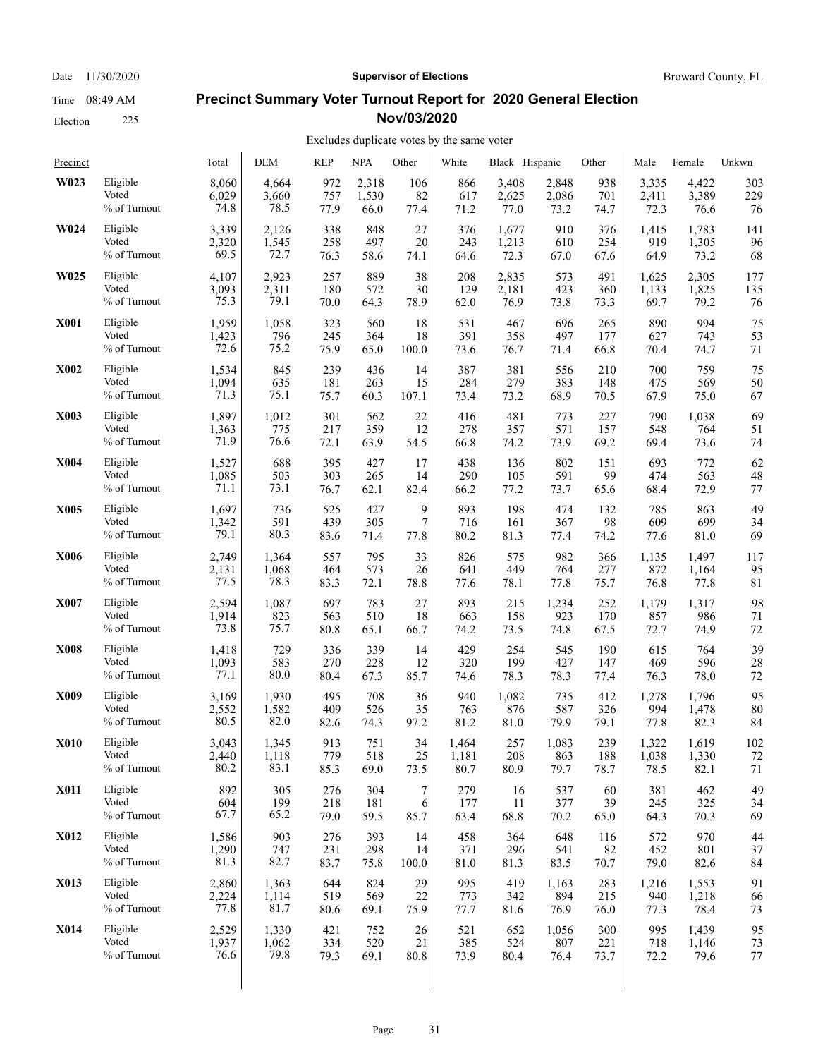Date 11/30/2020 **Supervisor of Elections** Broward County, FL

Time 08:49 AM

Election 225

# Precinct Summary Voter Turnout Report for 2020 General Election Nov/03/2020

Excludes duplicate votes by the same voter

| Precinct | | Total | DEM | REP | NPA | Other | White | Black | Hispanic | Other | Male | Female | Unkwn |
|---|---|---|---|---|---|---|---|---|---|---|---|---|---|
| **W023** | Eligible | 8,060 | 4,664 | 972 | 2,318 | 106 | 866 | 3,408 | 2,848 | 938 | 3,335 | 4,422 | 303 |
| | Voted | 6,029 | 3,660 | 757 | 1,530 | 82 | 617 | 2,625 | 2,086 | 701 | 2,411 | 3,389 | 229 |
| | % of Turnout | 74.8 | 78.5 | 77.9 | 66.0 | 77.4 | 71.2 | 77.0 | 73.2 | 74.7 | 72.3 | 76.6 | 76 |
| **W024** | Eligible | 3,339 | 2,126 | 338 | 848 | 27 | 376 | 1,677 | 910 | 376 | 1,415 | 1,783 | 141 |
| | Voted | 2,320 | 1,545 | 258 | 497 | 20 | 243 | 1,213 | 610 | 254 | 919 | 1,305 | 96 |
| | % of Turnout | 69.5 | 72.7 | 76.3 | 58.6 | 74.1 | 64.6 | 72.3 | 67.0 | 67.6 | 64.9 | 73.2 | 68 |
| **W025** | Eligible | 4,107 | 2,923 | 257 | 889 | 38 | 208 | 2,835 | 573 | 491 | 1,625 | 2,305 | 177 |
| | Voted | 3,093 | 2,311 | 180 | 572 | 30 | 129 | 2,181 | 423 | 360 | 1,133 | 1,825 | 135 |
| | % of Turnout | 75.3 | 79.1 | 70.0 | 64.3 | 78.9 | 62.0 | 76.9 | 73.8 | 73.3 | 69.7 | 79.2 | 76 |
| **X001** | Eligible | 1,959 | 1,058 | 323 | 560 | 18 | 531 | 467 | 696 | 265 | 890 | 994 | 75 |
| | Voted | 1,423 | 796 | 245 | 364 | 18 | 391 | 358 | 497 | 177 | 627 | 743 | 53 |
| | % of Turnout | 72.6 | 75.2 | 75.9 | 65.0 | 100.0 | 73.6 | 76.7 | 71.4 | 66.8 | 70.4 | 74.7 | 71 |
| **X002** | Eligible | 1,534 | 845 | 239 | 436 | 14 | 387 | 381 | 556 | 210 | 700 | 759 | 75 |
| | Voted | 1,094 | 635 | 181 | 263 | 15 | 284 | 279 | 383 | 148 | 475 | 569 | 50 |
| | % of Turnout | 71.3 | 75.1 | 75.7 | 60.3 | 107.1 | 73.4 | 73.2 | 68.9 | 70.5 | 67.9 | 75.0 | 67 |
| **X003** | Eligible | 1,897 | 1,012 | 301 | 562 | 22 | 416 | 481 | 773 | 227 | 790 | 1,038 | 69 |
| | Voted | 1,363 | 775 | 217 | 359 | 12 | 278 | 357 | 571 | 157 | 548 | 764 | 51 |
| | % of Turnout | 71.9 | 76.6 | 72.1 | 63.9 | 54.5 | 66.8 | 74.2 | 73.9 | 69.2 | 69.4 | 73.6 | 74 |
| **X004** | Eligible | 1,527 | 688 | 395 | 427 | 17 | 438 | 136 | 802 | 151 | 693 | 772 | 62 |
| | Voted | 1,085 | 503 | 303 | 265 | 14 | 290 | 105 | 591 | 99 | 474 | 563 | 48 |
| | % of Turnout | 71.1 | 73.1 | 76.7 | 62.1 | 82.4 | 66.2 | 77.2 | 73.7 | 65.6 | 68.4 | 72.9 | 77 |
| **X005** | Eligible | 1,697 | 736 | 525 | 427 | 9 | 893 | 198 | 474 | 132 | 785 | 863 | 49 |
| | Voted | 1,342 | 591 | 439 | 305 | 7 | 716 | 161 | 367 | 98 | 609 | 699 | 34 |
| | % of Turnout | 79.1 | 80.3 | 83.6 | 71.4 | 77.8 | 80.2 | 81.3 | 77.4 | 74.2 | 77.6 | 81.0 | 69 |
| **X006** | Eligible | 2,749 | 1,364 | 557 | 795 | 33 | 826 | 575 | 982 | 366 | 1,135 | 1,497 | 117 |
| | Voted | 2,131 | 1,068 | 464 | 573 | 26 | 641 | 449 | 764 | 277 | 872 | 1,164 | 95 |
| | % of Turnout | 77.5 | 78.3 | 83.3 | 72.1 | 78.8 | 77.6 | 78.1 | 77.8 | 75.7 | 76.8 | 77.8 | 81 |
| **X007** | Eligible | 2,594 | 1,087 | 697 | 783 | 27 | 893 | 215 | 1,234 | 252 | 1,179 | 1,317 | 98 |
| | Voted | 1,914 | 823 | 563 | 510 | 18 | 663 | 158 | 923 | 170 | 857 | 986 | 71 |
| | % of Turnout | 73.8 | 75.7 | 80.8 | 65.1 | 66.7 | 74.2 | 73.5 | 74.8 | 67.5 | 72.7 | 74.9 | 72 |
| **X008** | Eligible | 1,418 | 729 | 336 | 339 | 14 | 429 | 254 | 545 | 190 | 615 | 764 | 39 |
| | Voted | 1,093 | 583 | 270 | 228 | 12 | 320 | 199 | 427 | 147 | 469 | 596 | 28 |
| | % of Turnout | 77.1 | 80.0 | 80.4 | 67.3 | 85.7 | 74.6 | 78.3 | 78.3 | 77.4 | 76.3 | 78.0 | 72 |
| **X009** | Eligible | 3,169 | 1,930 | 495 | 708 | 36 | 940 | 1,082 | 735 | 412 | 1,278 | 1,796 | 95 |
| | Voted | 2,552 | 1,582 | 409 | 526 | 35 | 763 | 876 | 587 | 326 | 994 | 1,478 | 80 |
| | % of Turnout | 80.5 | 82.0 | 82.6 | 74.3 | 97.2 | 81.2 | 81.0 | 79.9 | 79.1 | 77.8 | 82.3 | 84 |
| **X010** | Eligible | 3,043 | 1,345 | 913 | 751 | 34 | 1,464 | 257 | 1,083 | 239 | 1,322 | 1,619 | 102 |
| | Voted | 2,440 | 1,118 | 779 | 518 | 25 | 1,181 | 208 | 863 | 188 | 1,038 | 1,330 | 72 |
| | % of Turnout | 80.2 | 83.1 | 85.3 | 69.0 | 73.5 | 80.7 | 80.9 | 79.7 | 78.7 | 78.5 | 82.1 | 71 |
| **X011** | Eligible | 892 | 305 | 276 | 304 | 7 | 279 | 16 | 537 | 60 | 381 | 462 | 49 |
| | Voted | 604 | 199 | 218 | 181 | 6 | 177 | 11 | 377 | 39 | 245 | 325 | 34 |
| | % of Turnout | 67.7 | 65.2 | 79.0 | 59.5 | 85.7 | 63.4 | 68.8 | 70.2 | 65.0 | 64.3 | 70.3 | 69 |
| **X012** | Eligible | 1,586 | 903 | 276 | 393 | 14 | 458 | 364 | 648 | 116 | 572 | 970 | 44 |
| | Voted | 1,290 | 747 | 231 | 298 | 14 | 371 | 296 | 541 | 82 | 452 | 801 | 37 |
| | % of Turnout | 81.3 | 82.7 | 83.7 | 75.8 | 100.0 | 81.0 | 81.3 | 83.5 | 70.7 | 79.0 | 82.6 | 84 |
| **X013** | Eligible | 2,860 | 1,363 | 644 | 824 | 29 | 995 | 419 | 1,163 | 283 | 1,216 | 1,553 | 91 |
| | Voted | 2,224 | 1,114 | 519 | 569 | 22 | 773 | 342 | 894 | 215 | 940 | 1,218 | 66 |
| | % of Turnout | 77.8 | 81.7 | 80.6 | 69.1 | 75.9 | 77.7 | 81.6 | 76.9 | 76.0 | 77.3 | 78.4 | 73 |
| **X014** | Eligible | 2,529 | 1,330 | 421 | 752 | 26 | 521 | 652 | 1,056 | 300 | 995 | 1,439 | 95 |
| | Voted | 1,937 | 1,062 | 334 | 520 | 21 | 385 | 524 | 807 | 221 | 718 | 1,146 | 73 |
| | % of Turnout | 76.6 | 79.8 | 79.3 | 69.1 | 80.8 | 73.9 | 80.4 | 76.4 | 73.7 | 72.2 | 79.6 | 77 |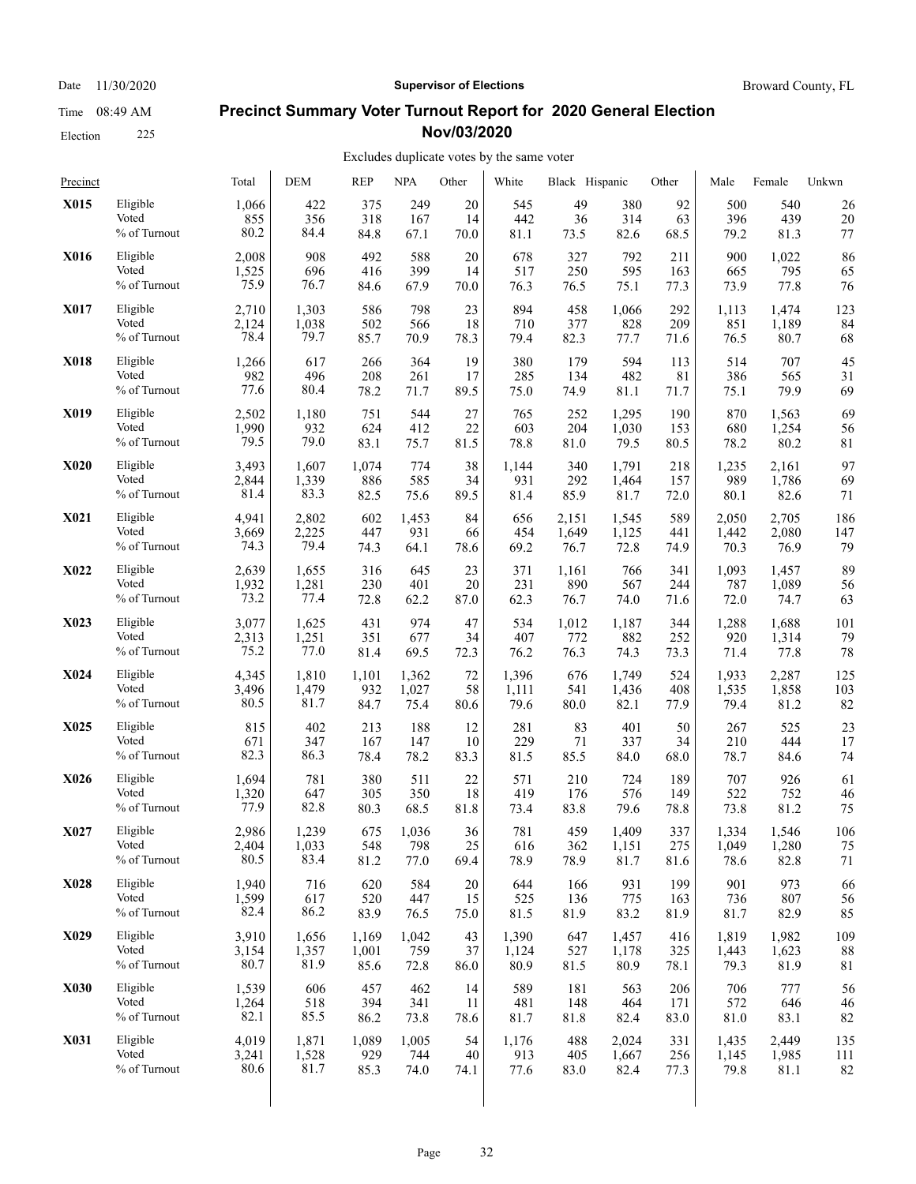Date 11/30/2020 | **Supervisor of Elections** | Broward County, FL

Time 08:49 AM

Election 225

## Precinct Summary Voter Turnout Report for 2020 General Election Nov/03/2020

Excludes duplicate votes by the same voter

| Precinct | | Total | DEM | REP | NPA | Other | White | Black | Hispanic | Other | Male | Female | Unkwn |
|---|---|---|---|---|---|---|---|---|---|---|---|---|---|
| **X015** | Eligible | 1,066 | 422 | 375 | 249 | 20 | 545 | 49 | 380 | 92 | 500 | 540 | 26 |
| | Voted | 855 | 356 | 318 | 167 | 14 | 442 | 36 | 314 | 63 | 396 | 439 | 20 |
| | % of Turnout | 80.2 | 84.4 | 84.8 | 67.1 | 70.0 | 81.1 | 73.5 | 82.6 | 68.5 | 79.2 | 81.3 | 77 |
| **X016** | Eligible | 2,008 | 908 | 492 | 588 | 20 | 678 | 327 | 792 | 211 | 900 | 1,022 | 86 |
| | Voted | 1,525 | 696 | 416 | 399 | 14 | 517 | 250 | 595 | 163 | 665 | 795 | 65 |
| | % of Turnout | 75.9 | 76.7 | 84.6 | 67.9 | 70.0 | 76.3 | 76.5 | 75.1 | 77.3 | 73.9 | 77.8 | 76 |
| **X017** | Eligible | 2,710 | 1,303 | 586 | 798 | 23 | 894 | 458 | 1,066 | 292 | 1,113 | 1,474 | 123 |
| | Voted | 2,124 | 1,038 | 502 | 566 | 18 | 710 | 377 | 828 | 209 | 851 | 1,189 | 84 |
| | % of Turnout | 78.4 | 79.7 | 85.7 | 70.9 | 78.3 | 79.4 | 82.3 | 77.7 | 71.6 | 76.5 | 80.7 | 68 |
| **X018** | Eligible | 1,266 | 617 | 266 | 364 | 19 | 380 | 179 | 594 | 113 | 514 | 707 | 45 |
| | Voted | 982 | 496 | 208 | 261 | 17 | 285 | 134 | 482 | 81 | 386 | 565 | 31 |
| | % of Turnout | 77.6 | 80.4 | 78.2 | 71.7 | 89.5 | 75.0 | 74.9 | 81.1 | 71.7 | 75.1 | 79.9 | 69 |
| **X019** | Eligible | 2,502 | 1,180 | 751 | 544 | 27 | 765 | 252 | 1,295 | 190 | 870 | 1,563 | 69 |
| | Voted | 1,990 | 932 | 624 | 412 | 22 | 603 | 204 | 1,030 | 153 | 680 | 1,254 | 56 |
| | % of Turnout | 79.5 | 79.0 | 83.1 | 75.7 | 81.5 | 78.8 | 81.0 | 79.5 | 80.5 | 78.2 | 80.2 | 81 |
| **X020** | Eligible | 3,493 | 1,607 | 1,074 | 774 | 38 | 1,144 | 340 | 1,791 | 218 | 1,235 | 2,161 | 97 |
| | Voted | 2,844 | 1,339 | 886 | 585 | 34 | 931 | 292 | 1,464 | 157 | 989 | 1,786 | 69 |
| | % of Turnout | 81.4 | 83.3 | 82.5 | 75.6 | 89.5 | 81.4 | 85.9 | 81.7 | 72.0 | 80.1 | 82.6 | 71 |
| **X021** | Eligible | 4,941 | 2,802 | 602 | 1,453 | 84 | 656 | 2,151 | 1,545 | 589 | 2,050 | 2,705 | 186 |
| | Voted | 3,669 | 2,225 | 447 | 931 | 66 | 454 | 1,649 | 1,125 | 441 | 1,442 | 2,080 | 147 |
| | % of Turnout | 74.3 | 79.4 | 74.3 | 64.1 | 78.6 | 69.2 | 76.7 | 72.8 | 74.9 | 70.3 | 76.9 | 79 |
| **X022** | Eligible | 2,639 | 1,655 | 316 | 645 | 23 | 371 | 1,161 | 766 | 341 | 1,093 | 1,457 | 89 |
| | Voted | 1,932 | 1,281 | 230 | 401 | 20 | 231 | 890 | 567 | 244 | 787 | 1,089 | 56 |
| | % of Turnout | 73.2 | 77.4 | 72.8 | 62.2 | 87.0 | 62.3 | 76.7 | 74.0 | 71.6 | 72.0 | 74.7 | 63 |
| **X023** | Eligible | 3,077 | 1,625 | 431 | 974 | 47 | 534 | 1,012 | 1,187 | 344 | 1,288 | 1,688 | 101 |
| | Voted | 2,313 | 1,251 | 351 | 677 | 34 | 407 | 772 | 882 | 252 | 920 | 1,314 | 79 |
| | % of Turnout | 75.2 | 77.0 | 81.4 | 69.5 | 72.3 | 76.2 | 76.3 | 74.3 | 73.3 | 71.4 | 77.8 | 78 |
| **X024** | Eligible | 4,345 | 1,810 | 1,101 | 1,362 | 72 | 1,396 | 676 | 1,749 | 524 | 1,933 | 2,287 | 125 |
| | Voted | 3,496 | 1,479 | 932 | 1,027 | 58 | 1,111 | 541 | 1,436 | 408 | 1,535 | 1,858 | 103 |
| | % of Turnout | 80.5 | 81.7 | 84.7 | 75.4 | 80.6 | 79.6 | 80.0 | 82.1 | 77.9 | 79.4 | 81.2 | 82 |
| **X025** | Eligible | 815 | 402 | 213 | 188 | 12 | 281 | 83 | 401 | 50 | 267 | 525 | 23 |
| | Voted | 671 | 347 | 167 | 147 | 10 | 229 | 71 | 337 | 34 | 210 | 444 | 17 |
| | % of Turnout | 82.3 | 86.3 | 78.4 | 78.2 | 83.3 | 81.5 | 85.5 | 84.0 | 68.0 | 78.7 | 84.6 | 74 |
| **X026** | Eligible | 1,694 | 781 | 380 | 511 | 22 | 571 | 210 | 724 | 189 | 707 | 926 | 61 |
| | Voted | 1,320 | 647 | 305 | 350 | 18 | 419 | 176 | 576 | 149 | 522 | 752 | 46 |
| | % of Turnout | 77.9 | 82.8 | 80.3 | 68.5 | 81.8 | 73.4 | 83.8 | 79.6 | 78.8 | 73.8 | 81.2 | 75 |
| **X027** | Eligible | 2,986 | 1,239 | 675 | 1,036 | 36 | 781 | 459 | 1,409 | 337 | 1,334 | 1,546 | 106 |
| | Voted | 2,404 | 1,033 | 548 | 798 | 25 | 616 | 362 | 1,151 | 275 | 1,049 | 1,280 | 75 |
| | % of Turnout | 80.5 | 83.4 | 81.2 | 77.0 | 69.4 | 78.9 | 78.9 | 81.7 | 81.6 | 78.6 | 82.8 | 71 |
| **X028** | Eligible | 1,940 | 716 | 620 | 584 | 20 | 644 | 166 | 931 | 199 | 901 | 973 | 66 |
| | Voted | 1,599 | 617 | 520 | 447 | 15 | 525 | 136 | 775 | 163 | 736 | 807 | 56 |
| | % of Turnout | 82.4 | 86.2 | 83.9 | 76.5 | 75.0 | 81.5 | 81.9 | 83.2 | 81.9 | 81.7 | 82.9 | 85 |
| **X029** | Eligible | 3,910 | 1,656 | 1,169 | 1,042 | 43 | 1,390 | 647 | 1,457 | 416 | 1,819 | 1,982 | 109 |
| | Voted | 3,154 | 1,357 | 1,001 | 759 | 37 | 1,124 | 527 | 1,178 | 325 | 1,443 | 1,623 | 88 |
| | % of Turnout | 80.7 | 81.9 | 85.6 | 72.8 | 86.0 | 80.9 | 81.5 | 80.9 | 78.1 | 79.3 | 81.9 | 81 |
| **X030** | Eligible | 1,539 | 606 | 457 | 462 | 14 | 589 | 181 | 563 | 206 | 706 | 777 | 56 |
| | Voted | 1,264 | 518 | 394 | 341 | 11 | 481 | 148 | 464 | 171 | 572 | 646 | 46 |
| | % of Turnout | 82.1 | 85.5 | 86.2 | 73.8 | 78.6 | 81.7 | 81.8 | 82.4 | 83.0 | 81.0 | 83.1 | 82 |
| **X031** | Eligible | 4,019 | 1,871 | 1,089 | 1,005 | 54 | 1,176 | 488 | 2,024 | 331 | 1,435 | 2,449 | 135 |
| | Voted | 3,241 | 1,528 | 929 | 744 | 40 | 913 | 405 | 1,667 | 256 | 1,145 | 1,985 | 111 |
| | % of Turnout | 80.6 | 81.7 | 85.3 | 74.0 | 74.1 | 77.6 | 83.0 | 82.4 | 77.3 | 79.8 | 81.1 | 82 |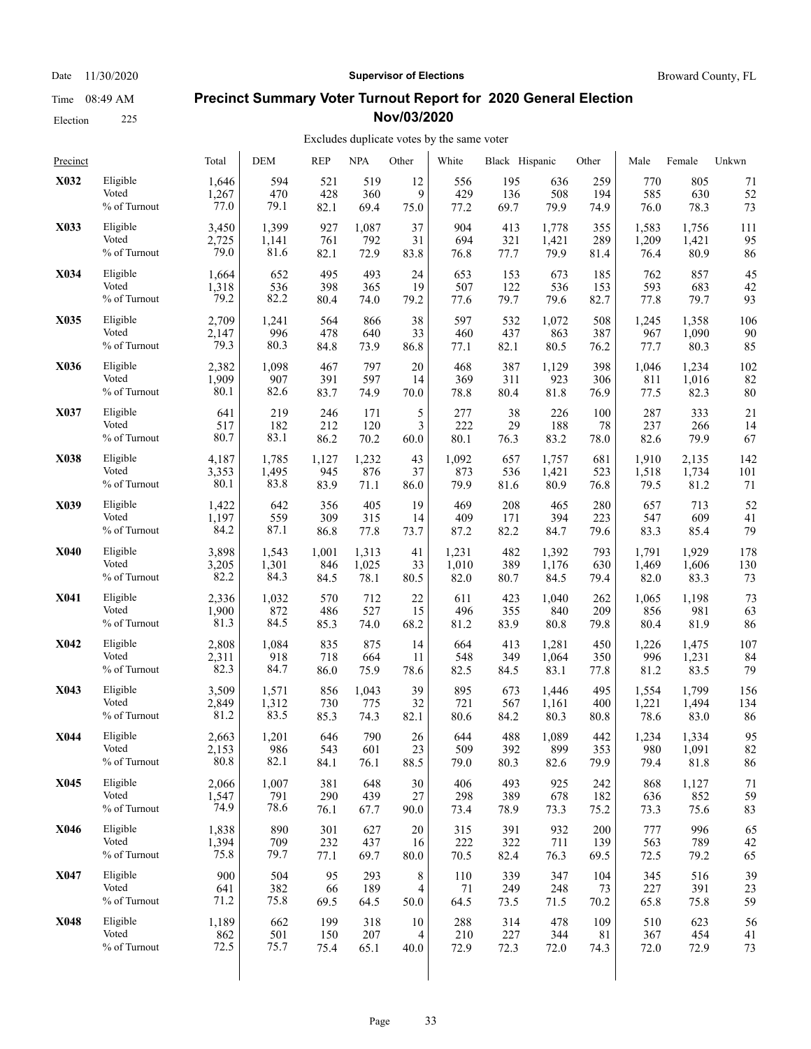# Precinct Summary Voter Turnout Report for 2020 General Election Nov/03/2020

Date 11/30/2020 — Supervisor of Elections — Broward County, FL

Time 08:49 AM

Election 225

Excludes duplicate votes by the same voter

| Precinct | | Total | DEM | REP | NPA | Other | White | Black | Hispanic | Other | Male | Female | Unkwn |
|---|---|---|---|---|---|---|---|---|---|---|---|---|---|
| **X032** | Eligible | 1,646 | 594 | 521 | 519 | 12 | 556 | 195 | 636 | 259 | 770 | 805 | 71 |
| | Voted | 1,267 | 470 | 428 | 360 | 9 | 429 | 136 | 508 | 194 | 585 | 630 | 52 |
| | % of Turnout | 77.0 | 79.1 | 82.1 | 69.4 | 75.0 | 77.2 | 69.7 | 79.9 | 74.9 | 76.0 | 78.3 | 73 |
| **X033** | Eligible | 3,450 | 1,399 | 927 | 1,087 | 37 | 904 | 413 | 1,778 | 355 | 1,583 | 1,756 | 111 |
| | Voted | 2,725 | 1,141 | 761 | 792 | 31 | 694 | 321 | 1,421 | 289 | 1,209 | 1,421 | 95 |
| | % of Turnout | 79.0 | 81.6 | 82.1 | 72.9 | 83.8 | 76.8 | 77.7 | 79.9 | 81.4 | 76.4 | 80.9 | 86 |
| **X034** | Eligible | 1,664 | 652 | 495 | 493 | 24 | 653 | 153 | 673 | 185 | 762 | 857 | 45 |
| | Voted | 1,318 | 536 | 398 | 365 | 19 | 507 | 122 | 536 | 153 | 593 | 683 | 42 |
| | % of Turnout | 79.2 | 82.2 | 80.4 | 74.0 | 79.2 | 77.6 | 79.7 | 79.6 | 82.7 | 77.8 | 79.7 | 93 |
| **X035** | Eligible | 2,709 | 1,241 | 564 | 866 | 38 | 597 | 532 | 1,072 | 508 | 1,245 | 1,358 | 106 |
| | Voted | 2,147 | 996 | 478 | 640 | 33 | 460 | 437 | 863 | 387 | 967 | 1,090 | 90 |
| | % of Turnout | 79.3 | 80.3 | 84.8 | 73.9 | 86.8 | 77.1 | 82.1 | 80.5 | 76.2 | 77.7 | 80.3 | 85 |
| **X036** | Eligible | 2,382 | 1,098 | 467 | 797 | 20 | 468 | 387 | 1,129 | 398 | 1,046 | 1,234 | 102 |
| | Voted | 1,909 | 907 | 391 | 597 | 14 | 369 | 311 | 923 | 306 | 811 | 1,016 | 82 |
| | % of Turnout | 80.1 | 82.6 | 83.7 | 74.9 | 70.0 | 78.8 | 80.4 | 81.8 | 76.9 | 77.5 | 82.3 | 80 |
| **X037** | Eligible | 641 | 219 | 246 | 171 | 5 | 277 | 38 | 226 | 100 | 287 | 333 | 21 |
| | Voted | 517 | 182 | 212 | 120 | 3 | 222 | 29 | 188 | 78 | 237 | 266 | 14 |
| | % of Turnout | 80.7 | 83.1 | 86.2 | 70.2 | 60.0 | 80.1 | 76.3 | 83.2 | 78.0 | 82.6 | 79.9 | 67 |
| **X038** | Eligible | 4,187 | 1,785 | 1,127 | 1,232 | 43 | 1,092 | 657 | 1,757 | 681 | 1,910 | 2,135 | 142 |
| | Voted | 3,353 | 1,495 | 945 | 876 | 37 | 873 | 536 | 1,421 | 523 | 1,518 | 1,734 | 101 |
| | % of Turnout | 80.1 | 83.8 | 83.9 | 71.1 | 86.0 | 79.9 | 81.6 | 80.9 | 76.8 | 79.5 | 81.2 | 71 |
| **X039** | Eligible | 1,422 | 642 | 356 | 405 | 19 | 469 | 208 | 465 | 280 | 657 | 713 | 52 |
| | Voted | 1,197 | 559 | 309 | 315 | 14 | 409 | 171 | 394 | 223 | 547 | 609 | 41 |
| | % of Turnout | 84.2 | 87.1 | 86.8 | 77.8 | 73.7 | 87.2 | 82.2 | 84.7 | 79.6 | 83.3 | 85.4 | 79 |
| **X040** | Eligible | 3,898 | 1,543 | 1,001 | 1,313 | 41 | 1,231 | 482 | 1,392 | 793 | 1,791 | 1,929 | 178 |
| | Voted | 3,205 | 1,301 | 846 | 1,025 | 33 | 1,010 | 389 | 1,176 | 630 | 1,469 | 1,606 | 130 |
| | % of Turnout | 82.2 | 84.3 | 84.5 | 78.1 | 80.5 | 82.0 | 80.7 | 84.5 | 79.4 | 82.0 | 83.3 | 73 |
| **X041** | Eligible | 2,336 | 1,032 | 570 | 712 | 22 | 611 | 423 | 1,040 | 262 | 1,065 | 1,198 | 73 |
| | Voted | 1,900 | 872 | 486 | 527 | 15 | 496 | 355 | 840 | 209 | 856 | 981 | 63 |
| | % of Turnout | 81.3 | 84.5 | 85.3 | 74.0 | 68.2 | 81.2 | 83.9 | 80.8 | 79.8 | 80.4 | 81.9 | 86 |
| **X042** | Eligible | 2,808 | 1,084 | 835 | 875 | 14 | 664 | 413 | 1,281 | 450 | 1,226 | 1,475 | 107 |
| | Voted | 2,311 | 918 | 718 | 664 | 11 | 548 | 349 | 1,064 | 350 | 996 | 1,231 | 84 |
| | % of Turnout | 82.3 | 84.7 | 86.0 | 75.9 | 78.6 | 82.5 | 84.5 | 83.1 | 77.8 | 81.2 | 83.5 | 79 |
| **X043** | Eligible | 3,509 | 1,571 | 856 | 1,043 | 39 | 895 | 673 | 1,446 | 495 | 1,554 | 1,799 | 156 |
| | Voted | 2,849 | 1,312 | 730 | 775 | 32 | 721 | 567 | 1,161 | 400 | 1,221 | 1,494 | 134 |
| | % of Turnout | 81.2 | 83.5 | 85.3 | 74.3 | 82.1 | 80.6 | 84.2 | 80.3 | 80.8 | 78.6 | 83.0 | 86 |
| **X044** | Eligible | 2,663 | 1,201 | 646 | 790 | 26 | 644 | 488 | 1,089 | 442 | 1,234 | 1,334 | 95 |
| | Voted | 2,153 | 986 | 543 | 601 | 23 | 509 | 392 | 899 | 353 | 980 | 1,091 | 82 |
| | % of Turnout | 80.8 | 82.1 | 84.1 | 76.1 | 88.5 | 79.0 | 80.3 | 82.6 | 79.9 | 79.4 | 81.8 | 86 |
| **X045** | Eligible | 2,066 | 1,007 | 381 | 648 | 30 | 406 | 493 | 925 | 242 | 868 | 1,127 | 71 |
| | Voted | 1,547 | 791 | 290 | 439 | 27 | 298 | 389 | 678 | 182 | 636 | 852 | 59 |
| | % of Turnout | 74.9 | 78.6 | 76.1 | 67.7 | 90.0 | 73.4 | 78.9 | 73.3 | 75.2 | 73.3 | 75.6 | 83 |
| **X046** | Eligible | 1,838 | 890 | 301 | 627 | 20 | 315 | 391 | 932 | 200 | 777 | 996 | 65 |
| | Voted | 1,394 | 709 | 232 | 437 | 16 | 222 | 322 | 711 | 139 | 563 | 789 | 42 |
| | % of Turnout | 75.8 | 79.7 | 77.1 | 69.7 | 80.0 | 70.5 | 82.4 | 76.3 | 69.5 | 72.5 | 79.2 | 65 |
| **X047** | Eligible | 900 | 504 | 95 | 293 | 8 | 110 | 339 | 347 | 104 | 345 | 516 | 39 |
| | Voted | 641 | 382 | 66 | 189 | 4 | 71 | 249 | 248 | 73 | 227 | 391 | 23 |
| | % of Turnout | 71.2 | 75.8 | 69.5 | 64.5 | 50.0 | 64.5 | 73.5 | 71.5 | 70.2 | 65.8 | 75.8 | 59 |
| **X048** | Eligible | 1,189 | 662 | 199 | 318 | 10 | 288 | 314 | 478 | 109 | 510 | 623 | 56 |
| | Voted | 862 | 501 | 150 | 207 | 4 | 210 | 227 | 344 | 81 | 367 | 454 | 41 |
| | % of Turnout | 72.5 | 75.7 | 75.4 | 65.1 | 40.0 | 72.9 | 72.3 | 72.0 | 74.3 | 72.0 | 72.9 | 73 |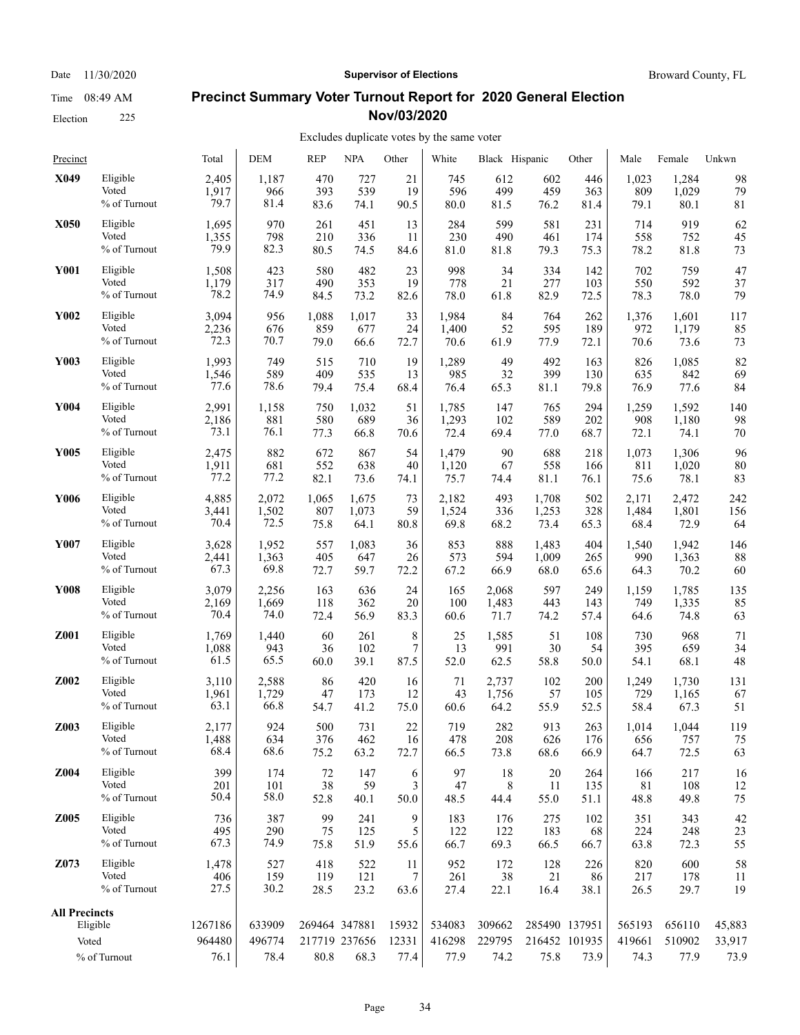# Precinct Summary Voter Turnout Report for 2020 General Election Nov/03/2020

Broward County, FL

Election 225

Excludes duplicate votes by the same voter

| Precinct | | Total | DEM | REP | NPA | Other | White | Black | Hispanic | Other | Male | Female | Unkwn |
|---|---|---|---|---|---|---|---|---|---|---|---|---|---|
| **X049** | Eligible | 2,405 | 1,187 | 470 | 727 | 21 | 745 | 612 | 602 | 446 | 1,023 | 1,284 | 98 |
| | Voted | 1,917 | 966 | 393 | 539 | 19 | 596 | 499 | 459 | 363 | 809 | 1,029 | 79 |
| | % of Turnout | 79.7 | 81.4 | 83.6 | 74.1 | 90.5 | 80.0 | 81.5 | 76.2 | 81.4 | 79.1 | 80.1 | 81 |
| **X050** | Eligible | 1,695 | 970 | 261 | 451 | 13 | 284 | 599 | 581 | 231 | 714 | 919 | 62 |
| | Voted | 1,355 | 798 | 210 | 336 | 11 | 230 | 490 | 461 | 174 | 558 | 752 | 45 |
| | % of Turnout | 79.9 | 82.3 | 80.5 | 74.5 | 84.6 | 81.0 | 81.8 | 79.3 | 75.3 | 78.2 | 81.8 | 73 |
| **Y001** | Eligible | 1,508 | 423 | 580 | 482 | 23 | 998 | 34 | 334 | 142 | 702 | 759 | 47 |
| | Voted | 1,179 | 317 | 490 | 353 | 19 | 778 | 21 | 277 | 103 | 550 | 592 | 37 |
| | % of Turnout | 78.2 | 74.9 | 84.5 | 73.2 | 82.6 | 78.0 | 61.8 | 82.9 | 72.5 | 78.3 | 78.0 | 79 |
| **Y002** | Eligible | 3,094 | 956 | 1,088 | 1,017 | 33 | 1,984 | 84 | 764 | 262 | 1,376 | 1,601 | 117 |
| | Voted | 2,236 | 676 | 859 | 677 | 24 | 1,400 | 52 | 595 | 189 | 972 | 1,179 | 85 |
| | % of Turnout | 72.3 | 70.7 | 79.0 | 66.6 | 72.7 | 70.6 | 61.9 | 77.9 | 72.1 | 70.6 | 73.6 | 73 |
| **Y003** | Eligible | 1,993 | 749 | 515 | 710 | 19 | 1,289 | 49 | 492 | 163 | 826 | 1,085 | 82 |
| | Voted | 1,546 | 589 | 409 | 535 | 13 | 985 | 32 | 399 | 130 | 635 | 842 | 69 |
| | % of Turnout | 77.6 | 78.6 | 79.4 | 75.4 | 68.4 | 76.4 | 65.3 | 81.1 | 79.8 | 76.9 | 77.6 | 84 |
| **Y004** | Eligible | 2,991 | 1,158 | 750 | 1,032 | 51 | 1,785 | 147 | 765 | 294 | 1,259 | 1,592 | 140 |
| | Voted | 2,186 | 881 | 580 | 689 | 36 | 1,293 | 102 | 589 | 202 | 908 | 1,180 | 98 |
| | % of Turnout | 73.1 | 76.1 | 77.3 | 66.8 | 70.6 | 72.4 | 69.4 | 77.0 | 68.7 | 72.1 | 74.1 | 70 |
| **Y005** | Eligible | 2,475 | 882 | 672 | 867 | 54 | 1,479 | 90 | 688 | 218 | 1,073 | 1,306 | 96 |
| | Voted | 1,911 | 681 | 552 | 638 | 40 | 1,120 | 67 | 558 | 166 | 811 | 1,020 | 80 |
| | % of Turnout | 77.2 | 77.2 | 82.1 | 73.6 | 74.1 | 75.7 | 74.4 | 81.1 | 76.1 | 75.6 | 78.1 | 83 |
| **Y006** | Eligible | 4,885 | 2,072 | 1,065 | 1,675 | 73 | 2,182 | 493 | 1,708 | 502 | 2,171 | 2,472 | 242 |
| | Voted | 3,441 | 1,502 | 807 | 1,073 | 59 | 1,524 | 336 | 1,253 | 328 | 1,484 | 1,801 | 156 |
| | % of Turnout | 70.4 | 72.5 | 75.8 | 64.1 | 80.8 | 69.8 | 68.2 | 73.4 | 65.3 | 68.4 | 72.9 | 64 |
| **Y007** | Eligible | 3,628 | 1,952 | 557 | 1,083 | 36 | 853 | 888 | 1,483 | 404 | 1,540 | 1,942 | 146 |
| | Voted | 2,441 | 1,363 | 405 | 647 | 26 | 573 | 594 | 1,009 | 265 | 990 | 1,363 | 88 |
| | % of Turnout | 67.3 | 69.8 | 72.7 | 59.7 | 72.2 | 67.2 | 66.9 | 68.0 | 65.6 | 64.3 | 70.2 | 60 |
| **Y008** | Eligible | 3,079 | 2,256 | 163 | 636 | 24 | 165 | 2,068 | 597 | 249 | 1,159 | 1,785 | 135 |
| | Voted | 2,169 | 1,669 | 118 | 362 | 20 | 100 | 1,483 | 443 | 143 | 749 | 1,335 | 85 |
| | % of Turnout | 70.4 | 74.0 | 72.4 | 56.9 | 83.3 | 60.6 | 71.7 | 74.2 | 57.4 | 64.6 | 74.8 | 63 |
| **Z001** | Eligible | 1,769 | 1,440 | 60 | 261 | 8 | 25 | 1,585 | 51 | 108 | 730 | 968 | 71 |
| | Voted | 1,088 | 943 | 36 | 102 | 7 | 13 | 991 | 30 | 54 | 395 | 659 | 34 |
| | % of Turnout | 61.5 | 65.5 | 60.0 | 39.1 | 87.5 | 52.0 | 62.5 | 58.8 | 50.0 | 54.1 | 68.1 | 48 |
| **Z002** | Eligible | 3,110 | 2,588 | 86 | 420 | 16 | 71 | 2,737 | 102 | 200 | 1,249 | 1,730 | 131 |
| | Voted | 1,961 | 1,729 | 47 | 173 | 12 | 43 | 1,756 | 57 | 105 | 729 | 1,165 | 67 |
| | % of Turnout | 63.1 | 66.8 | 54.7 | 41.2 | 75.0 | 60.6 | 64.2 | 55.9 | 52.5 | 58.4 | 67.3 | 51 |
| **Z003** | Eligible | 2,177 | 924 | 500 | 731 | 22 | 719 | 282 | 913 | 263 | 1,014 | 1,044 | 119 |
| | Voted | 1,488 | 634 | 376 | 462 | 16 | 478 | 208 | 626 | 176 | 656 | 757 | 75 |
| | % of Turnout | 68.4 | 68.6 | 75.2 | 63.2 | 72.7 | 66.5 | 73.8 | 68.6 | 66.9 | 64.7 | 72.5 | 63 |
| **Z004** | Eligible | 399 | 174 | 72 | 147 | 6 | 97 | 18 | 20 | 264 | 166 | 217 | 16 |
| | Voted | 201 | 101 | 38 | 59 | 3 | 47 | 8 | 11 | 135 | 81 | 108 | 12 |
| | % of Turnout | 50.4 | 58.0 | 52.8 | 40.1 | 50.0 | 48.5 | 44.4 | 55.0 | 51.1 | 48.8 | 49.8 | 75 |
| **Z005** | Eligible | 736 | 387 | 99 | 241 | 9 | 183 | 176 | 275 | 102 | 351 | 343 | 42 |
| | Voted | 495 | 290 | 75 | 125 | 5 | 122 | 122 | 183 | 68 | 224 | 248 | 23 |
| | % of Turnout | 67.3 | 74.9 | 75.8 | 51.9 | 55.6 | 66.7 | 69.3 | 66.5 | 66.7 | 63.8 | 72.3 | 55 |
| **Z073** | Eligible | 1,478 | 527 | 418 | 522 | 11 | 952 | 172 | 128 | 226 | 820 | 600 | 58 |
| | Voted | 406 | 159 | 119 | 121 | 7 | 261 | 38 | 21 | 86 | 217 | 178 | 11 |
| | % of Turnout | 27.5 | 30.2 | 28.5 | 23.2 | 63.6 | 27.4 | 22.1 | 16.4 | 38.1 | 26.5 | 29.7 | 19 |
| **All Precincts** | Eligible | 1267186 | 633909 | 269464 | 347881 | 15932 | 534083 | 309662 | 285490 | 137951 | 565193 | 656110 | 45,883 |
| | Voted | 964480 | 496774 | 217719 | 237656 | 12331 | 416298 | 229795 | 216452 | 101935 | 419661 | 510902 | 33,917 |
| | % of Turnout | 76.1 | 78.4 | 80.8 | 68.3 | 77.4 | 77.9 | 74.2 | 75.8 | 73.9 | 74.3 | 77.9 | 73.9 |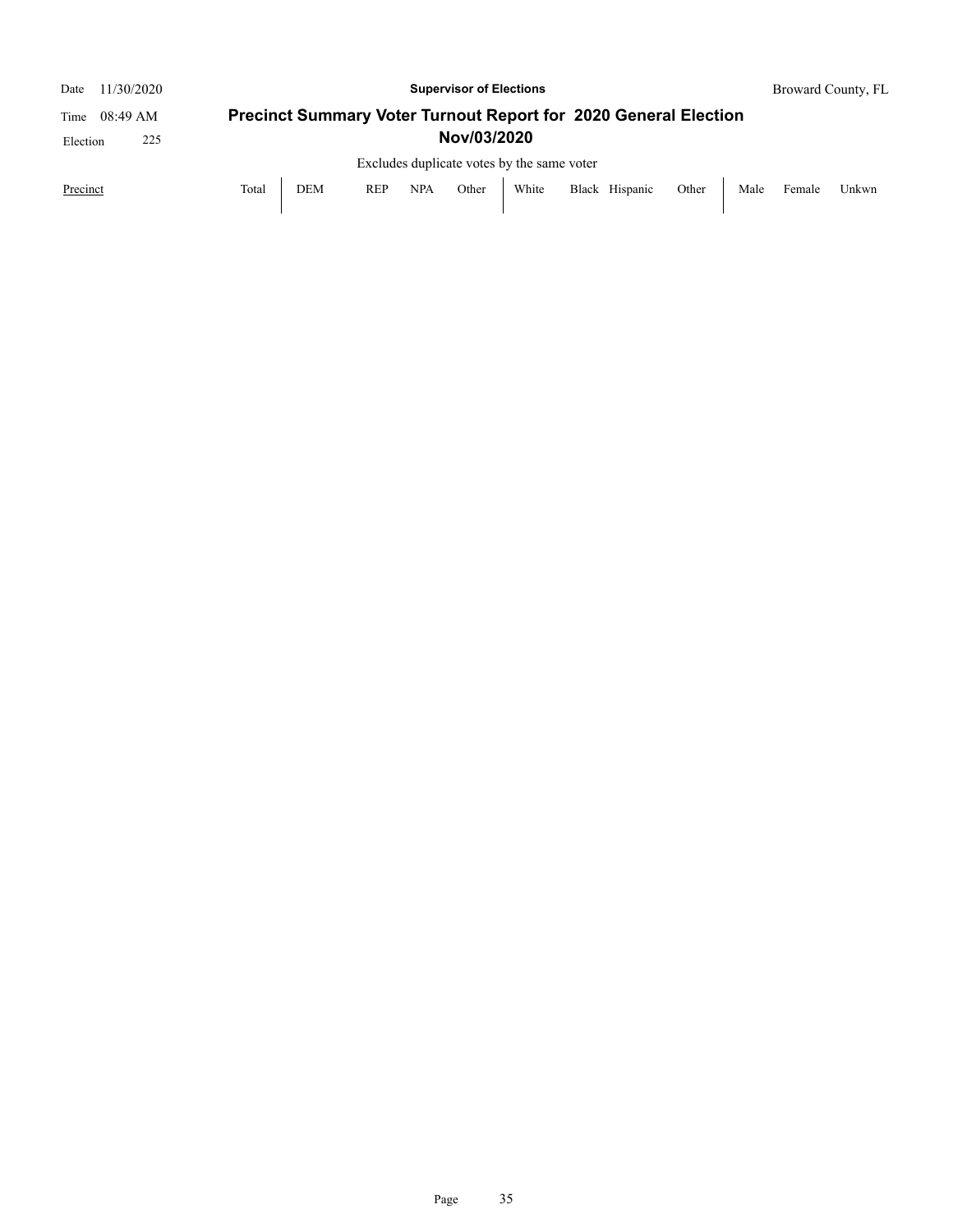| Precinct | Total | DEM | REP | NPA | Other | White | Black | Hispanic | Other | Male | Female | Unkwn |
|---|---|---|---|---|---|---|---|---|---|---|---|---|